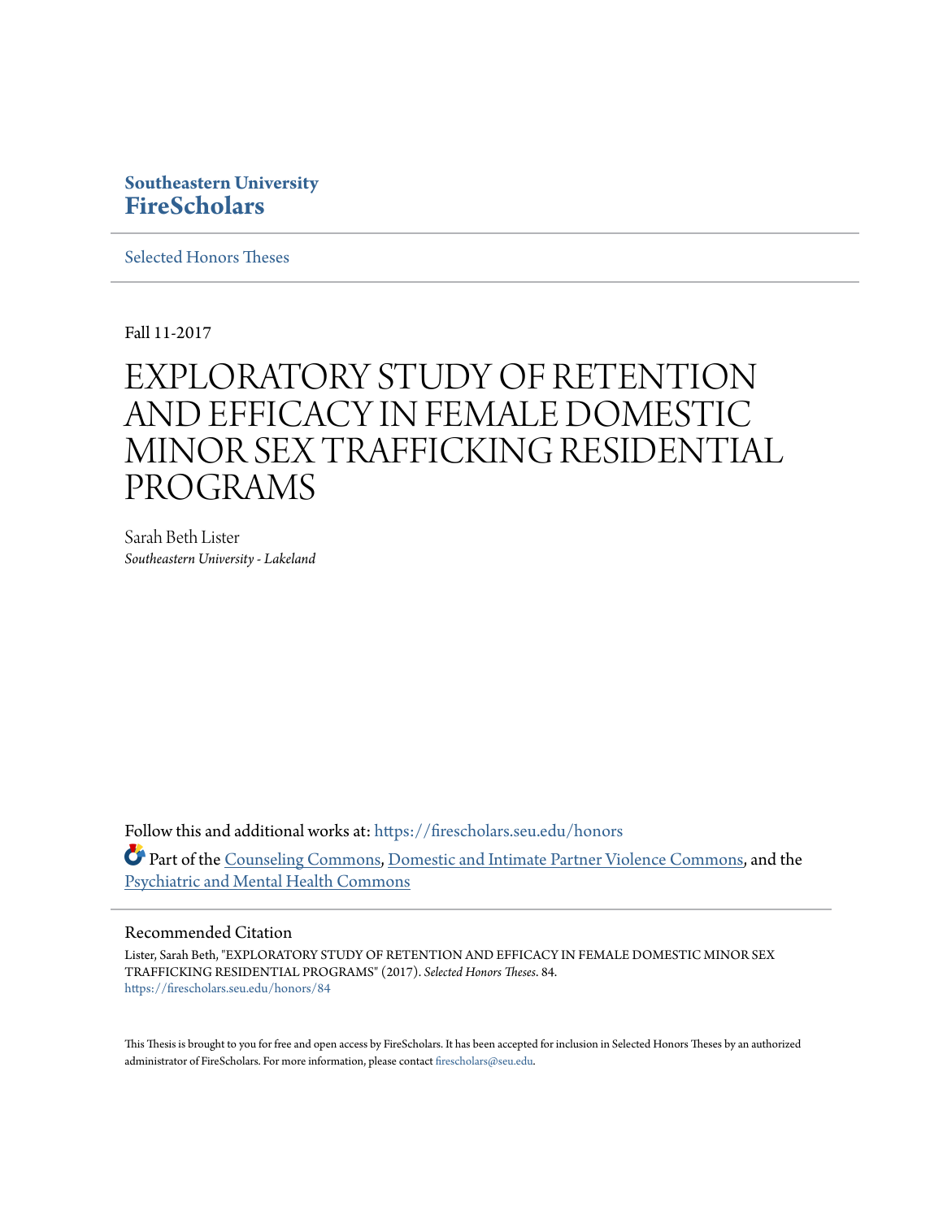Southeastern University
**FireScholars**

Selected Honors Theses

Fall 11-2017

# EXPLORATORY STUDY OF RETENTION AND EFFICACY IN FEMALE DOMESTIC MINOR SEX TRAFFICKING RESIDENTIAL PROGRAMS

Sarah Beth Lister
*Southeastern University - Lakeland*

Follow this and additional works at: https://firescholars.seu.edu/honors

Part of the Counseling Commons, Domestic and Intimate Partner Violence Commons, and the Psychiatric and Mental Health Commons

## Recommended Citation

Lister, Sarah Beth, "EXPLORATORY STUDY OF RETENTION AND EFFICACY IN FEMALE DOMESTIC MINOR SEX TRAFFICKING RESIDENTIAL PROGRAMS" (2017). *Selected Honors Theses*. 84.
https://firescholars.seu.edu/honors/84

This Thesis is brought to you for free and open access by FireScholars. It has been accepted for inclusion in Selected Honors Theses by an authorized administrator of FireScholars. For more information, please contact firescholars@seu.edu.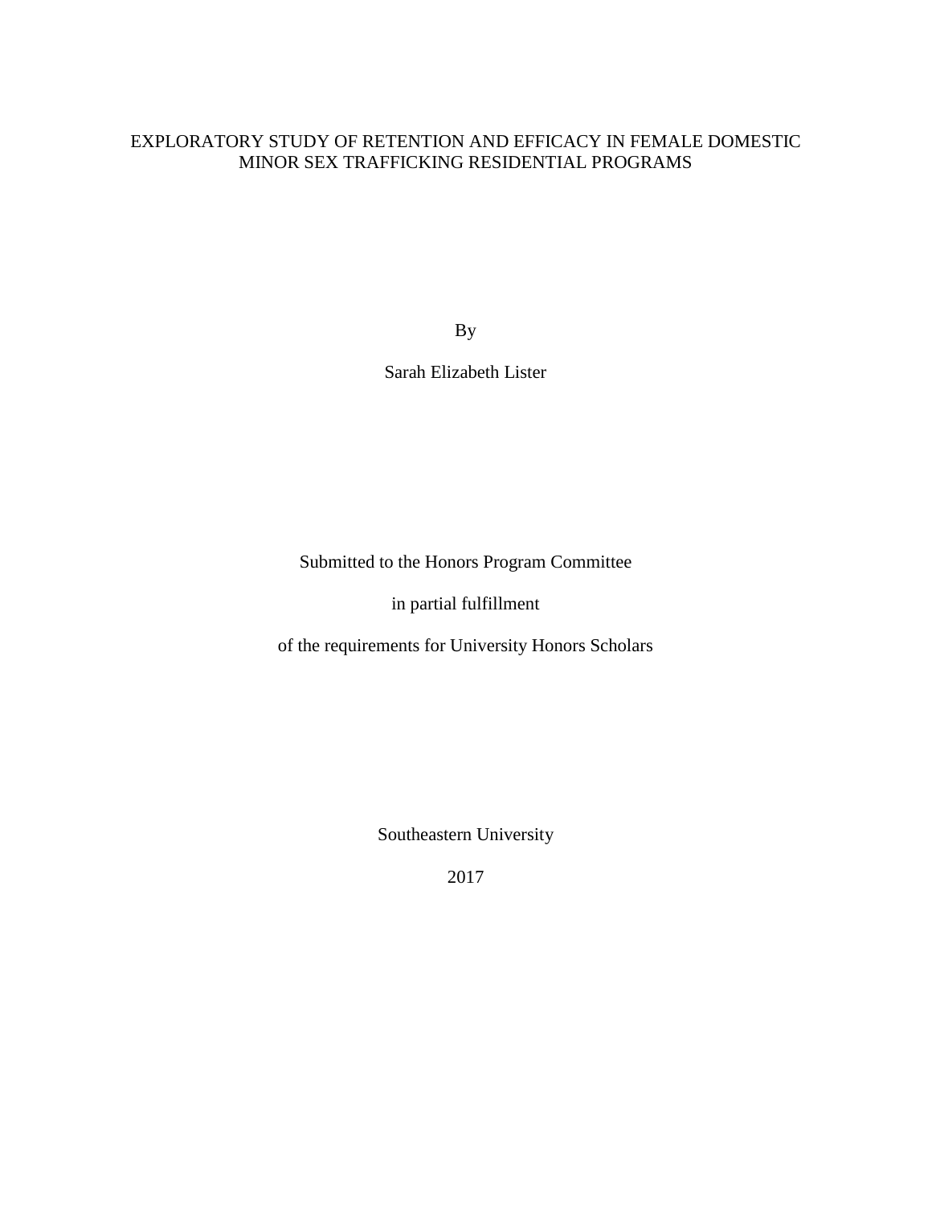# EXPLORATORY STUDY OF RETENTION AND EFFICACY IN FEMALE DOMESTIC MINOR SEX TRAFFICKING RESIDENTIAL PROGRAMS

By

Sarah Elizabeth Lister

Submitted to the Honors Program Committee

in partial fulfillment

of the requirements for University Honors Scholars

Southeastern University

2017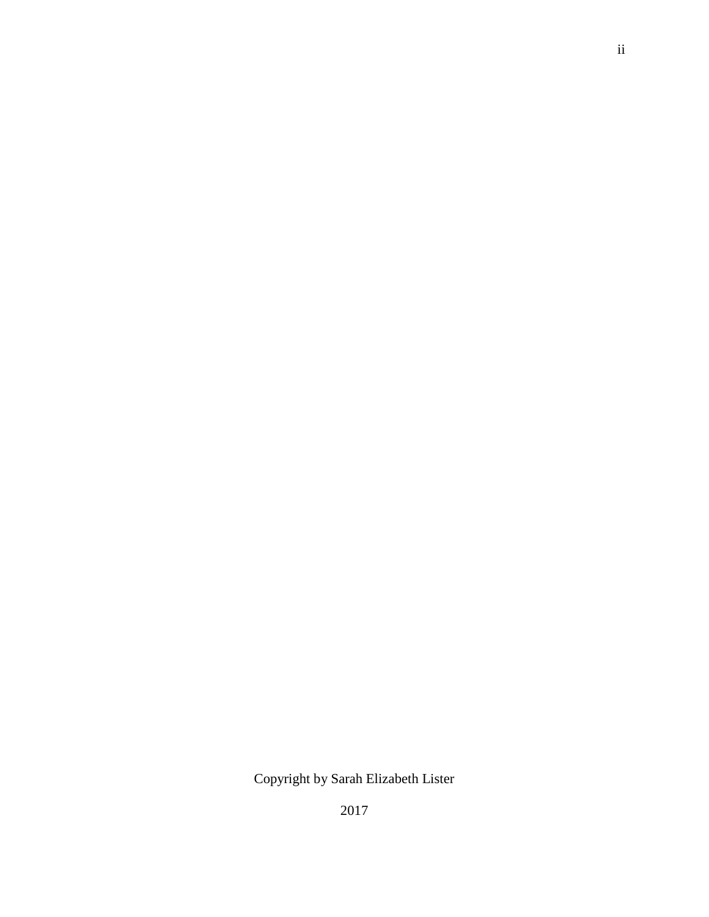Copyright by Sarah Elizabeth Lister

2017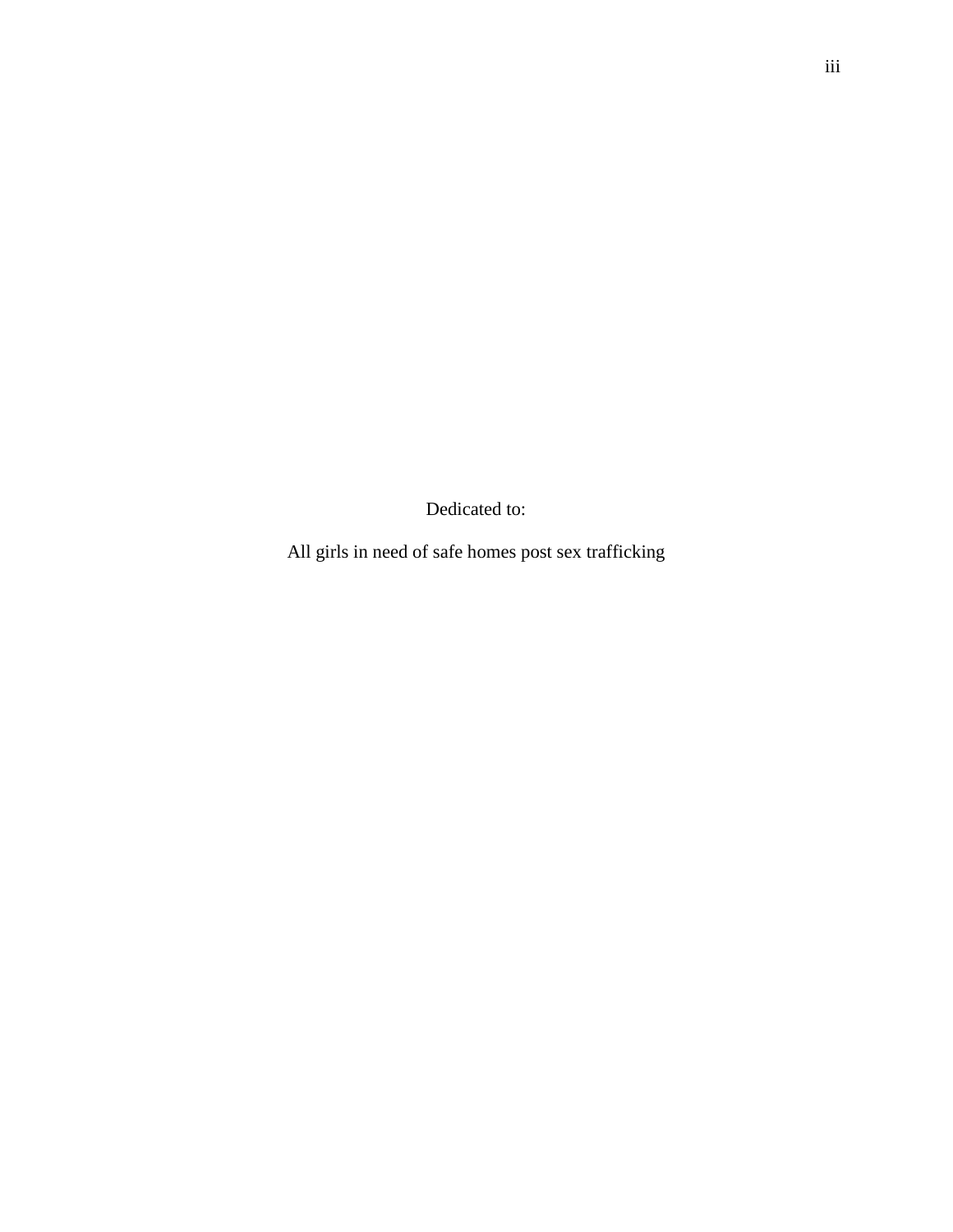Dedicated to:

All girls in need of safe homes post sex trafficking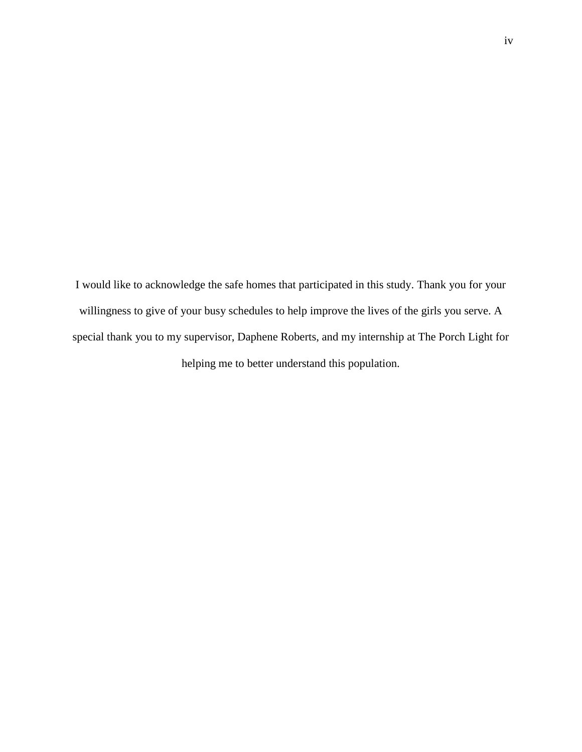I would like to acknowledge the safe homes that participated in this study. Thank you for your willingness to give of your busy schedules to help improve the lives of the girls you serve. A special thank you to my supervisor, Daphene Roberts, and my internship at The Porch Light for helping me to better understand this population.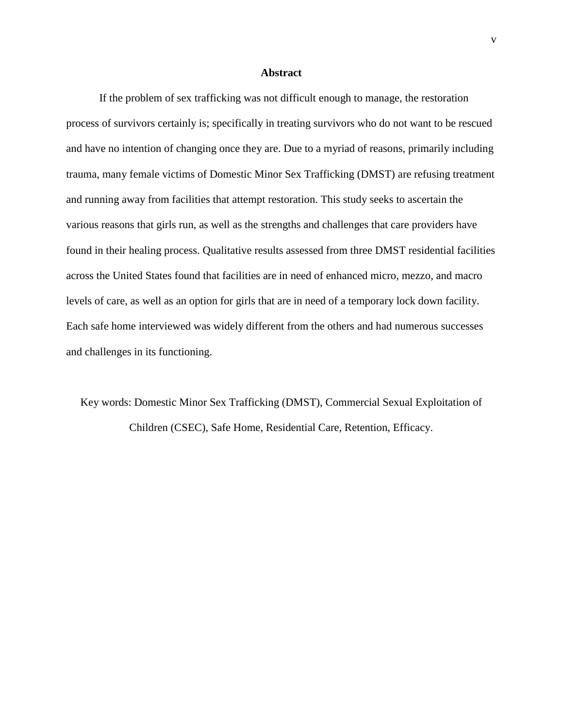## Abstract

If the problem of sex trafficking was not difficult enough to manage, the restoration process of survivors certainly is; specifically in treating survivors who do not want to be rescued and have no intention of changing once they are. Due to a myriad of reasons, primarily including trauma, many female victims of Domestic Minor Sex Trafficking (DMST) are refusing treatment and running away from facilities that attempt restoration. This study seeks to ascertain the various reasons that girls run, as well as the strengths and challenges that care providers have found in their healing process. Qualitative results assessed from three DMST residential facilities across the United States found that facilities are in need of enhanced micro, mezzo, and macro levels of care, as well as an option for girls that are in need of a temporary lock down facility. Each safe home interviewed was widely different from the others and had numerous successes and challenges in its functioning.

Key words: Domestic Minor Sex Trafficking (DMST), Commercial Sexual Exploitation of Children (CSEC), Safe Home, Residential Care, Retention, Efficacy.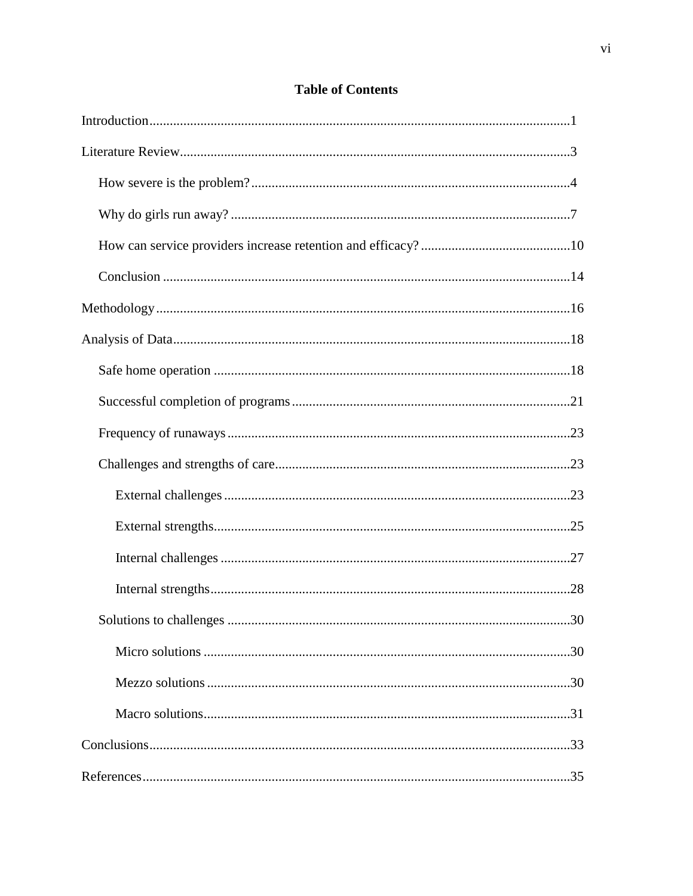## Table of Contents

Introduction 1

Literature Review 3

- How severe is the problem? 4
- Why do girls run away? 7
- How can service providers increase retention and efficacy? 10
- Conclusion 14

Methodology 16

Analysis of Data 18

- Safe home operation 18
- Successful completion of programs 21
- Frequency of runaways 23
- Challenges and strengths of care 23
  - External challenges 23
  - External strengths 25
  - Internal challenges 27
  - Internal strengths 28
- Solutions to challenges 30
  - Micro solutions 30
  - Mezzo solutions 30
  - Macro solutions 31

Conclusions 33

References 35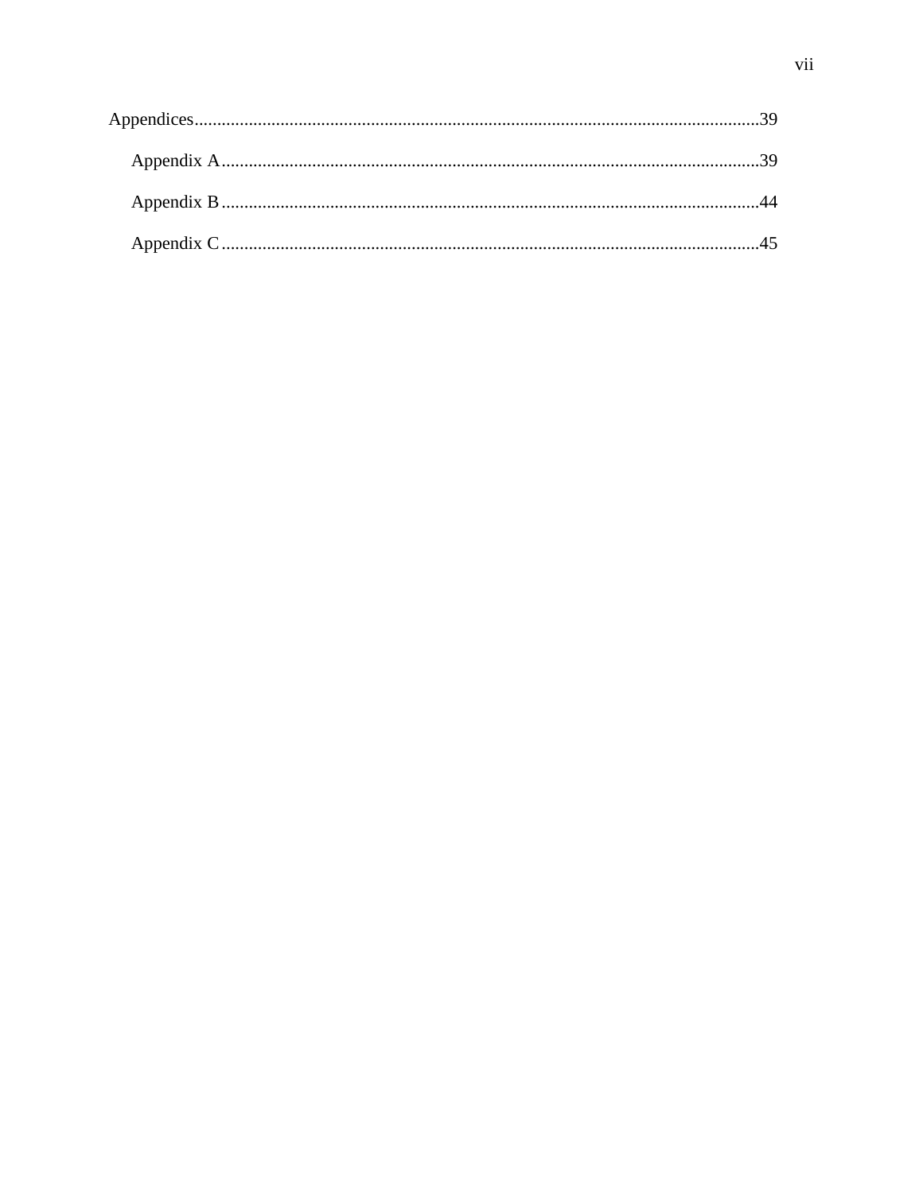Appendices ........................................................................................................ 39

- Appendix A ................................................................................................... 39
- Appendix B ................................................................................................... 44
- Appendix C ................................................................................................... 45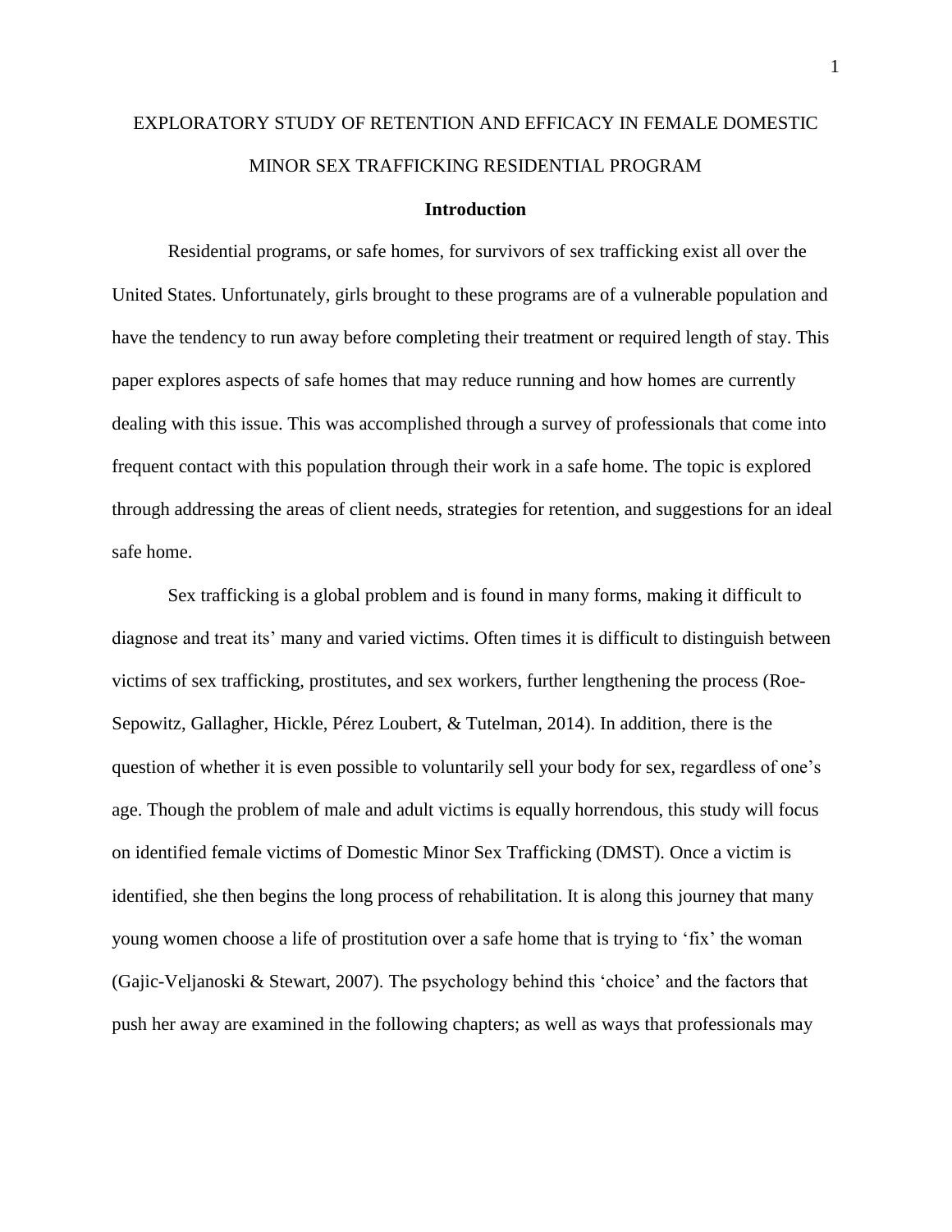# EXPLORATORY STUDY OF RETENTION AND EFFICACY IN FEMALE DOMESTIC MINOR SEX TRAFFICKING RESIDENTIAL PROGRAM

## Introduction

Residential programs, or safe homes, for survivors of sex trafficking exist all over the United States. Unfortunately, girls brought to these programs are of a vulnerable population and have the tendency to run away before completing their treatment or required length of stay. This paper explores aspects of safe homes that may reduce running and how homes are currently dealing with this issue. This was accomplished through a survey of professionals that come into frequent contact with this population through their work in a safe home. The topic is explored through addressing the areas of client needs, strategies for retention, and suggestions for an ideal safe home.

Sex trafficking is a global problem and is found in many forms, making it difficult to diagnose and treat its' many and varied victims. Often times it is difficult to distinguish between victims of sex trafficking, prostitutes, and sex workers, further lengthening the process (Roe-Sepowitz, Gallagher, Hickle, Pérez Loubert, & Tutelman, 2014). In addition, there is the question of whether it is even possible to voluntarily sell your body for sex, regardless of one's age. Though the problem of male and adult victims is equally horrendous, this study will focus on identified female victims of Domestic Minor Sex Trafficking (DMST). Once a victim is identified, she then begins the long process of rehabilitation. It is along this journey that many young women choose a life of prostitution over a safe home that is trying to 'fix' the woman (Gajic-Veljanoski & Stewart, 2007). The psychology behind this 'choice' and the factors that push her away are examined in the following chapters; as well as ways that professionals may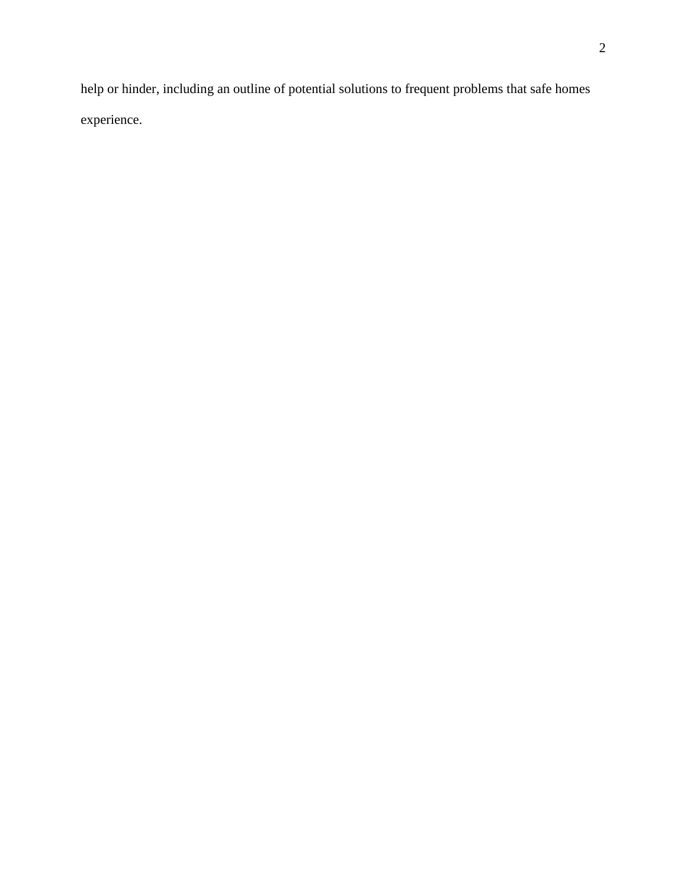help or hinder, including an outline of potential solutions to frequent problems that safe homes experience.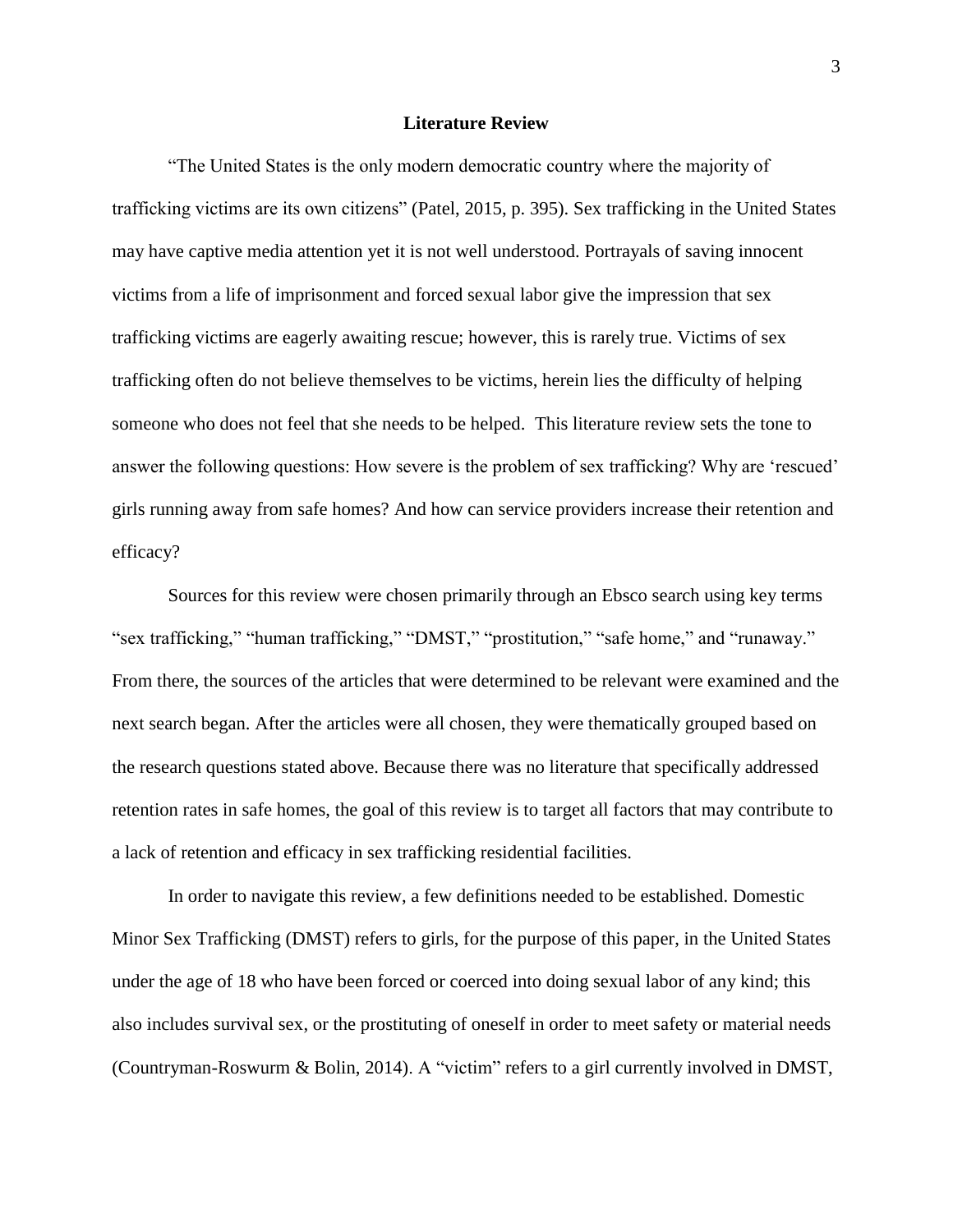## Literature Review

"The United States is the only modern democratic country where the majority of trafficking victims are its own citizens" (Patel, 2015, p. 395). Sex trafficking in the United States may have captive media attention yet it is not well understood. Portrayals of saving innocent victims from a life of imprisonment and forced sexual labor give the impression that sex trafficking victims are eagerly awaiting rescue; however, this is rarely true. Victims of sex trafficking often do not believe themselves to be victims, herein lies the difficulty of helping someone who does not feel that she needs to be helped. This literature review sets the tone to answer the following questions: How severe is the problem of sex trafficking? Why are 'rescued' girls running away from safe homes? And how can service providers increase their retention and efficacy?

Sources for this review were chosen primarily through an Ebsco search using key terms "sex trafficking," "human trafficking," "DMST," "prostitution," "safe home," and "runaway." From there, the sources of the articles that were determined to be relevant were examined and the next search began. After the articles were all chosen, they were thematically grouped based on the research questions stated above. Because there was no literature that specifically addressed retention rates in safe homes, the goal of this review is to target all factors that may contribute to a lack of retention and efficacy in sex trafficking residential facilities.

In order to navigate this review, a few definitions needed to be established. Domestic Minor Sex Trafficking (DMST) refers to girls, for the purpose of this paper, in the United States under the age of 18 who have been forced or coerced into doing sexual labor of any kind; this also includes survival sex, or the prostituting of oneself in order to meet safety or material needs (Countryman-Roswurm & Bolin, 2014). A "victim" refers to a girl currently involved in DMST,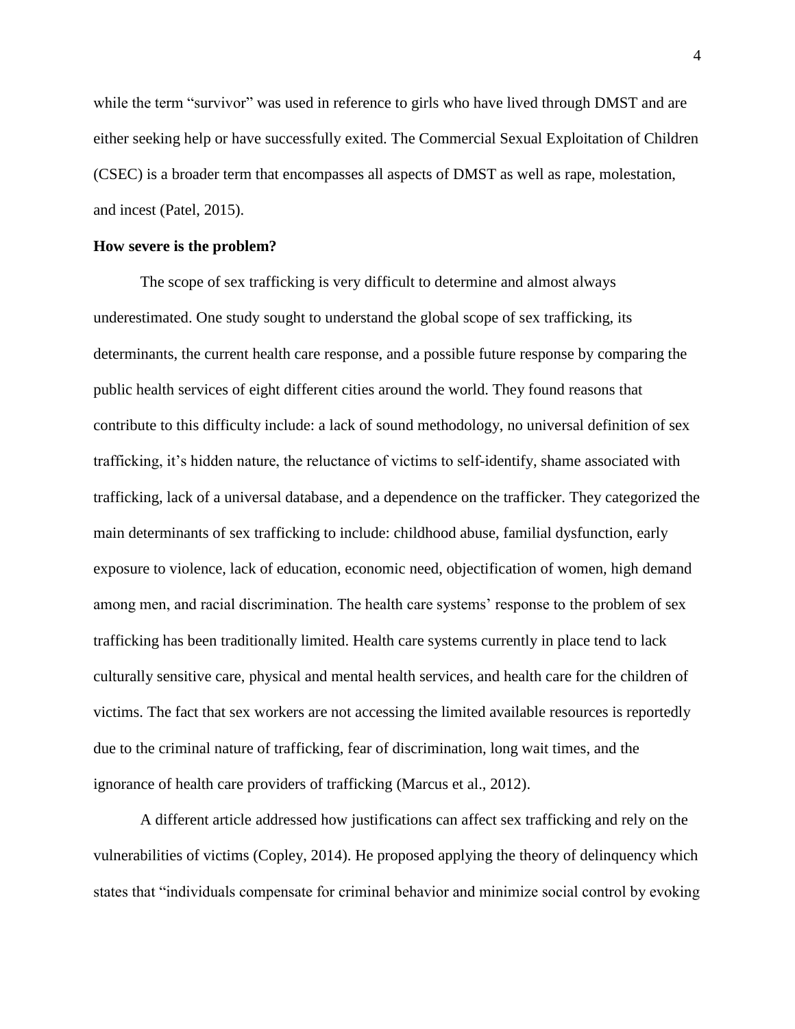while the term "survivor" was used in reference to girls who have lived through DMST and are either seeking help or have successfully exited. The Commercial Sexual Exploitation of Children (CSEC) is a broader term that encompasses all aspects of DMST as well as rape, molestation, and incest (Patel, 2015).

**How severe is the problem?**

The scope of sex trafficking is very difficult to determine and almost always underestimated. One study sought to understand the global scope of sex trafficking, its determinants, the current health care response, and a possible future response by comparing the public health services of eight different cities around the world. They found reasons that contribute to this difficulty include: a lack of sound methodology, no universal definition of sex trafficking, it's hidden nature, the reluctance of victims to self-identify, shame associated with trafficking, lack of a universal database, and a dependence on the trafficker. They categorized the main determinants of sex trafficking to include: childhood abuse, familial dysfunction, early exposure to violence, lack of education, economic need, objectification of women, high demand among men, and racial discrimination. The health care systems' response to the problem of sex trafficking has been traditionally limited. Health care systems currently in place tend to lack culturally sensitive care, physical and mental health services, and health care for the children of victims. The fact that sex workers are not accessing the limited available resources is reportedly due to the criminal nature of trafficking, fear of discrimination, long wait times, and the ignorance of health care providers of trafficking (Marcus et al., 2012).

A different article addressed how justifications can affect sex trafficking and rely on the vulnerabilities of victims (Copley, 2014). He proposed applying the theory of delinquency which states that "individuals compensate for criminal behavior and minimize social control by evoking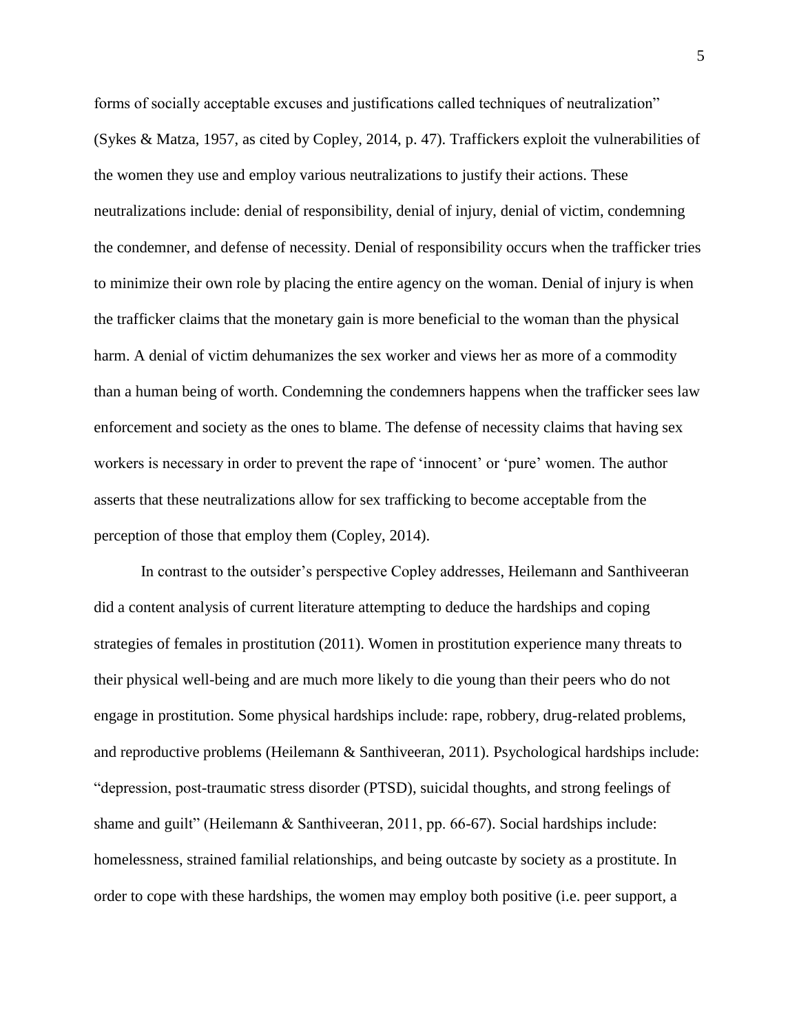forms of socially acceptable excuses and justifications called techniques of neutralization" (Sykes & Matza, 1957, as cited by Copley, 2014, p. 47). Traffickers exploit the vulnerabilities of the women they use and employ various neutralizations to justify their actions. These neutralizations include: denial of responsibility, denial of injury, denial of victim, condemning the condemner, and defense of necessity. Denial of responsibility occurs when the trafficker tries to minimize their own role by placing the entire agency on the woman. Denial of injury is when the trafficker claims that the monetary gain is more beneficial to the woman than the physical harm. A denial of victim dehumanizes the sex worker and views her as more of a commodity than a human being of worth. Condemning the condemners happens when the trafficker sees law enforcement and society as the ones to blame. The defense of necessity claims that having sex workers is necessary in order to prevent the rape of 'innocent' or 'pure' women. The author asserts that these neutralizations allow for sex trafficking to become acceptable from the perception of those that employ them (Copley, 2014).

In contrast to the outsider's perspective Copley addresses, Heilemann and Santhiveeran did a content analysis of current literature attempting to deduce the hardships and coping strategies of females in prostitution (2011). Women in prostitution experience many threats to their physical well-being and are much more likely to die young than their peers who do not engage in prostitution. Some physical hardships include: rape, robbery, drug-related problems, and reproductive problems (Heilemann & Santhiveeran, 2011). Psychological hardships include: "depression, post-traumatic stress disorder (PTSD), suicidal thoughts, and strong feelings of shame and guilt" (Heilemann & Santhiveeran, 2011, pp. 66-67). Social hardships include: homelessness, strained familial relationships, and being outcaste by society as a prostitute. In order to cope with these hardships, the women may employ both positive (i.e. peer support, a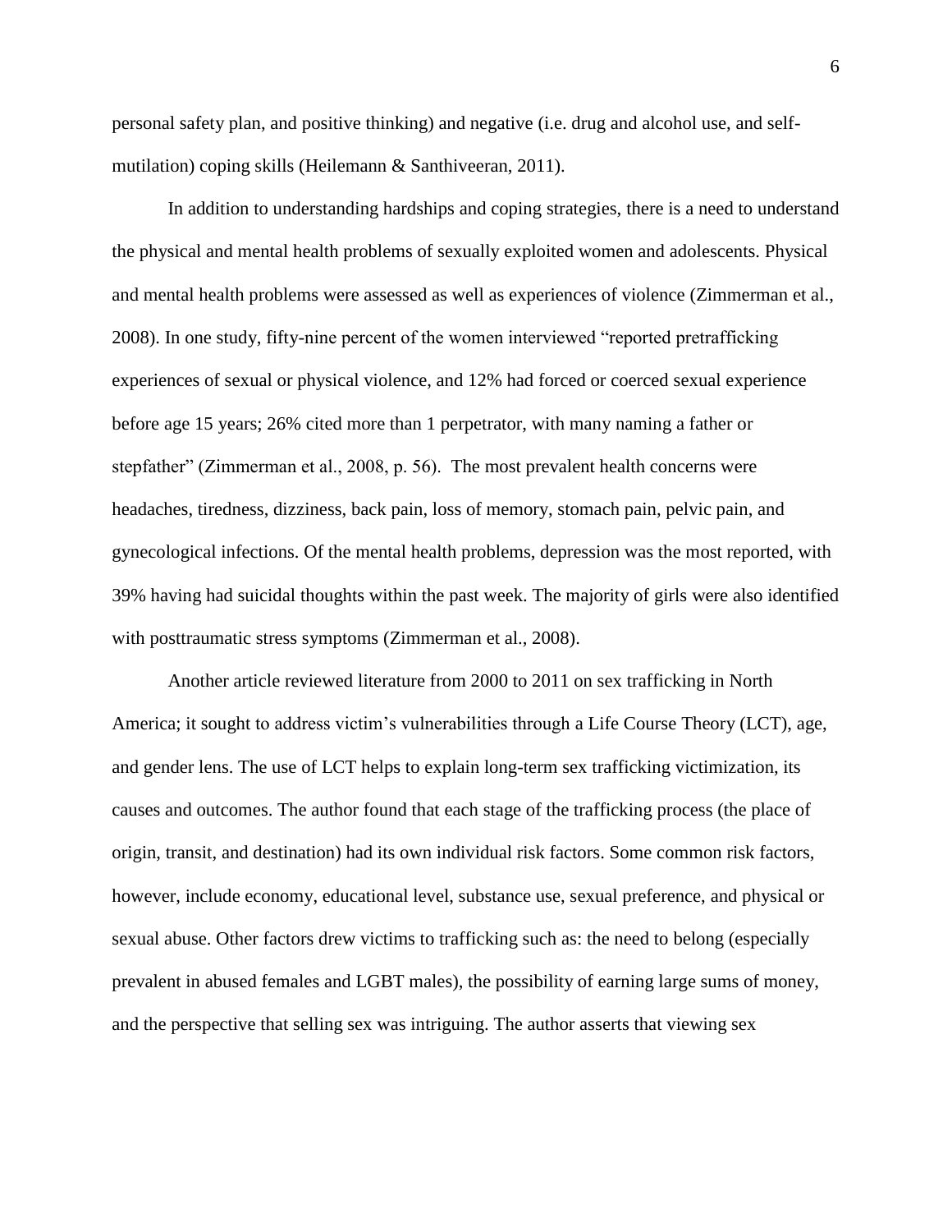personal safety plan, and positive thinking) and negative (i.e. drug and alcohol use, and self-mutilation) coping skills (Heilemann & Santhiveeran, 2011).

In addition to understanding hardships and coping strategies, there is a need to understand the physical and mental health problems of sexually exploited women and adolescents. Physical and mental health problems were assessed as well as experiences of violence (Zimmerman et al., 2008). In one study, fifty-nine percent of the women interviewed "reported pretrafficking experiences of sexual or physical violence, and 12% had forced or coerced sexual experience before age 15 years; 26% cited more than 1 perpetrator, with many naming a father or stepfather" (Zimmerman et al., 2008, p. 56). The most prevalent health concerns were headaches, tiredness, dizziness, back pain, loss of memory, stomach pain, pelvic pain, and gynecological infections. Of the mental health problems, depression was the most reported, with 39% having had suicidal thoughts within the past week. The majority of girls were also identified with posttraumatic stress symptoms (Zimmerman et al., 2008).

Another article reviewed literature from 2000 to 2011 on sex trafficking in North America; it sought to address victim's vulnerabilities through a Life Course Theory (LCT), age, and gender lens. The use of LCT helps to explain long-term sex trafficking victimization, its causes and outcomes. The author found that each stage of the trafficking process (the place of origin, transit, and destination) had its own individual risk factors. Some common risk factors, however, include economy, educational level, substance use, sexual preference, and physical or sexual abuse. Other factors drew victims to trafficking such as: the need to belong (especially prevalent in abused females and LGBT males), the possibility of earning large sums of money, and the perspective that selling sex was intriguing. The author asserts that viewing sex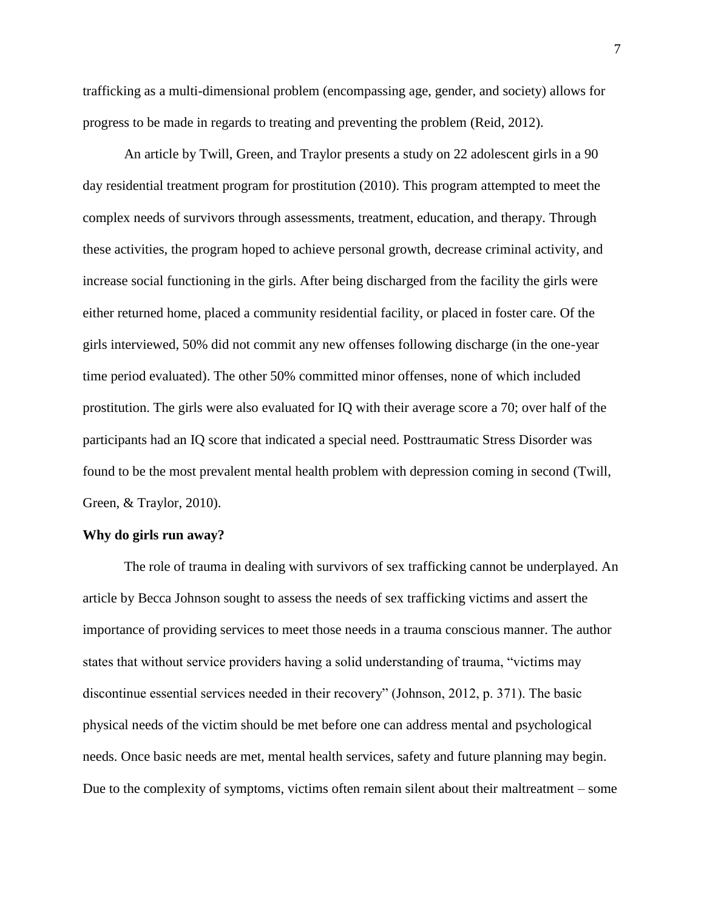trafficking as a multi-dimensional problem (encompassing age, gender, and society) allows for progress to be made in regards to treating and preventing the problem (Reid, 2012).

An article by Twill, Green, and Traylor presents a study on 22 adolescent girls in a 90 day residential treatment program for prostitution (2010). This program attempted to meet the complex needs of survivors through assessments, treatment, education, and therapy. Through these activities, the program hoped to achieve personal growth, decrease criminal activity, and increase social functioning in the girls. After being discharged from the facility the girls were either returned home, placed a community residential facility, or placed in foster care. Of the girls interviewed, 50% did not commit any new offenses following discharge (in the one-year time period evaluated). The other 50% committed minor offenses, none of which included prostitution. The girls were also evaluated for IQ with their average score a 70; over half of the participants had an IQ score that indicated a special need. Posttraumatic Stress Disorder was found to be the most prevalent mental health problem with depression coming in second (Twill, Green, & Traylor, 2010).

**Why do girls run away?**

The role of trauma in dealing with survivors of sex trafficking cannot be underplayed. An article by Becca Johnson sought to assess the needs of sex trafficking victims and assert the importance of providing services to meet those needs in a trauma conscious manner. The author states that without service providers having a solid understanding of trauma, "victims may discontinue essential services needed in their recovery" (Johnson, 2012, p. 371). The basic physical needs of the victim should be met before one can address mental and psychological needs. Once basic needs are met, mental health services, safety and future planning may begin. Due to the complexity of symptoms, victims often remain silent about their maltreatment – some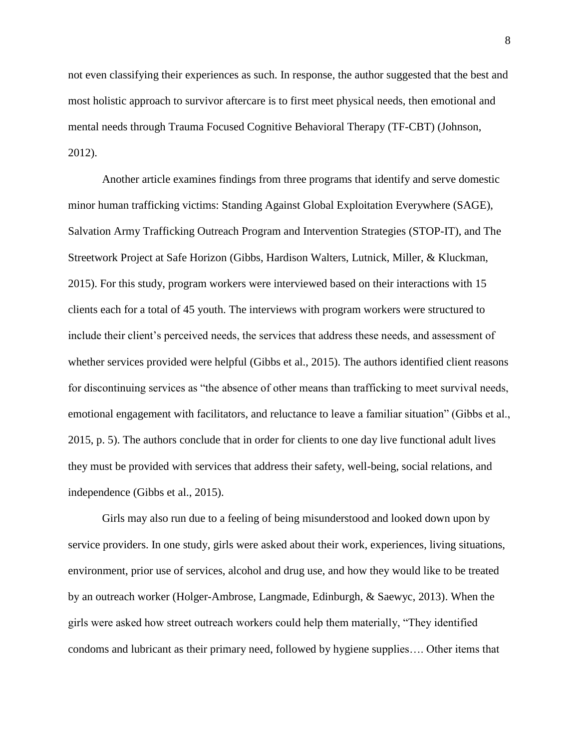not even classifying their experiences as such. In response, the author suggested that the best and most holistic approach to survivor aftercare is to first meet physical needs, then emotional and mental needs through Trauma Focused Cognitive Behavioral Therapy (TF-CBT) (Johnson, 2012).

Another article examines findings from three programs that identify and serve domestic minor human trafficking victims: Standing Against Global Exploitation Everywhere (SAGE), Salvation Army Trafficking Outreach Program and Intervention Strategies (STOP-IT), and The Streetwork Project at Safe Horizon (Gibbs, Hardison Walters, Lutnick, Miller, & Kluckman, 2015). For this study, program workers were interviewed based on their interactions with 15 clients each for a total of 45 youth. The interviews with program workers were structured to include their client's perceived needs, the services that address these needs, and assessment of whether services provided were helpful (Gibbs et al., 2015). The authors identified client reasons for discontinuing services as "the absence of other means than trafficking to meet survival needs, emotional engagement with facilitators, and reluctance to leave a familiar situation" (Gibbs et al., 2015, p. 5). The authors conclude that in order for clients to one day live functional adult lives they must be provided with services that address their safety, well-being, social relations, and independence (Gibbs et al., 2015).

Girls may also run due to a feeling of being misunderstood and looked down upon by service providers. In one study, girls were asked about their work, experiences, living situations, environment, prior use of services, alcohol and drug use, and how they would like to be treated by an outreach worker (Holger-Ambrose, Langmade, Edinburgh, & Saewyc, 2013). When the girls were asked how street outreach workers could help them materially, "They identified condoms and lubricant as their primary need, followed by hygiene supplies…. Other items that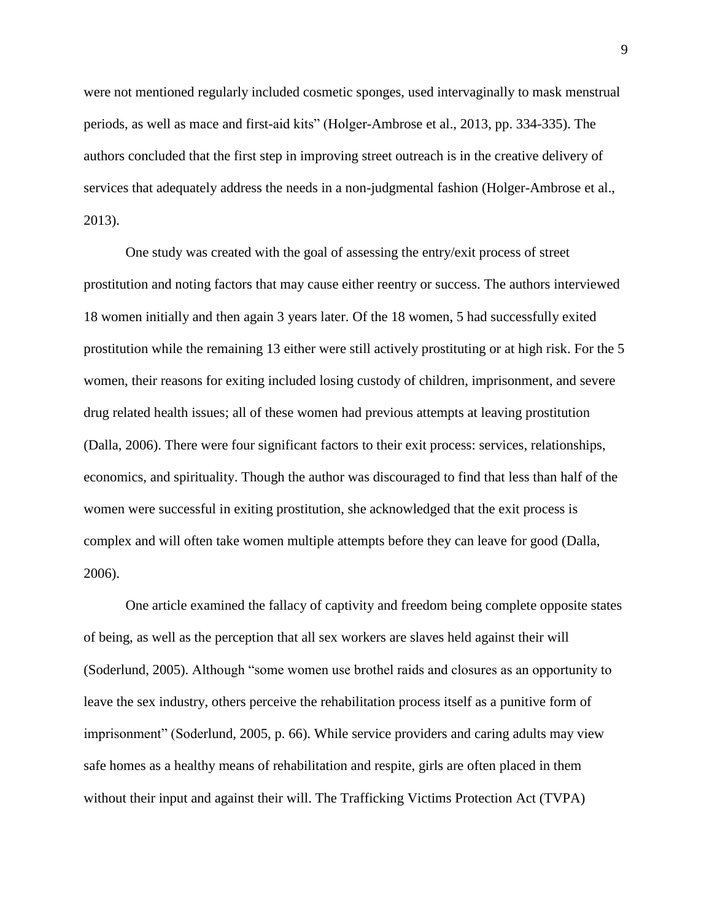were not mentioned regularly included cosmetic sponges, used intervaginally to mask menstrual periods, as well as mace and first-aid kits" (Holger-Ambrose et al., 2013, pp. 334-335). The authors concluded that the first step in improving street outreach is in the creative delivery of services that adequately address the needs in a non-judgmental fashion (Holger-Ambrose et al., 2013).

One study was created with the goal of assessing the entry/exit process of street prostitution and noting factors that may cause either reentry or success. The authors interviewed 18 women initially and then again 3 years later. Of the 18 women, 5 had successfully exited prostitution while the remaining 13 either were still actively prostituting or at high risk. For the 5 women, their reasons for exiting included losing custody of children, imprisonment, and severe drug related health issues; all of these women had previous attempts at leaving prostitution (Dalla, 2006). There were four significant factors to their exit process: services, relationships, economics, and spirituality. Though the author was discouraged to find that less than half of the women were successful in exiting prostitution, she acknowledged that the exit process is complex and will often take women multiple attempts before they can leave for good (Dalla, 2006).

One article examined the fallacy of captivity and freedom being complete opposite states of being, as well as the perception that all sex workers are slaves held against their will (Soderlund, 2005). Although "some women use brothel raids and closures as an opportunity to leave the sex industry, others perceive the rehabilitation process itself as a punitive form of imprisonment" (Soderlund, 2005, p. 66). While service providers and caring adults may view safe homes as a healthy means of rehabilitation and respite, girls are often placed in them without their input and against their will. The Trafficking Victims Protection Act (TVPA)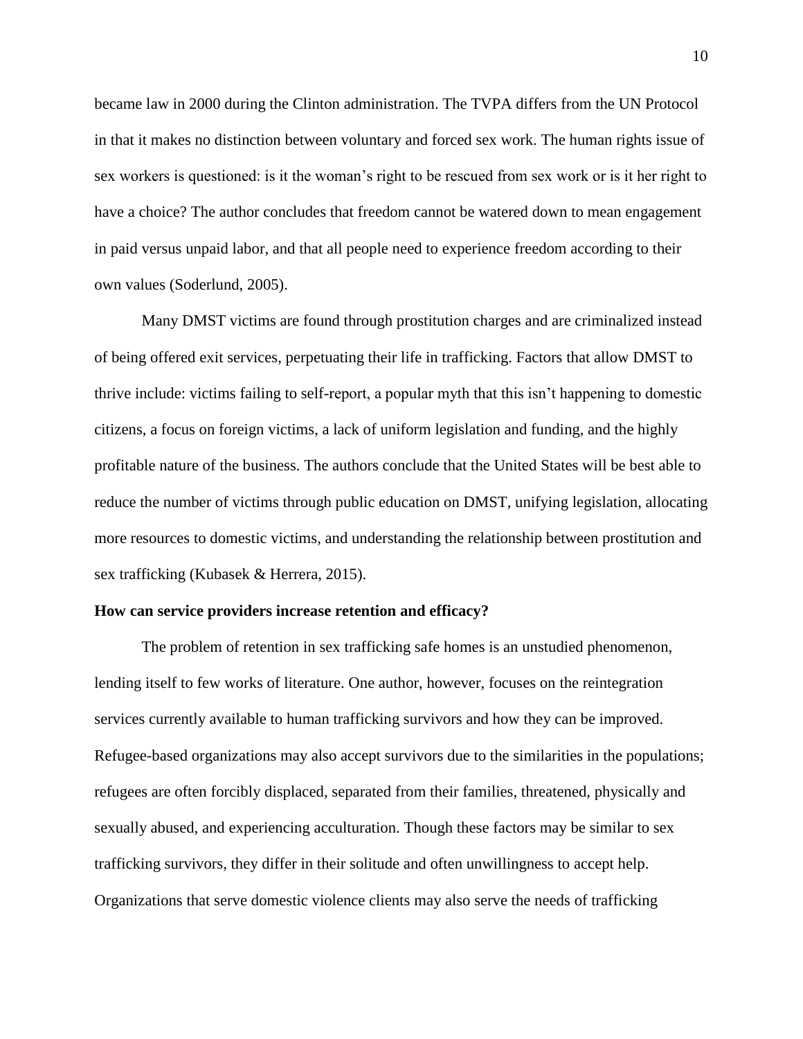became law in 2000 during the Clinton administration. The TVPA differs from the UN Protocol in that it makes no distinction between voluntary and forced sex work. The human rights issue of sex workers is questioned: is it the woman's right to be rescued from sex work or is it her right to have a choice? The author concludes that freedom cannot be watered down to mean engagement in paid versus unpaid labor, and that all people need to experience freedom according to their own values (Soderlund, 2005).

Many DMST victims are found through prostitution charges and are criminalized instead of being offered exit services, perpetuating their life in trafficking. Factors that allow DMST to thrive include: victims failing to self-report, a popular myth that this isn't happening to domestic citizens, a focus on foreign victims, a lack of uniform legislation and funding, and the highly profitable nature of the business. The authors conclude that the United States will be best able to reduce the number of victims through public education on DMST, unifying legislation, allocating more resources to domestic victims, and understanding the relationship between prostitution and sex trafficking (Kubasek & Herrera, 2015).

**How can service providers increase retention and efficacy?**

The problem of retention in sex trafficking safe homes is an unstudied phenomenon, lending itself to few works of literature. One author, however, focuses on the reintegration services currently available to human trafficking survivors and how they can be improved. Refugee-based organizations may also accept survivors due to the similarities in the populations; refugees are often forcibly displaced, separated from their families, threatened, physically and sexually abused, and experiencing acculturation. Though these factors may be similar to sex trafficking survivors, they differ in their solitude and often unwillingness to accept help. Organizations that serve domestic violence clients may also serve the needs of trafficking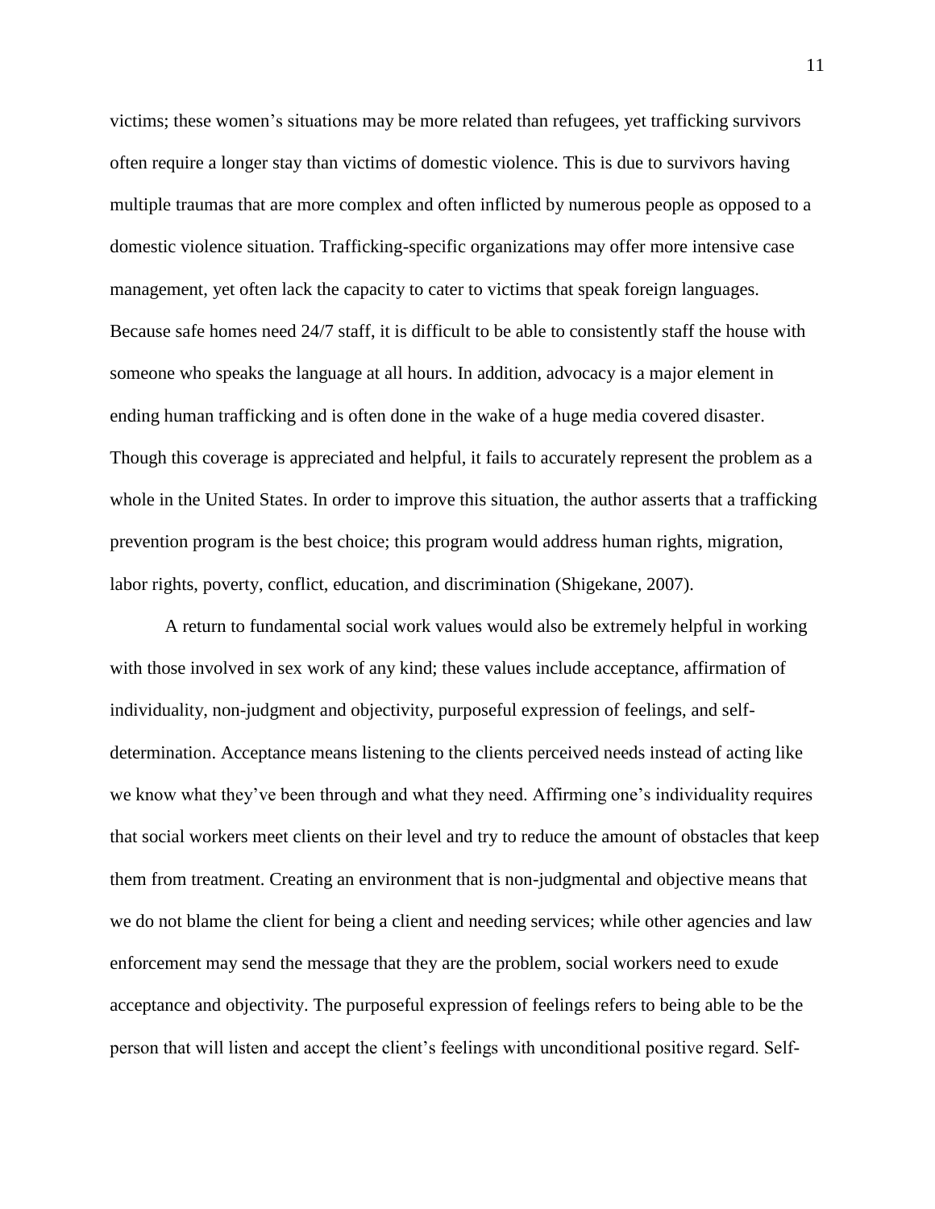victims; these women's situations may be more related than refugees, yet trafficking survivors often require a longer stay than victims of domestic violence. This is due to survivors having multiple traumas that are more complex and often inflicted by numerous people as opposed to a domestic violence situation. Trafficking-specific organizations may offer more intensive case management, yet often lack the capacity to cater to victims that speak foreign languages. Because safe homes need 24/7 staff, it is difficult to be able to consistently staff the house with someone who speaks the language at all hours. In addition, advocacy is a major element in ending human trafficking and is often done in the wake of a huge media covered disaster. Though this coverage is appreciated and helpful, it fails to accurately represent the problem as a whole in the United States. In order to improve this situation, the author asserts that a trafficking prevention program is the best choice; this program would address human rights, migration, labor rights, poverty, conflict, education, and discrimination (Shigekane, 2007).

A return to fundamental social work values would also be extremely helpful in working with those involved in sex work of any kind; these values include acceptance, affirmation of individuality, non-judgment and objectivity, purposeful expression of feelings, and self-determination. Acceptance means listening to the clients perceived needs instead of acting like we know what they've been through and what they need. Affirming one's individuality requires that social workers meet clients on their level and try to reduce the amount of obstacles that keep them from treatment. Creating an environment that is non-judgmental and objective means that we do not blame the client for being a client and needing services; while other agencies and law enforcement may send the message that they are the problem, social workers need to exude acceptance and objectivity. The purposeful expression of feelings refers to being able to be the person that will listen and accept the client's feelings with unconditional positive regard. Self-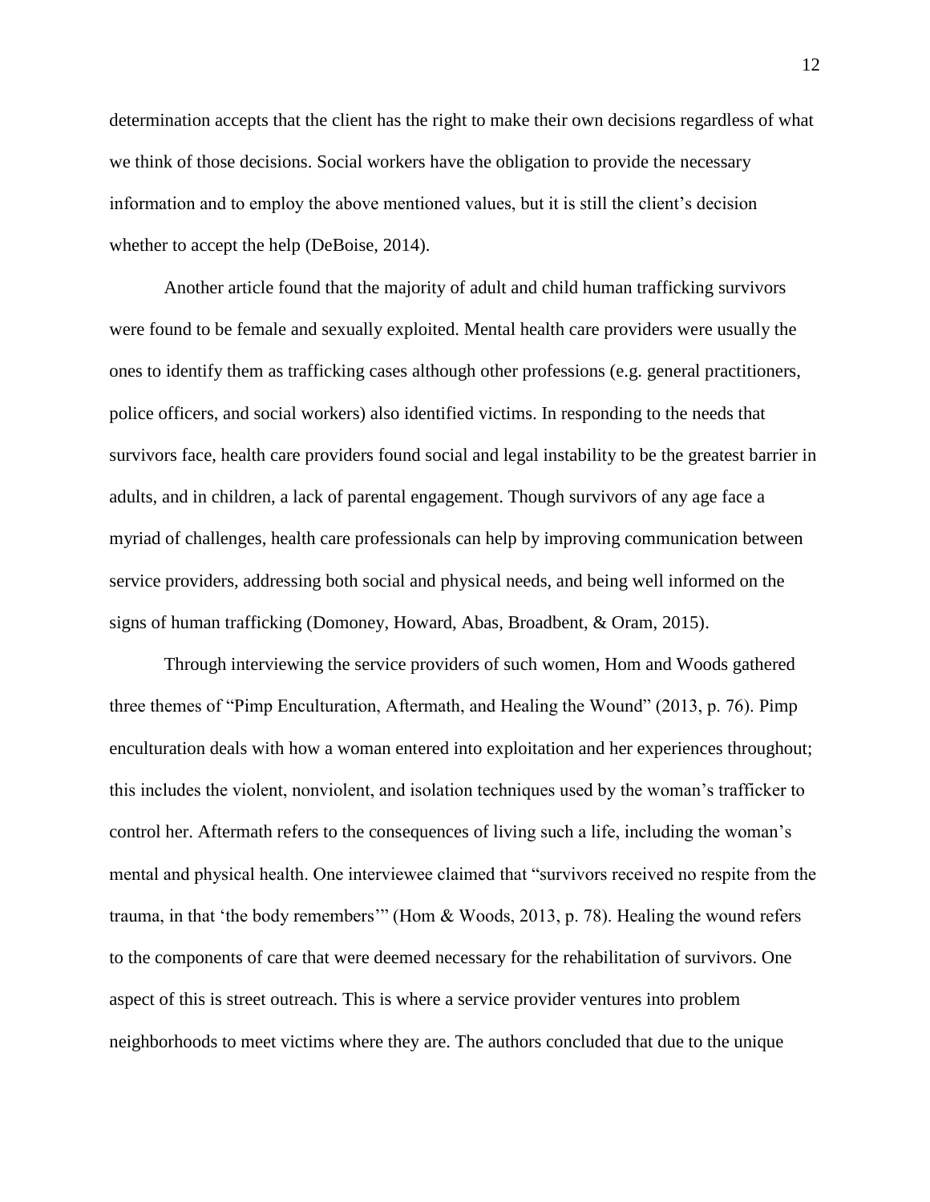determination accepts that the client has the right to make their own decisions regardless of what we think of those decisions. Social workers have the obligation to provide the necessary information and to employ the above mentioned values, but it is still the client's decision whether to accept the help (DeBoise, 2014).

Another article found that the majority of adult and child human trafficking survivors were found to be female and sexually exploited. Mental health care providers were usually the ones to identify them as trafficking cases although other professions (e.g. general practitioners, police officers, and social workers) also identified victims. In responding to the needs that survivors face, health care providers found social and legal instability to be the greatest barrier in adults, and in children, a lack of parental engagement. Though survivors of any age face a myriad of challenges, health care professionals can help by improving communication between service providers, addressing both social and physical needs, and being well informed on the signs of human trafficking (Domoney, Howard, Abas, Broadbent, & Oram, 2015).

Through interviewing the service providers of such women, Hom and Woods gathered three themes of "Pimp Enculturation, Aftermath, and Healing the Wound" (2013, p. 76). Pimp enculturation deals with how a woman entered into exploitation and her experiences throughout; this includes the violent, nonviolent, and isolation techniques used by the woman's trafficker to control her. Aftermath refers to the consequences of living such a life, including the woman's mental and physical health. One interviewee claimed that "survivors received no respite from the trauma, in that 'the body remembers'" (Hom & Woods, 2013, p. 78). Healing the wound refers to the components of care that were deemed necessary for the rehabilitation of survivors. One aspect of this is street outreach. This is where a service provider ventures into problem neighborhoods to meet victims where they are. The authors concluded that due to the unique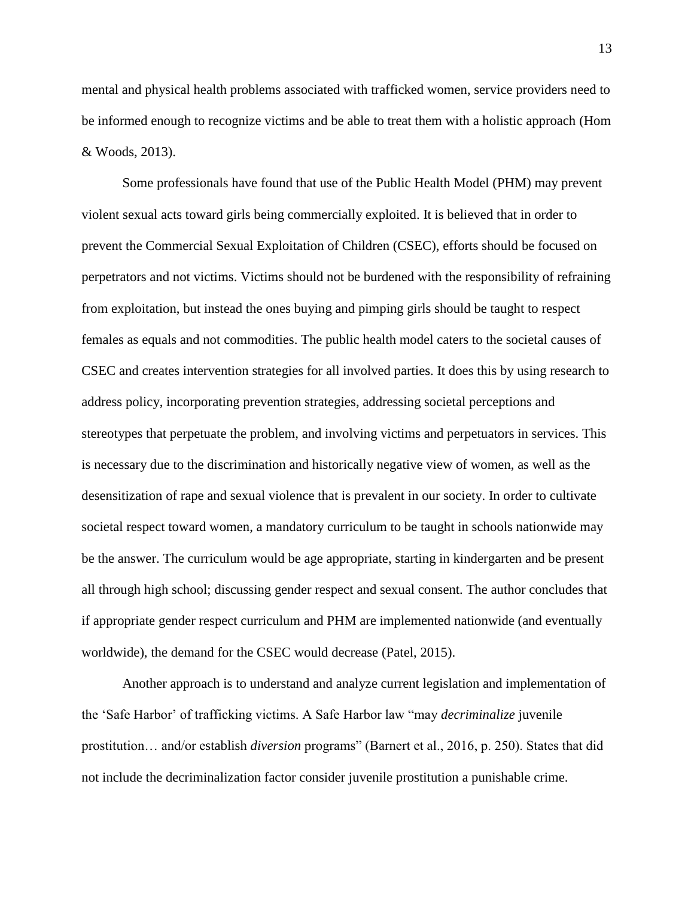mental and physical health problems associated with trafficked women, service providers need to be informed enough to recognize victims and be able to treat them with a holistic approach (Hom & Woods, 2013).

Some professionals have found that use of the Public Health Model (PHM) may prevent violent sexual acts toward girls being commercially exploited. It is believed that in order to prevent the Commercial Sexual Exploitation of Children (CSEC), efforts should be focused on perpetrators and not victims. Victims should not be burdened with the responsibility of refraining from exploitation, but instead the ones buying and pimping girls should be taught to respect females as equals and not commodities. The public health model caters to the societal causes of CSEC and creates intervention strategies for all involved parties. It does this by using research to address policy, incorporating prevention strategies, addressing societal perceptions and stereotypes that perpetuate the problem, and involving victims and perpetuators in services. This is necessary due to the discrimination and historically negative view of women, as well as the desensitization of rape and sexual violence that is prevalent in our society. In order to cultivate societal respect toward women, a mandatory curriculum to be taught in schools nationwide may be the answer. The curriculum would be age appropriate, starting in kindergarten and be present all through high school; discussing gender respect and sexual consent. The author concludes that if appropriate gender respect curriculum and PHM are implemented nationwide (and eventually worldwide), the demand for the CSEC would decrease (Patel, 2015).

Another approach is to understand and analyze current legislation and implementation of the 'Safe Harbor' of trafficking victims. A Safe Harbor law "may *decriminalize* juvenile prostitution… and/or establish *diversion* programs" (Barnert et al., 2016, p. 250). States that did not include the decriminalization factor consider juvenile prostitution a punishable crime.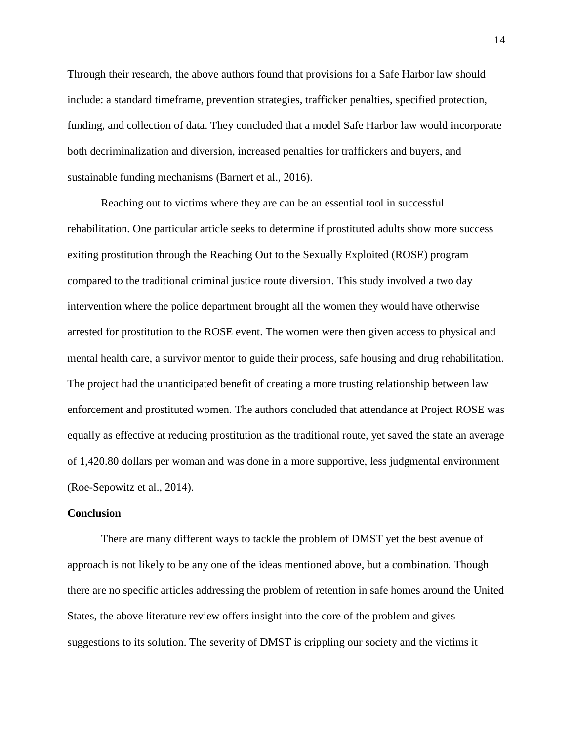Through their research, the above authors found that provisions for a Safe Harbor law should include: a standard timeframe, prevention strategies, trafficker penalties, specified protection, funding, and collection of data. They concluded that a model Safe Harbor law would incorporate both decriminalization and diversion, increased penalties for traffickers and buyers, and sustainable funding mechanisms (Barnert et al., 2016).

Reaching out to victims where they are can be an essential tool in successful rehabilitation. One particular article seeks to determine if prostituted adults show more success exiting prostitution through the Reaching Out to the Sexually Exploited (ROSE) program compared to the traditional criminal justice route diversion. This study involved a two day intervention where the police department brought all the women they would have otherwise arrested for prostitution to the ROSE event. The women were then given access to physical and mental health care, a survivor mentor to guide their process, safe housing and drug rehabilitation. The project had the unanticipated benefit of creating a more trusting relationship between law enforcement and prostituted women. The authors concluded that attendance at Project ROSE was equally as effective at reducing prostitution as the traditional route, yet saved the state an average of 1,420.80 dollars per woman and was done in a more supportive, less judgmental environment (Roe-Sepowitz et al., 2014).

**Conclusion**

There are many different ways to tackle the problem of DMST yet the best avenue of approach is not likely to be any one of the ideas mentioned above, but a combination. Though there are no specific articles addressing the problem of retention in safe homes around the United States, the above literature review offers insight into the core of the problem and gives suggestions to its solution. The severity of DMST is crippling our society and the victims it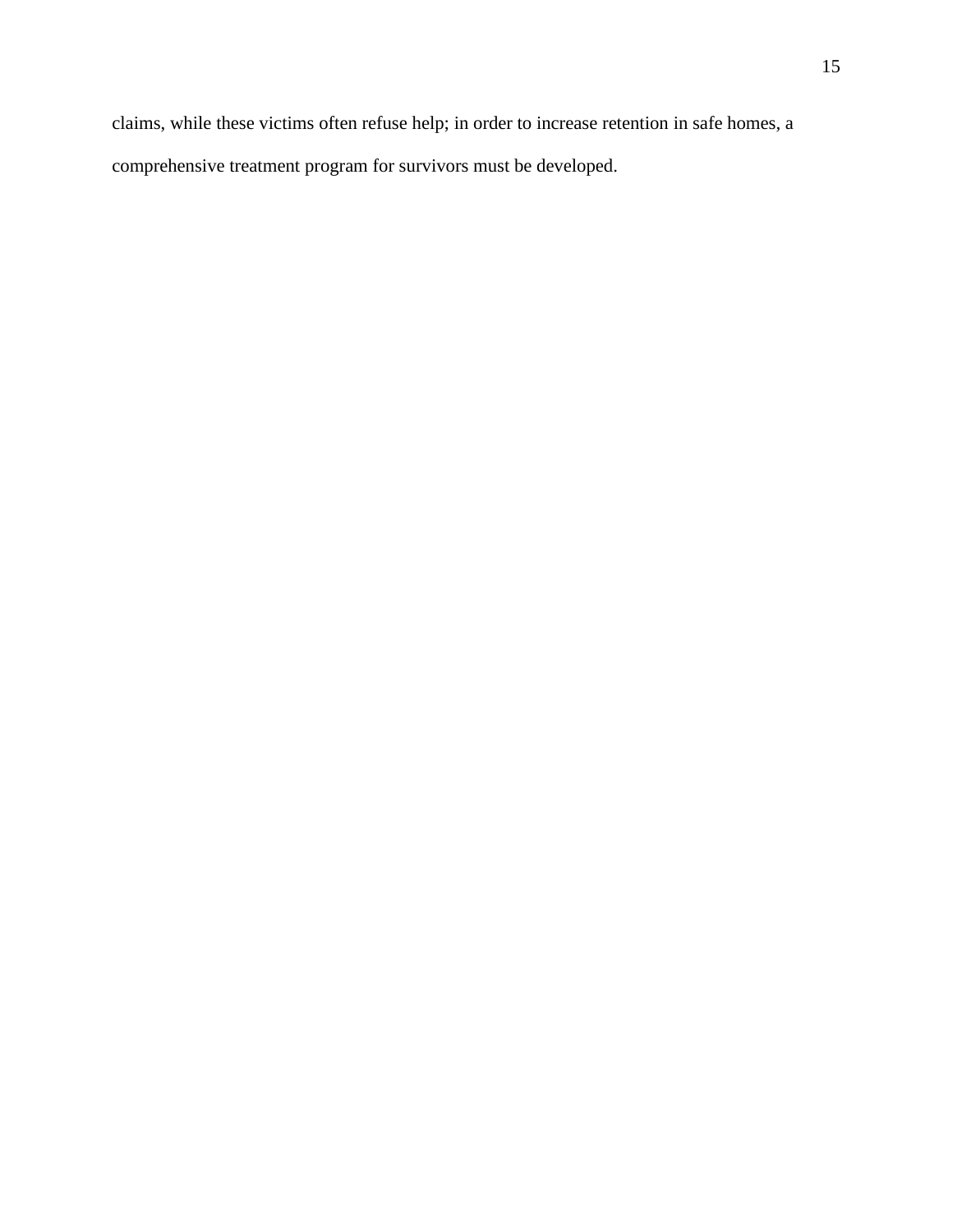claims, while these victims often refuse help; in order to increase retention in safe homes, a comprehensive treatment program for survivors must be developed.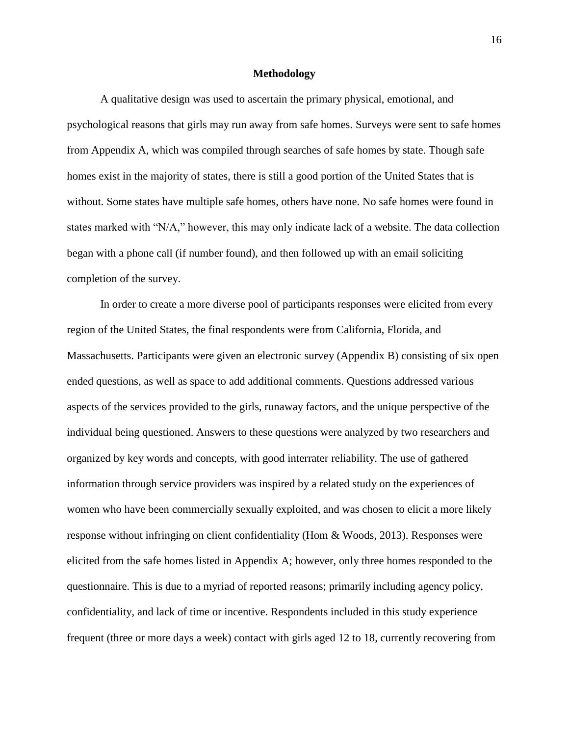## Methodology

A qualitative design was used to ascertain the primary physical, emotional, and psychological reasons that girls may run away from safe homes. Surveys were sent to safe homes from Appendix A, which was compiled through searches of safe homes by state. Though safe homes exist in the majority of states, there is still a good portion of the United States that is without. Some states have multiple safe homes, others have none. No safe homes were found in states marked with "N/A," however, this may only indicate lack of a website. The data collection began with a phone call (if number found), and then followed up with an email soliciting completion of the survey.

In order to create a more diverse pool of participants responses were elicited from every region of the United States, the final respondents were from California, Florida, and Massachusetts. Participants were given an electronic survey (Appendix B) consisting of six open ended questions, as well as space to add additional comments. Questions addressed various aspects of the services provided to the girls, runaway factors, and the unique perspective of the individual being questioned. Answers to these questions were analyzed by two researchers and organized by key words and concepts, with good interrater reliability. The use of gathered information through service providers was inspired by a related study on the experiences of women who have been commercially sexually exploited, and was chosen to elicit a more likely response without infringing on client confidentiality (Hom & Woods, 2013). Responses were elicited from the safe homes listed in Appendix A; however, only three homes responded to the questionnaire. This is due to a myriad of reported reasons; primarily including agency policy, confidentiality, and lack of time or incentive. Respondents included in this study experience frequent (three or more days a week) contact with girls aged 12 to 18, currently recovering from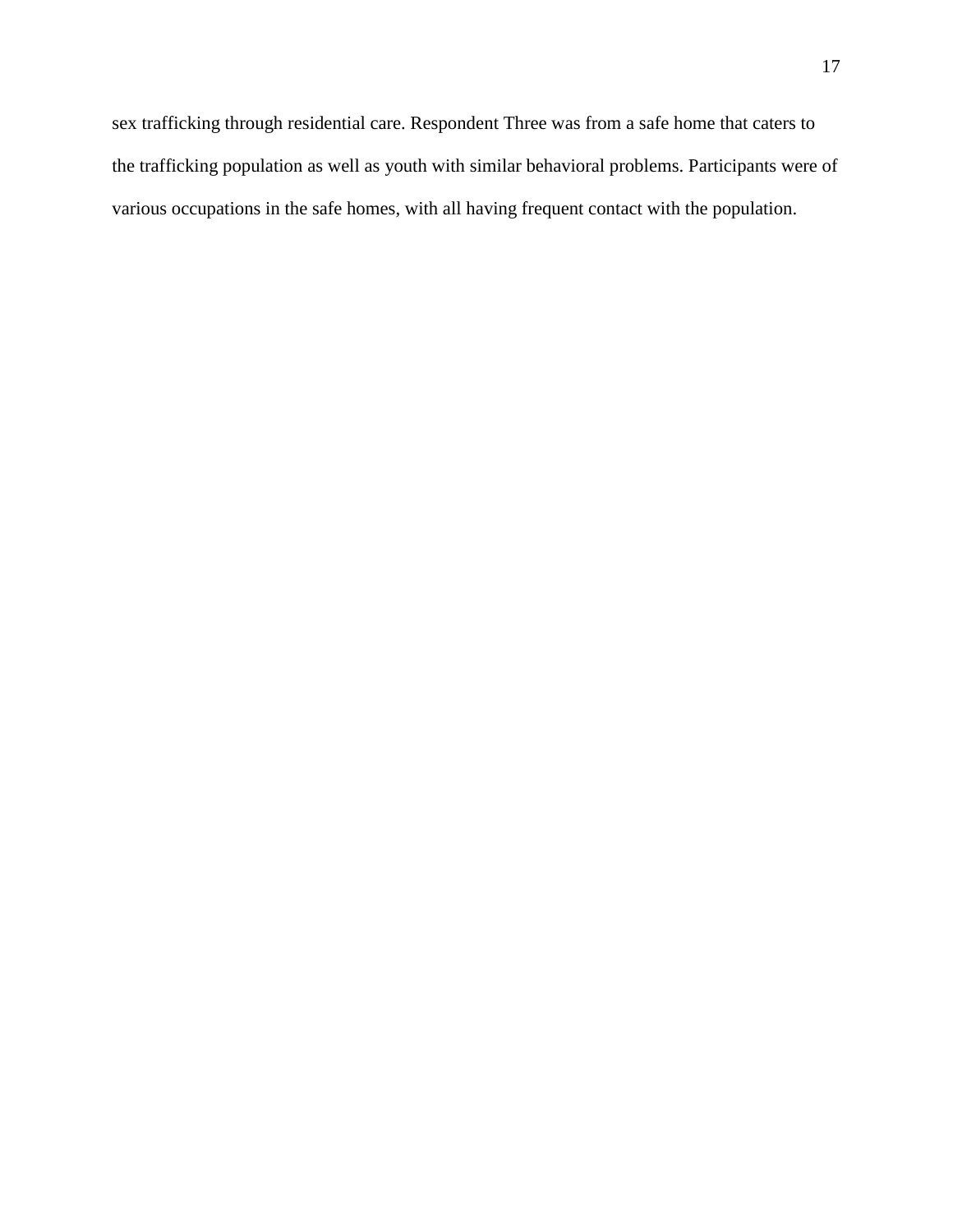sex trafficking through residential care. Respondent Three was from a safe home that caters to the trafficking population as well as youth with similar behavioral problems. Participants were of various occupations in the safe homes, with all having frequent contact with the population.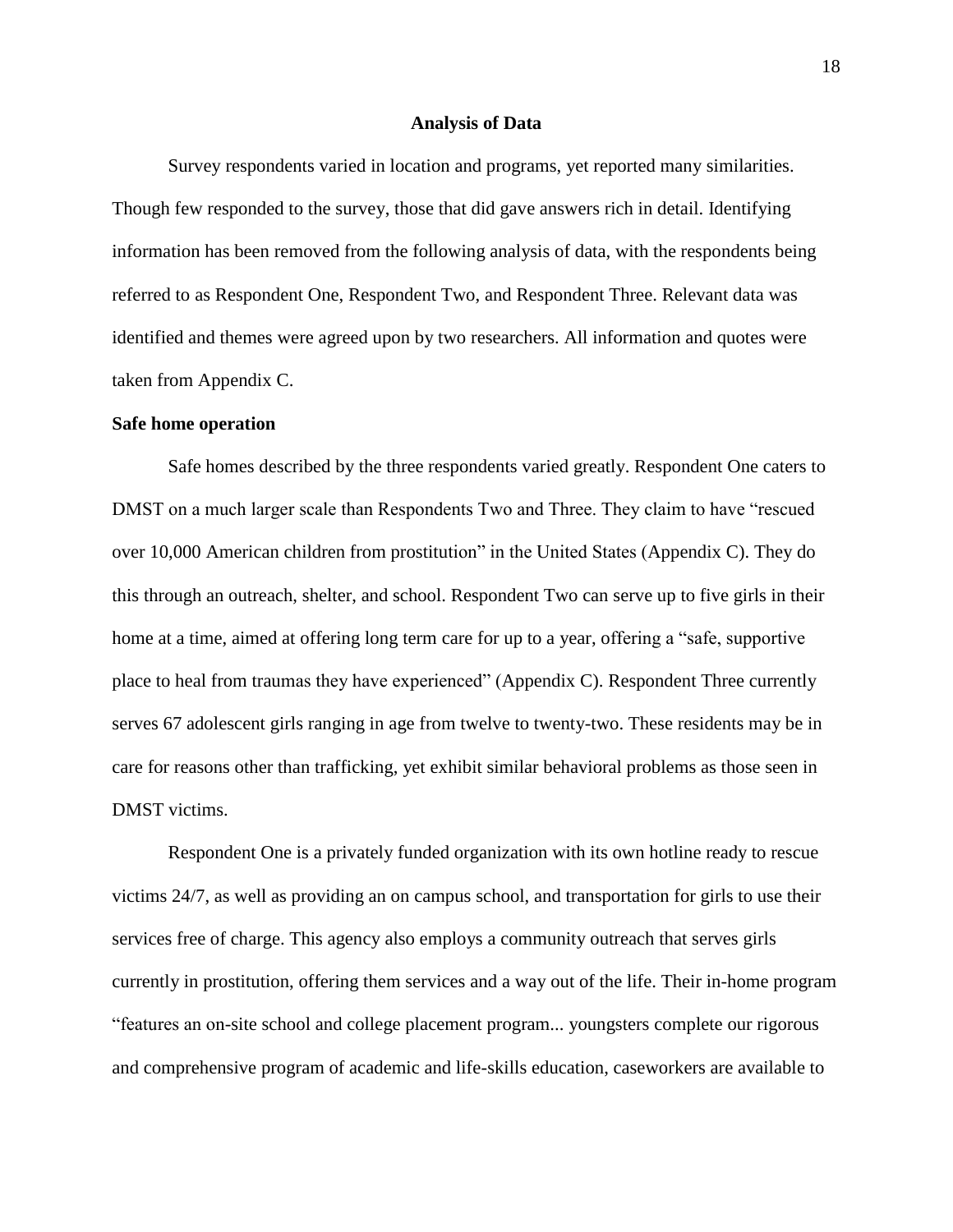## Analysis of Data

Survey respondents varied in location and programs, yet reported many similarities. Though few responded to the survey, those that did gave answers rich in detail. Identifying information has been removed from the following analysis of data, with the respondents being referred to as Respondent One, Respondent Two, and Respondent Three. Relevant data was identified and themes were agreed upon by two researchers. All information and quotes were taken from Appendix C.

### Safe home operation

Safe homes described by the three respondents varied greatly. Respondent One caters to DMST on a much larger scale than Respondents Two and Three. They claim to have "rescued over 10,000 American children from prostitution" in the United States (Appendix C). They do this through an outreach, shelter, and school. Respondent Two can serve up to five girls in their home at a time, aimed at offering long term care for up to a year, offering a "safe, supportive place to heal from traumas they have experienced" (Appendix C). Respondent Three currently serves 67 adolescent girls ranging in age from twelve to twenty-two. These residents may be in care for reasons other than trafficking, yet exhibit similar behavioral problems as those seen in DMST victims.

Respondent One is a privately funded organization with its own hotline ready to rescue victims 24/7, as well as providing an on campus school, and transportation for girls to use their services free of charge. This agency also employs a community outreach that serves girls currently in prostitution, offering them services and a way out of the life. Their in-home program "features an on-site school and college placement program... youngsters complete our rigorous and comprehensive program of academic and life-skills education, caseworkers are available to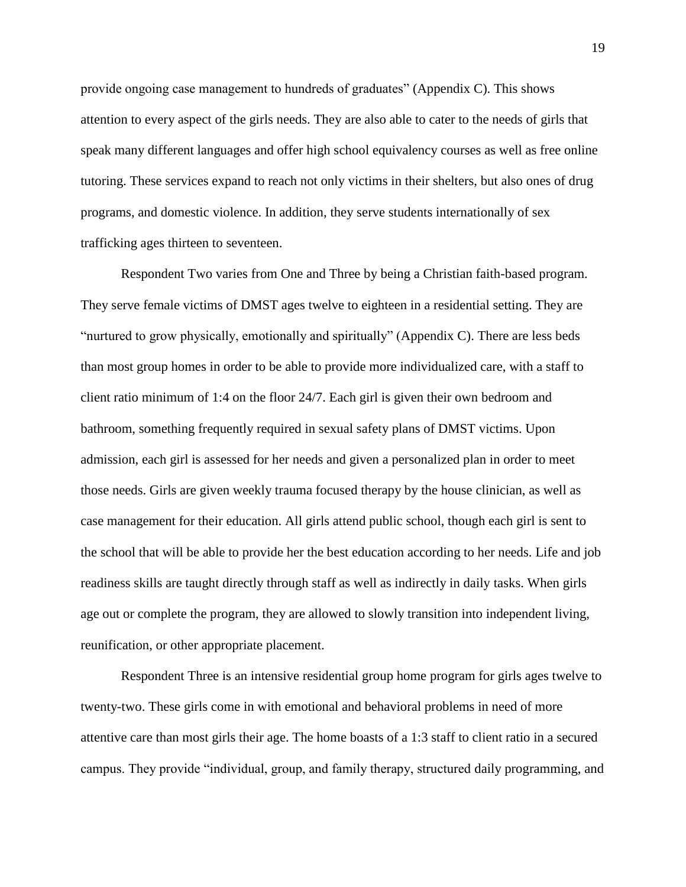provide ongoing case management to hundreds of graduates" (Appendix C). This shows attention to every aspect of the girls needs. They are also able to cater to the needs of girls that speak many different languages and offer high school equivalency courses as well as free online tutoring. These services expand to reach not only victims in their shelters, but also ones of drug programs, and domestic violence. In addition, they serve students internationally of sex trafficking ages thirteen to seventeen.

Respondent Two varies from One and Three by being a Christian faith-based program. They serve female victims of DMST ages twelve to eighteen in a residential setting. They are "nurtured to grow physically, emotionally and spiritually" (Appendix C). There are less beds than most group homes in order to be able to provide more individualized care, with a staff to client ratio minimum of 1:4 on the floor 24/7. Each girl is given their own bedroom and bathroom, something frequently required in sexual safety plans of DMST victims. Upon admission, each girl is assessed for her needs and given a personalized plan in order to meet those needs. Girls are given weekly trauma focused therapy by the house clinician, as well as case management for their education. All girls attend public school, though each girl is sent to the school that will be able to provide her the best education according to her needs. Life and job readiness skills are taught directly through staff as well as indirectly in daily tasks. When girls age out or complete the program, they are allowed to slowly transition into independent living, reunification, or other appropriate placement.

Respondent Three is an intensive residential group home program for girls ages twelve to twenty-two. These girls come in with emotional and behavioral problems in need of more attentive care than most girls their age. The home boasts of a 1:3 staff to client ratio in a secured campus. They provide "individual, group, and family therapy, structured daily programming, and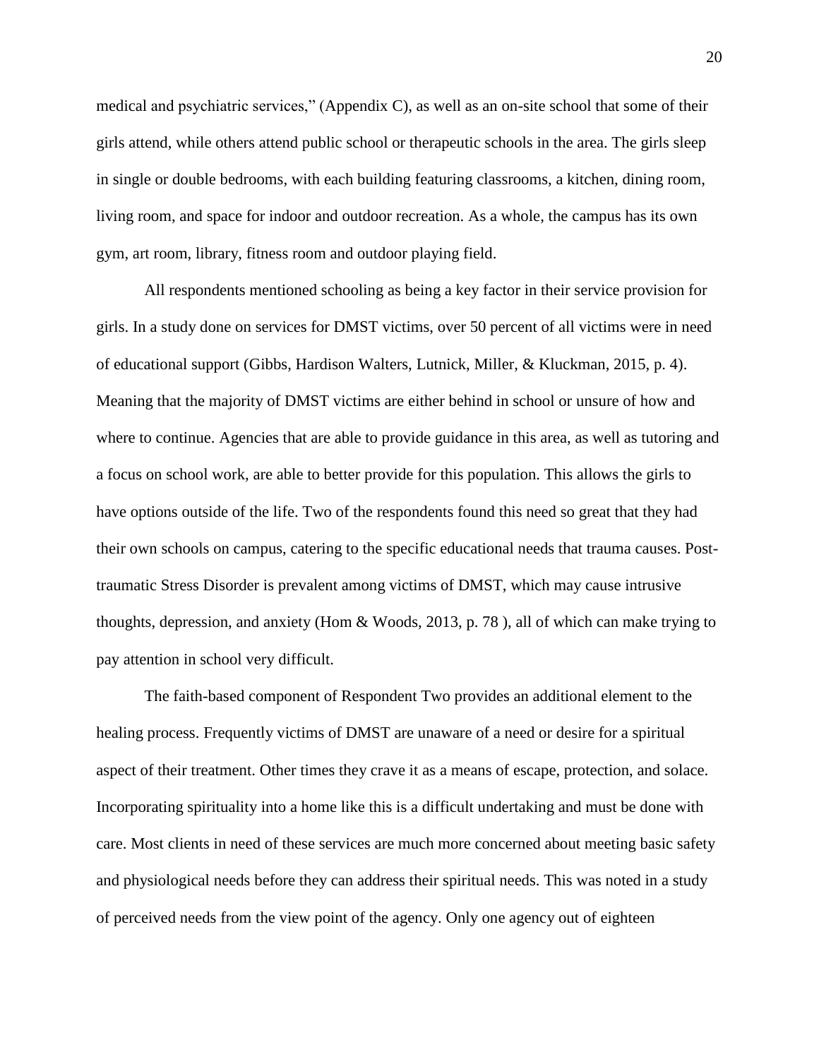medical and psychiatric services," (Appendix C), as well as an on-site school that some of their girls attend, while others attend public school or therapeutic schools in the area. The girls sleep in single or double bedrooms, with each building featuring classrooms, a kitchen, dining room, living room, and space for indoor and outdoor recreation. As a whole, the campus has its own gym, art room, library, fitness room and outdoor playing field.

All respondents mentioned schooling as being a key factor in their service provision for girls. In a study done on services for DMST victims, over 50 percent of all victims were in need of educational support (Gibbs, Hardison Walters, Lutnick, Miller, & Kluckman, 2015, p. 4). Meaning that the majority of DMST victims are either behind in school or unsure of how and where to continue. Agencies that are able to provide guidance in this area, as well as tutoring and a focus on school work, are able to better provide for this population. This allows the girls to have options outside of the life. Two of the respondents found this need so great that they had their own schools on campus, catering to the specific educational needs that trauma causes. Post-traumatic Stress Disorder is prevalent among victims of DMST, which may cause intrusive thoughts, depression, and anxiety (Hom & Woods, 2013, p. 78 ), all of which can make trying to pay attention in school very difficult.

The faith-based component of Respondent Two provides an additional element to the healing process. Frequently victims of DMST are unaware of a need or desire for a spiritual aspect of their treatment. Other times they crave it as a means of escape, protection, and solace. Incorporating spirituality into a home like this is a difficult undertaking and must be done with care. Most clients in need of these services are much more concerned about meeting basic safety and physiological needs before they can address their spiritual needs. This was noted in a study of perceived needs from the view point of the agency. Only one agency out of eighteen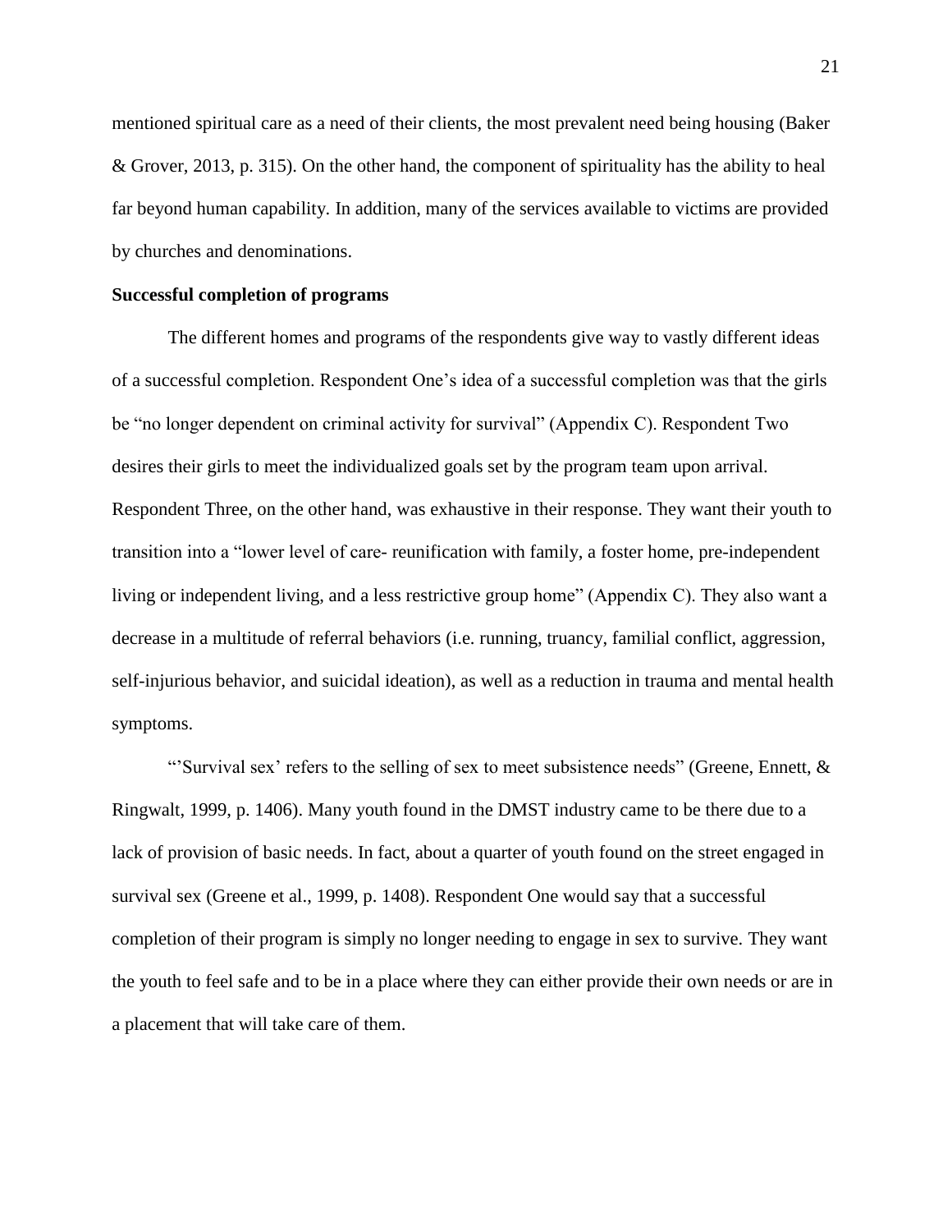mentioned spiritual care as a need of their clients, the most prevalent need being housing (Baker & Grover, 2013, p. 315). On the other hand, the component of spirituality has the ability to heal far beyond human capability. In addition, many of the services available to victims are provided by churches and denominations.

**Successful completion of programs**

The different homes and programs of the respondents give way to vastly different ideas of a successful completion. Respondent One's idea of a successful completion was that the girls be "no longer dependent on criminal activity for survival" (Appendix C). Respondent Two desires their girls to meet the individualized goals set by the program team upon arrival. Respondent Three, on the other hand, was exhaustive in their response. They want their youth to transition into a "lower level of care- reunification with family, a foster home, pre-independent living or independent living, and a less restrictive group home" (Appendix C). They also want a decrease in a multitude of referral behaviors (i.e. running, truancy, familial conflict, aggression, self-injurious behavior, and suicidal ideation), as well as a reduction in trauma and mental health symptoms.

"'Survival sex' refers to the selling of sex to meet subsistence needs" (Greene, Ennett, & Ringwalt, 1999, p. 1406). Many youth found in the DMST industry came to be there due to a lack of provision of basic needs. In fact, about a quarter of youth found on the street engaged in survival sex (Greene et al., 1999, p. 1408). Respondent One would say that a successful completion of their program is simply no longer needing to engage in sex to survive. They want the youth to feel safe and to be in a place where they can either provide their own needs or are in a placement that will take care of them.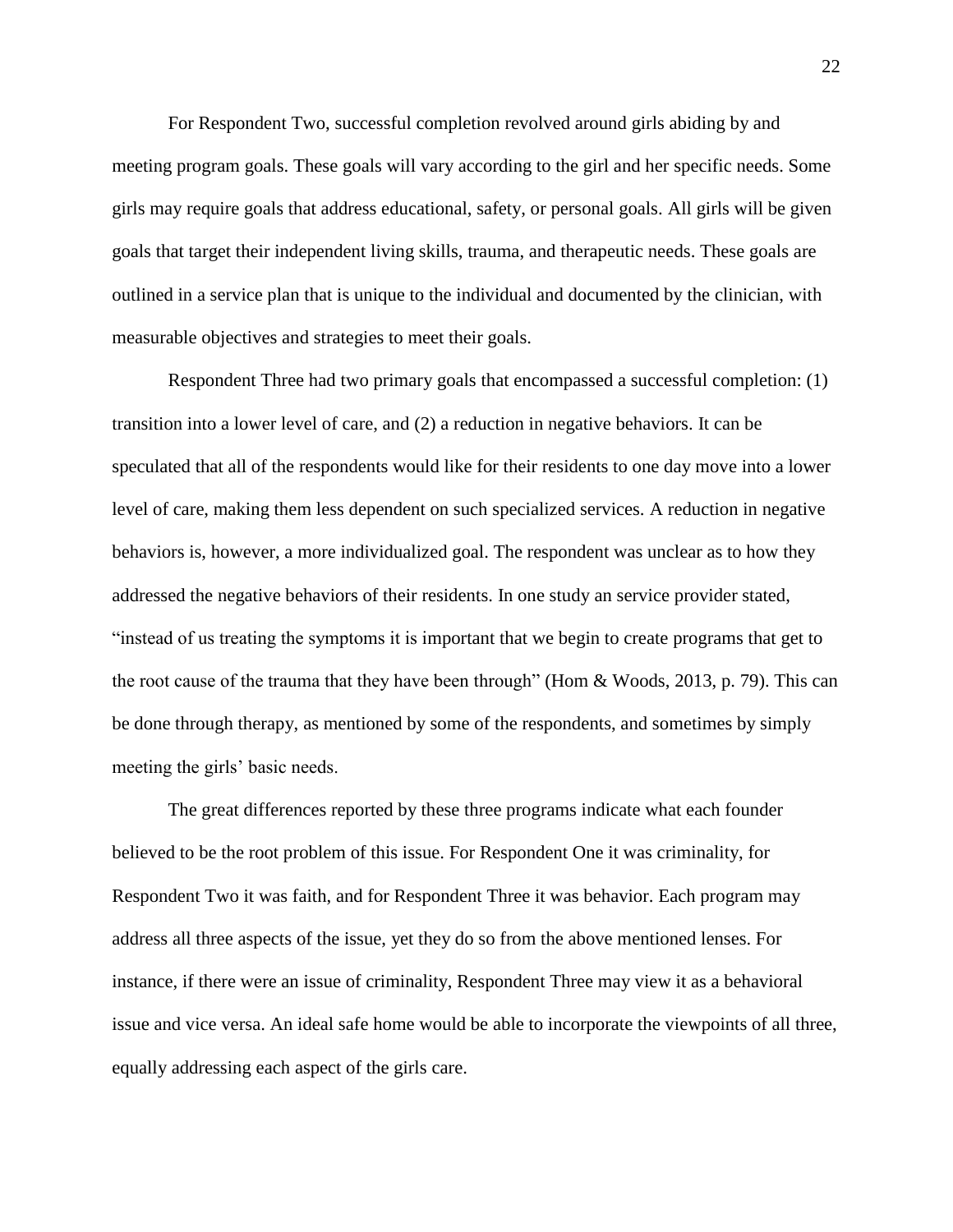For Respondent Two, successful completion revolved around girls abiding by and meeting program goals. These goals will vary according to the girl and her specific needs. Some girls may require goals that address educational, safety, or personal goals. All girls will be given goals that target their independent living skills, trauma, and therapeutic needs. These goals are outlined in a service plan that is unique to the individual and documented by the clinician, with measurable objectives and strategies to meet their goals.

Respondent Three had two primary goals that encompassed a successful completion: (1) transition into a lower level of care, and (2) a reduction in negative behaviors. It can be speculated that all of the respondents would like for their residents to one day move into a lower level of care, making them less dependent on such specialized services. A reduction in negative behaviors is, however, a more individualized goal. The respondent was unclear as to how they addressed the negative behaviors of their residents. In one study an service provider stated, "instead of us treating the symptoms it is important that we begin to create programs that get to the root cause of the trauma that they have been through" (Hom & Woods, 2013, p. 79). This can be done through therapy, as mentioned by some of the respondents, and sometimes by simply meeting the girls' basic needs.

The great differences reported by these three programs indicate what each founder believed to be the root problem of this issue. For Respondent One it was criminality, for Respondent Two it was faith, and for Respondent Three it was behavior. Each program may address all three aspects of the issue, yet they do so from the above mentioned lenses. For instance, if there were an issue of criminality, Respondent Three may view it as a behavioral issue and vice versa. An ideal safe home would be able to incorporate the viewpoints of all three, equally addressing each aspect of the girls care.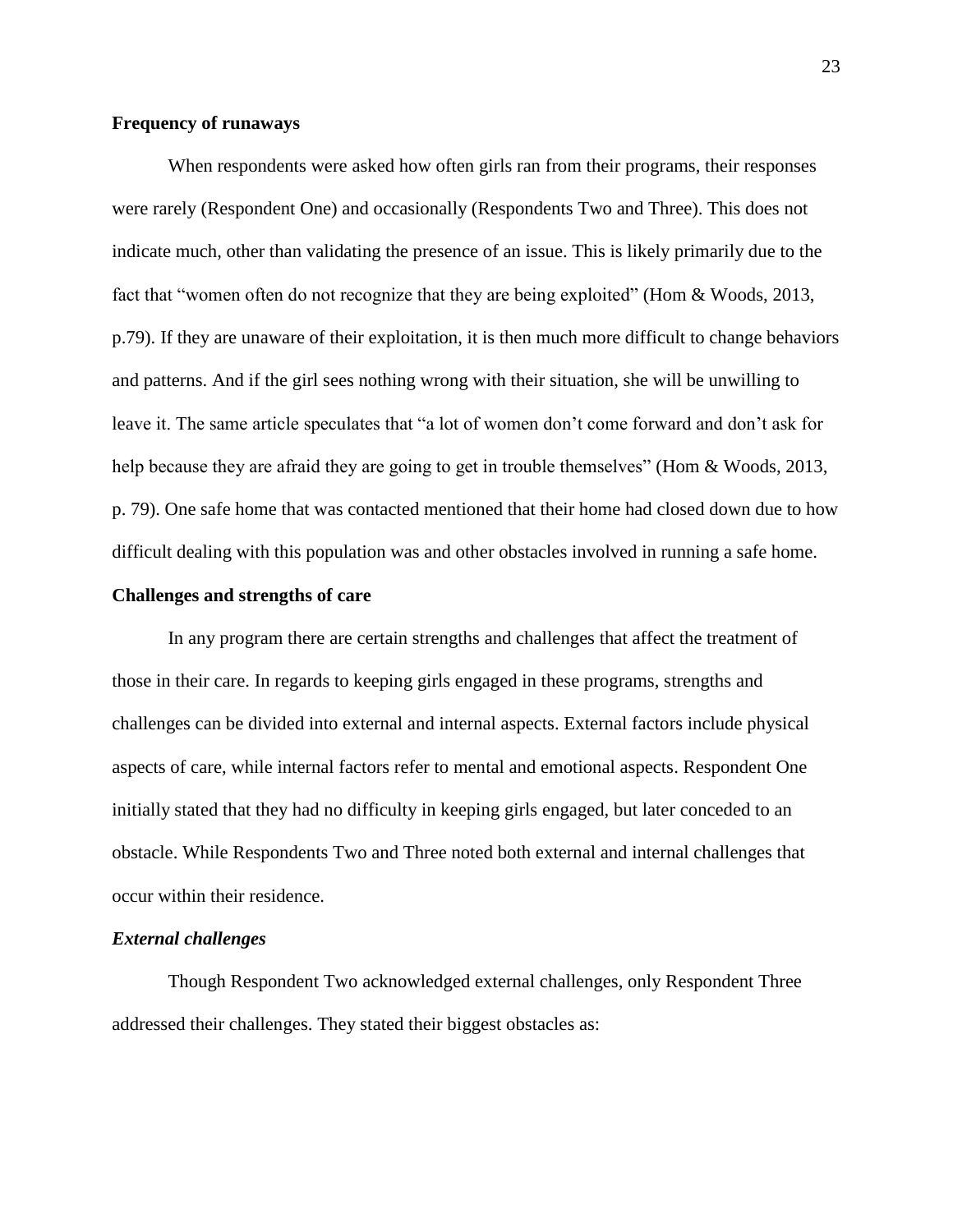**Frequency of runaways**

When respondents were asked how often girls ran from their programs, their responses were rarely (Respondent One) and occasionally (Respondents Two and Three). This does not indicate much, other than validating the presence of an issue. This is likely primarily due to the fact that "women often do not recognize that they are being exploited" (Hom & Woods, 2013, p.79). If they are unaware of their exploitation, it is then much more difficult to change behaviors and patterns. And if the girl sees nothing wrong with their situation, she will be unwilling to leave it. The same article speculates that "a lot of women don't come forward and don't ask for help because they are afraid they are going to get in trouble themselves" (Hom & Woods, 2013, p. 79). One safe home that was contacted mentioned that their home had closed down due to how difficult dealing with this population was and other obstacles involved in running a safe home.

**Challenges and strengths of care**

In any program there are certain strengths and challenges that affect the treatment of those in their care. In regards to keeping girls engaged in these programs, strengths and challenges can be divided into external and internal aspects. External factors include physical aspects of care, while internal factors refer to mental and emotional aspects. Respondent One initially stated that they had no difficulty in keeping girls engaged, but later conceded to an obstacle. While Respondents Two and Three noted both external and internal challenges that occur within their residence.

***External challenges***

Though Respondent Two acknowledged external challenges, only Respondent Three addressed their challenges. They stated their biggest obstacles as: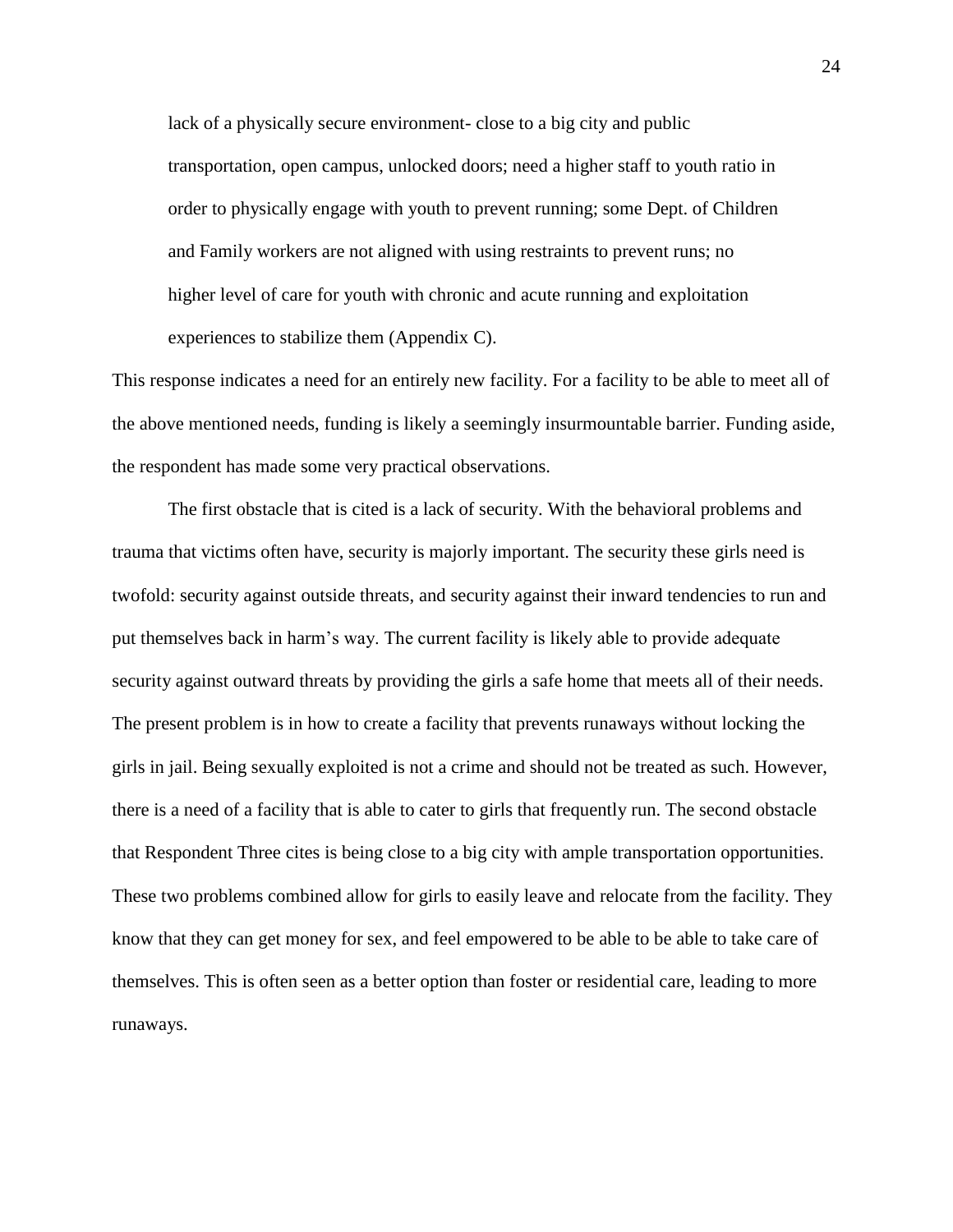> lack of a physically secure environment- close to a big city and public transportation, open campus, unlocked doors; need a higher staff to youth ratio in order to physically engage with youth to prevent running; some Dept. of Children and Family workers are not aligned with using restraints to prevent runs; no higher level of care for youth with chronic and acute running and exploitation experiences to stabilize them (Appendix C).

This response indicates a need for an entirely new facility. For a facility to be able to meet all of the above mentioned needs, funding is likely a seemingly insurmountable barrier. Funding aside, the respondent has made some very practical observations.

The first obstacle that is cited is a lack of security. With the behavioral problems and trauma that victims often have, security is majorly important. The security these girls need is twofold: security against outside threats, and security against their inward tendencies to run and put themselves back in harm's way. The current facility is likely able to provide adequate security against outward threats by providing the girls a safe home that meets all of their needs. The present problem is in how to create a facility that prevents runaways without locking the girls in jail. Being sexually exploited is not a crime and should not be treated as such. However, there is a need of a facility that is able to cater to girls that frequently run. The second obstacle that Respondent Three cites is being close to a big city with ample transportation opportunities. These two problems combined allow for girls to easily leave and relocate from the facility. They know that they can get money for sex, and feel empowered to be able to be able to take care of themselves. This is often seen as a better option than foster or residential care, leading to more runaways.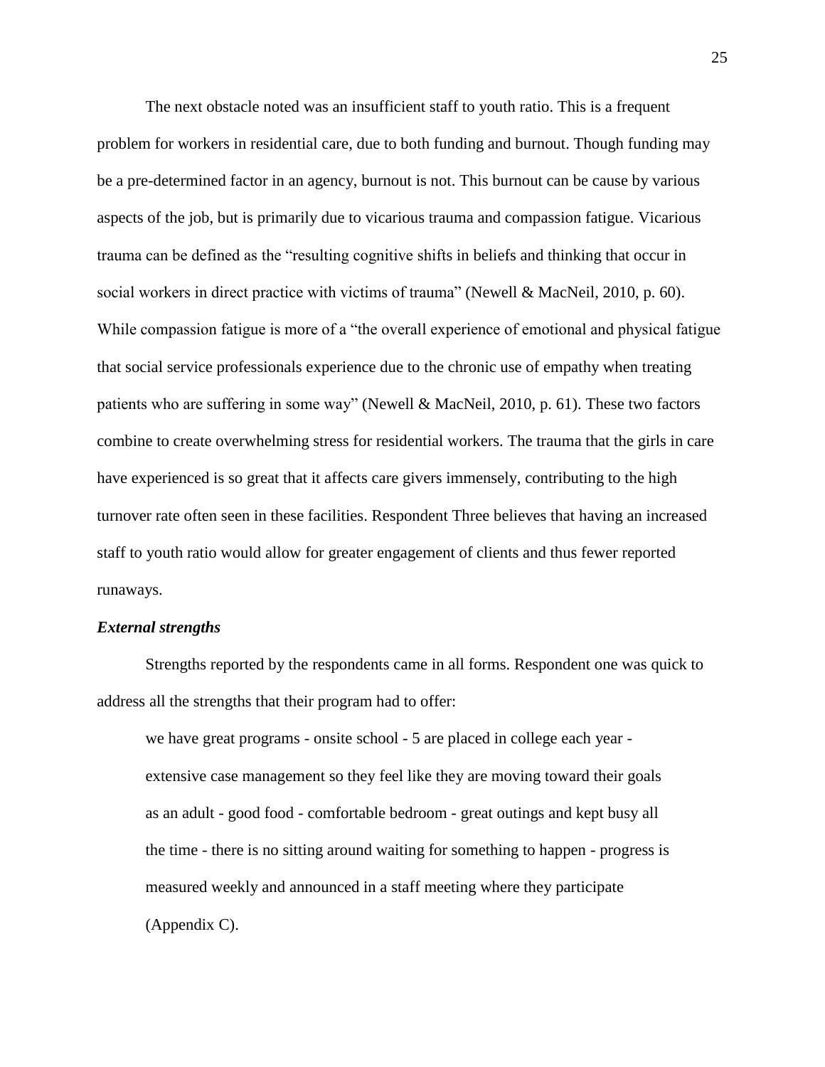The next obstacle noted was an insufficient staff to youth ratio. This is a frequent problem for workers in residential care, due to both funding and burnout. Though funding may be a pre-determined factor in an agency, burnout is not. This burnout can be cause by various aspects of the job, but is primarily due to vicarious trauma and compassion fatigue. Vicarious trauma can be defined as the "resulting cognitive shifts in beliefs and thinking that occur in social workers in direct practice with victims of trauma" (Newell & MacNeil, 2010, p. 60). While compassion fatigue is more of a "the overall experience of emotional and physical fatigue that social service professionals experience due to the chronic use of empathy when treating patients who are suffering in some way" (Newell & MacNeil, 2010, p. 61). These two factors combine to create overwhelming stress for residential workers. The trauma that the girls in care have experienced is so great that it affects care givers immensely, contributing to the high turnover rate often seen in these facilities. Respondent Three believes that having an increased staff to youth ratio would allow for greater engagement of clients and thus fewer reported runaways.

***External strengths***

Strengths reported by the respondents came in all forms. Respondent one was quick to address all the strengths that their program had to offer:

> we have great programs - onsite school - 5 are placed in college each year - extensive case management so they feel like they are moving toward their goals as an adult - good food - comfortable bedroom - great outings and kept busy all the time - there is no sitting around waiting for something to happen - progress is measured weekly and announced in a staff meeting where they participate (Appendix C).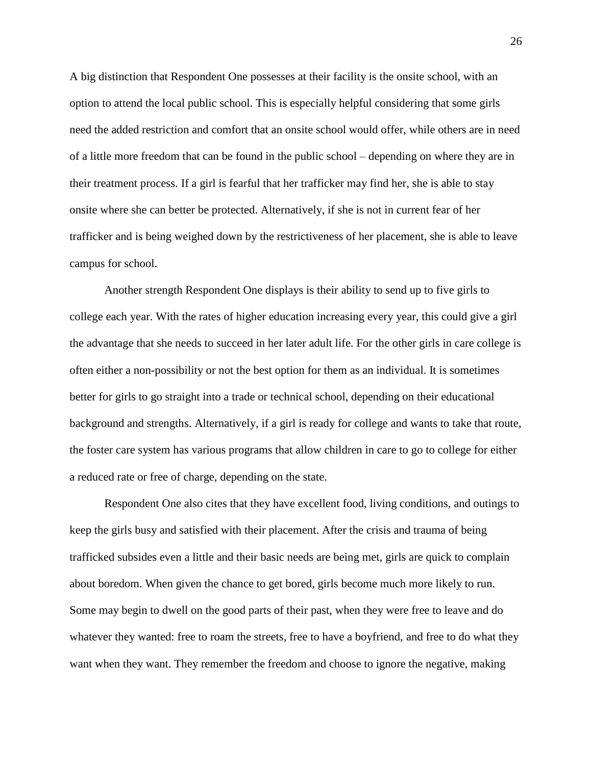A big distinction that Respondent One possesses at their facility is the onsite school, with an option to attend the local public school. This is especially helpful considering that some girls need the added restriction and comfort that an onsite school would offer, while others are in need of a little more freedom that can be found in the public school – depending on where they are in their treatment process. If a girl is fearful that her trafficker may find her, she is able to stay onsite where she can better be protected. Alternatively, if she is not in current fear of her trafficker and is being weighed down by the restrictiveness of her placement, she is able to leave campus for school.

Another strength Respondent One displays is their ability to send up to five girls to college each year. With the rates of higher education increasing every year, this could give a girl the advantage that she needs to succeed in her later adult life. For the other girls in care college is often either a non-possibility or not the best option for them as an individual. It is sometimes better for girls to go straight into a trade or technical school, depending on their educational background and strengths. Alternatively, if a girl is ready for college and wants to take that route, the foster care system has various programs that allow children in care to go to college for either a reduced rate or free of charge, depending on the state.

Respondent One also cites that they have excellent food, living conditions, and outings to keep the girls busy and satisfied with their placement. After the crisis and trauma of being trafficked subsides even a little and their basic needs are being met, girls are quick to complain about boredom. When given the chance to get bored, girls become much more likely to run. Some may begin to dwell on the good parts of their past, when they were free to leave and do whatever they wanted: free to roam the streets, free to have a boyfriend, and free to do what they want when they want. They remember the freedom and choose to ignore the negative, making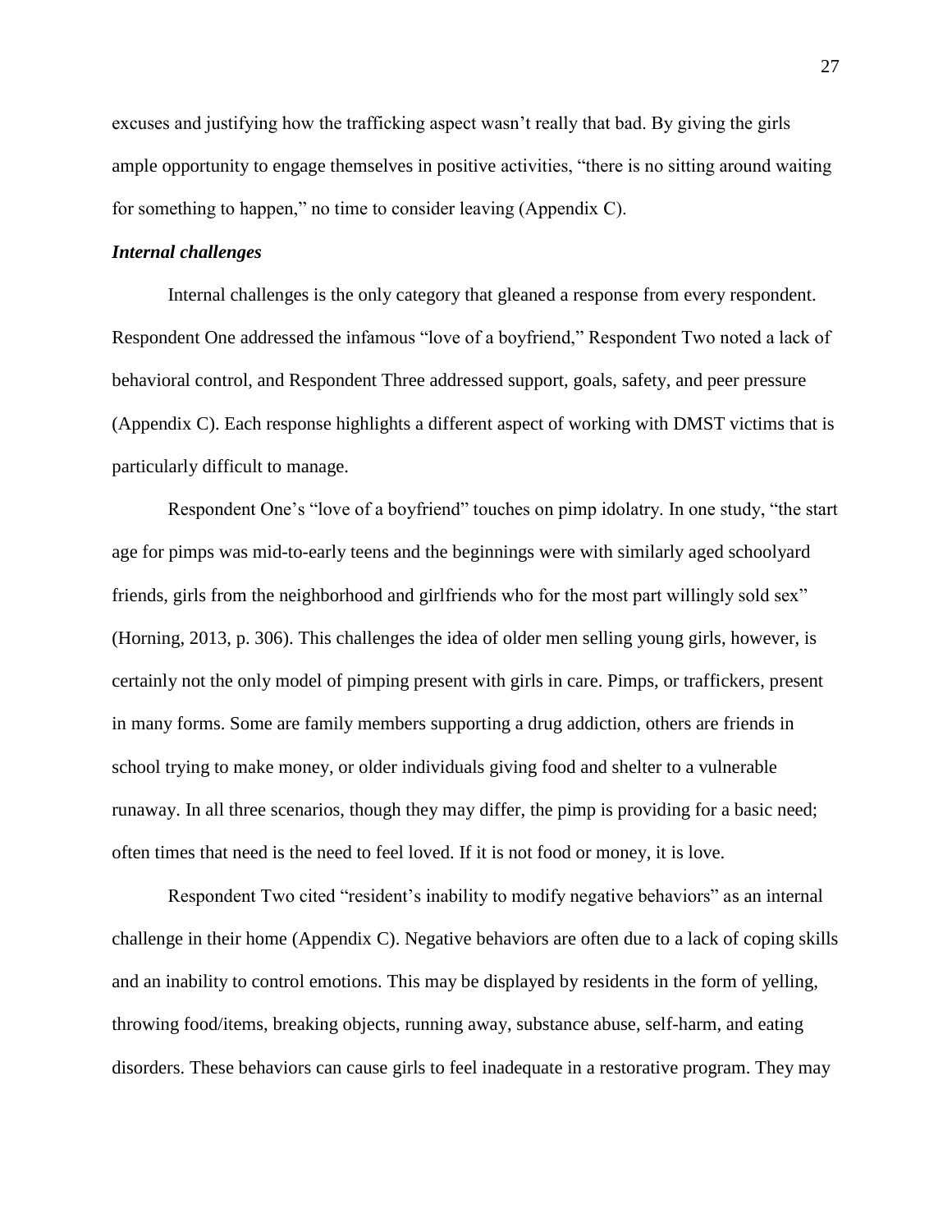excuses and justifying how the trafficking aspect wasn't really that bad. By giving the girls ample opportunity to engage themselves in positive activities, "there is no sitting around waiting for something to happen," no time to consider leaving (Appendix C).

### *Internal challenges*

Internal challenges is the only category that gleaned a response from every respondent. Respondent One addressed the infamous "love of a boyfriend," Respondent Two noted a lack of behavioral control, and Respondent Three addressed support, goals, safety, and peer pressure (Appendix C). Each response highlights a different aspect of working with DMST victims that is particularly difficult to manage.

Respondent One's "love of a boyfriend" touches on pimp idolatry. In one study, "the start age for pimps was mid-to-early teens and the beginnings were with similarly aged schoolyard friends, girls from the neighborhood and girlfriends who for the most part willingly sold sex" (Horning, 2013, p. 306). This challenges the idea of older men selling young girls, however, is certainly not the only model of pimping present with girls in care. Pimps, or traffickers, present in many forms. Some are family members supporting a drug addiction, others are friends in school trying to make money, or older individuals giving food and shelter to a vulnerable runaway. In all three scenarios, though they may differ, the pimp is providing for a basic need; often times that need is the need to feel loved. If it is not food or money, it is love.

Respondent Two cited "resident's inability to modify negative behaviors" as an internal challenge in their home (Appendix C). Negative behaviors are often due to a lack of coping skills and an inability to control emotions. This may be displayed by residents in the form of yelling, throwing food/items, breaking objects, running away, substance abuse, self-harm, and eating disorders. These behaviors can cause girls to feel inadequate in a restorative program. They may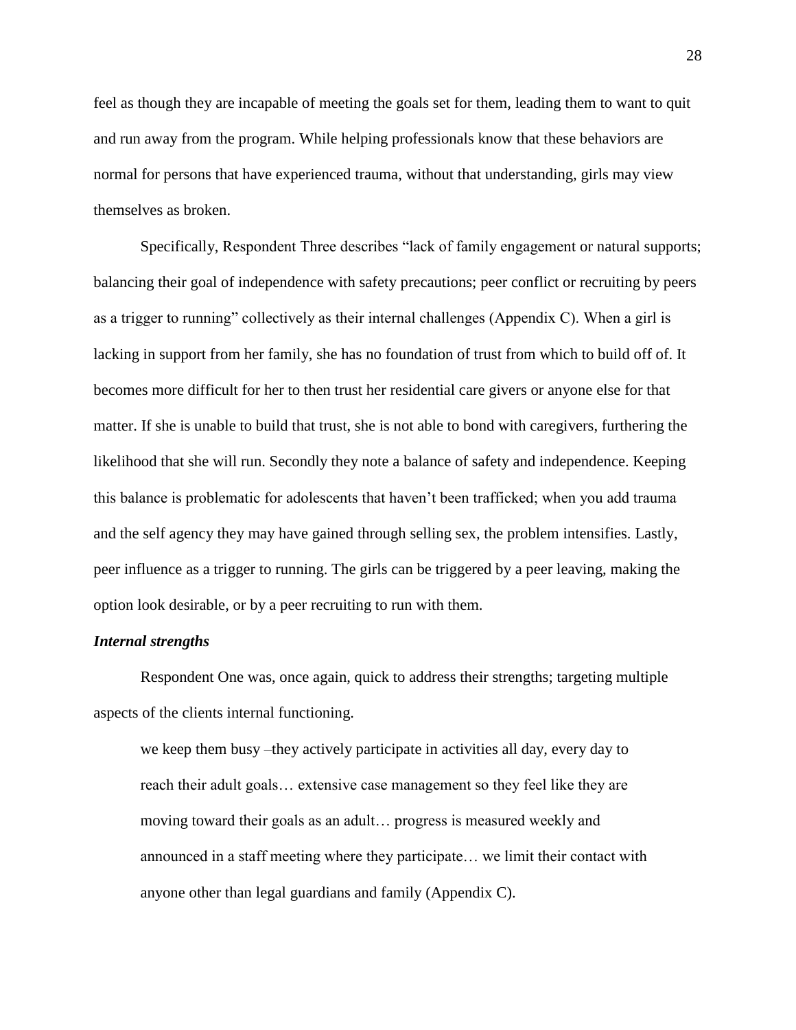feel as though they are incapable of meeting the goals set for them, leading them to want to quit and run away from the program. While helping professionals know that these behaviors are normal for persons that have experienced trauma, without that understanding, girls may view themselves as broken.

Specifically, Respondent Three describes "lack of family engagement or natural supports; balancing their goal of independence with safety precautions; peer conflict or recruiting by peers as a trigger to running" collectively as their internal challenges (Appendix C). When a girl is lacking in support from her family, she has no foundation of trust from which to build off of. It becomes more difficult for her to then trust her residential care givers or anyone else for that matter. If she is unable to build that trust, she is not able to bond with caregivers, furthering the likelihood that she will run. Secondly they note a balance of safety and independence. Keeping this balance is problematic for adolescents that haven't been trafficked; when you add trauma and the self agency they may have gained through selling sex, the problem intensifies. Lastly, peer influence as a trigger to running. The girls can be triggered by a peer leaving, making the option look desirable, or by a peer recruiting to run with them.

***Internal strengths***

Respondent One was, once again, quick to address their strengths; targeting multiple aspects of the clients internal functioning.

> we keep them busy –they actively participate in activities all day, every day to reach their adult goals… extensive case management so they feel like they are moving toward their goals as an adult… progress is measured weekly and announced in a staff meeting where they participate… we limit their contact with anyone other than legal guardians and family (Appendix C).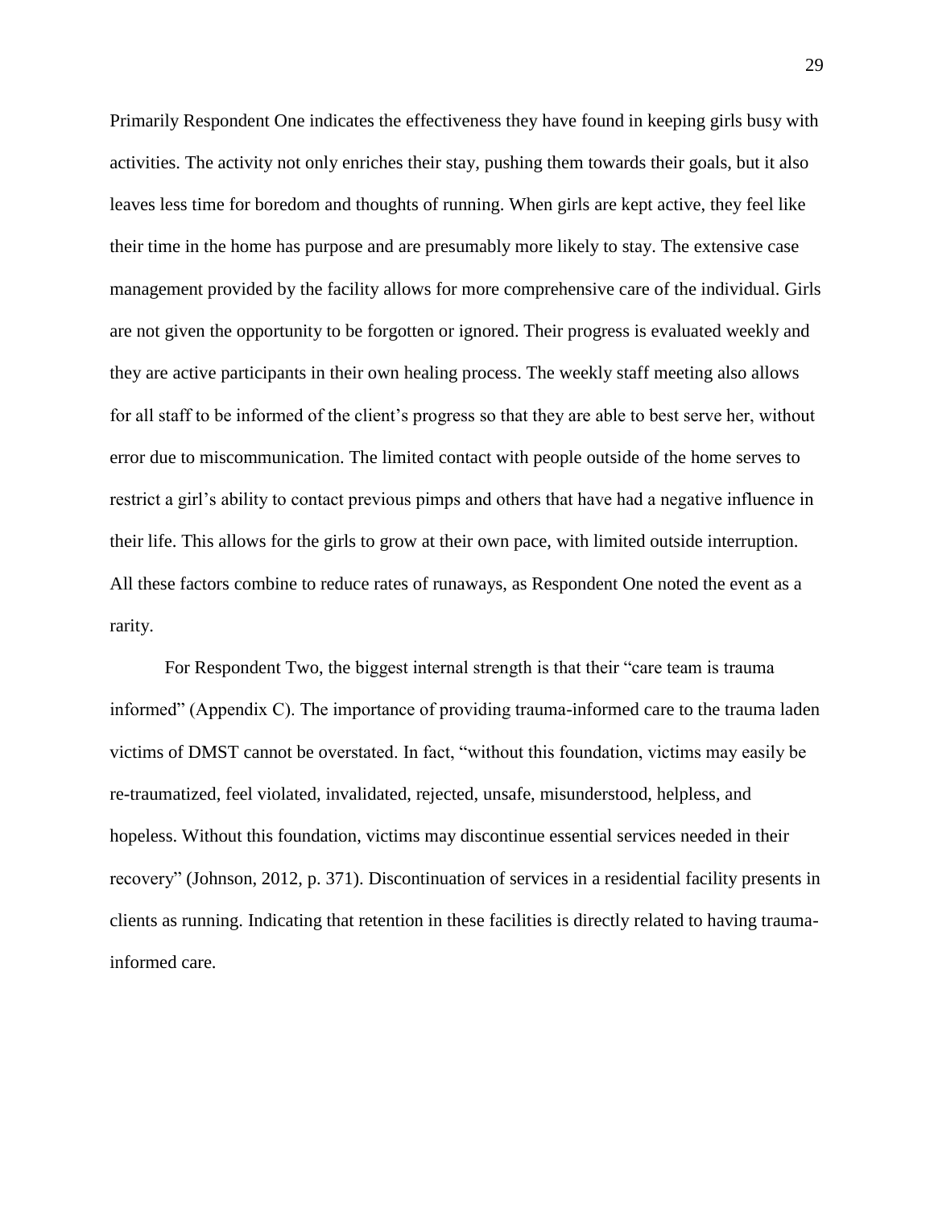Primarily Respondent One indicates the effectiveness they have found in keeping girls busy with activities. The activity not only enriches their stay, pushing them towards their goals, but it also leaves less time for boredom and thoughts of running. When girls are kept active, they feel like their time in the home has purpose and are presumably more likely to stay. The extensive case management provided by the facility allows for more comprehensive care of the individual. Girls are not given the opportunity to be forgotten or ignored. Their progress is evaluated weekly and they are active participants in their own healing process. The weekly staff meeting also allows for all staff to be informed of the client's progress so that they are able to best serve her, without error due to miscommunication. The limited contact with people outside of the home serves to restrict a girl's ability to contact previous pimps and others that have had a negative influence in their life. This allows for the girls to grow at their own pace, with limited outside interruption. All these factors combine to reduce rates of runaways, as Respondent One noted the event as a rarity.

For Respondent Two, the biggest internal strength is that their "care team is trauma informed" (Appendix C). The importance of providing trauma-informed care to the trauma laden victims of DMST cannot be overstated. In fact, "without this foundation, victims may easily be re-traumatized, feel violated, invalidated, rejected, unsafe, misunderstood, helpless, and hopeless. Without this foundation, victims may discontinue essential services needed in their recovery" (Johnson, 2012, p. 371). Discontinuation of services in a residential facility presents in clients as running. Indicating that retention in these facilities is directly related to having trauma-informed care.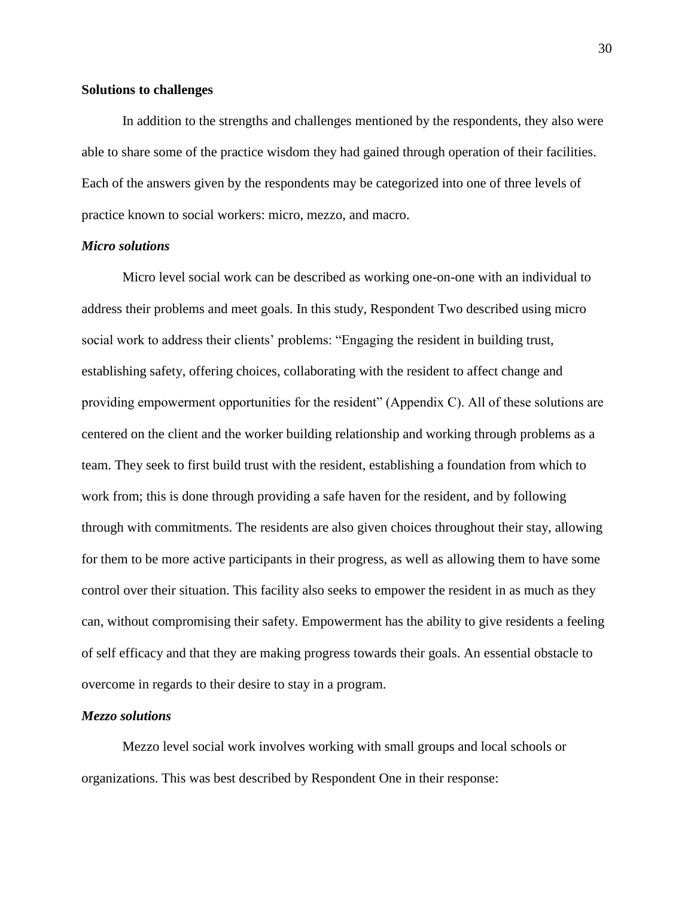**Solutions to challenges**

In addition to the strengths and challenges mentioned by the respondents, they also were able to share some of the practice wisdom they had gained through operation of their facilities. Each of the answers given by the respondents may be categorized into one of three levels of practice known to social workers: micro, mezzo, and macro.

***Micro solutions***

Micro level social work can be described as working one-on-one with an individual to address their problems and meet goals. In this study, Respondent Two described using micro social work to address their clients' problems: "Engaging the resident in building trust, establishing safety, offering choices, collaborating with the resident to affect change and providing empowerment opportunities for the resident" (Appendix C). All of these solutions are centered on the client and the worker building relationship and working through problems as a team. They seek to first build trust with the resident, establishing a foundation from which to work from; this is done through providing a safe haven for the resident, and by following through with commitments. The residents are also given choices throughout their stay, allowing for them to be more active participants in their progress, as well as allowing them to have some control over their situation. This facility also seeks to empower the resident in as much as they can, without compromising their safety. Empowerment has the ability to give residents a feeling of self efficacy and that they are making progress towards their goals. An essential obstacle to overcome in regards to their desire to stay in a program.

***Mezzo solutions***

Mezzo level social work involves working with small groups and local schools or organizations. This was best described by Respondent One in their response: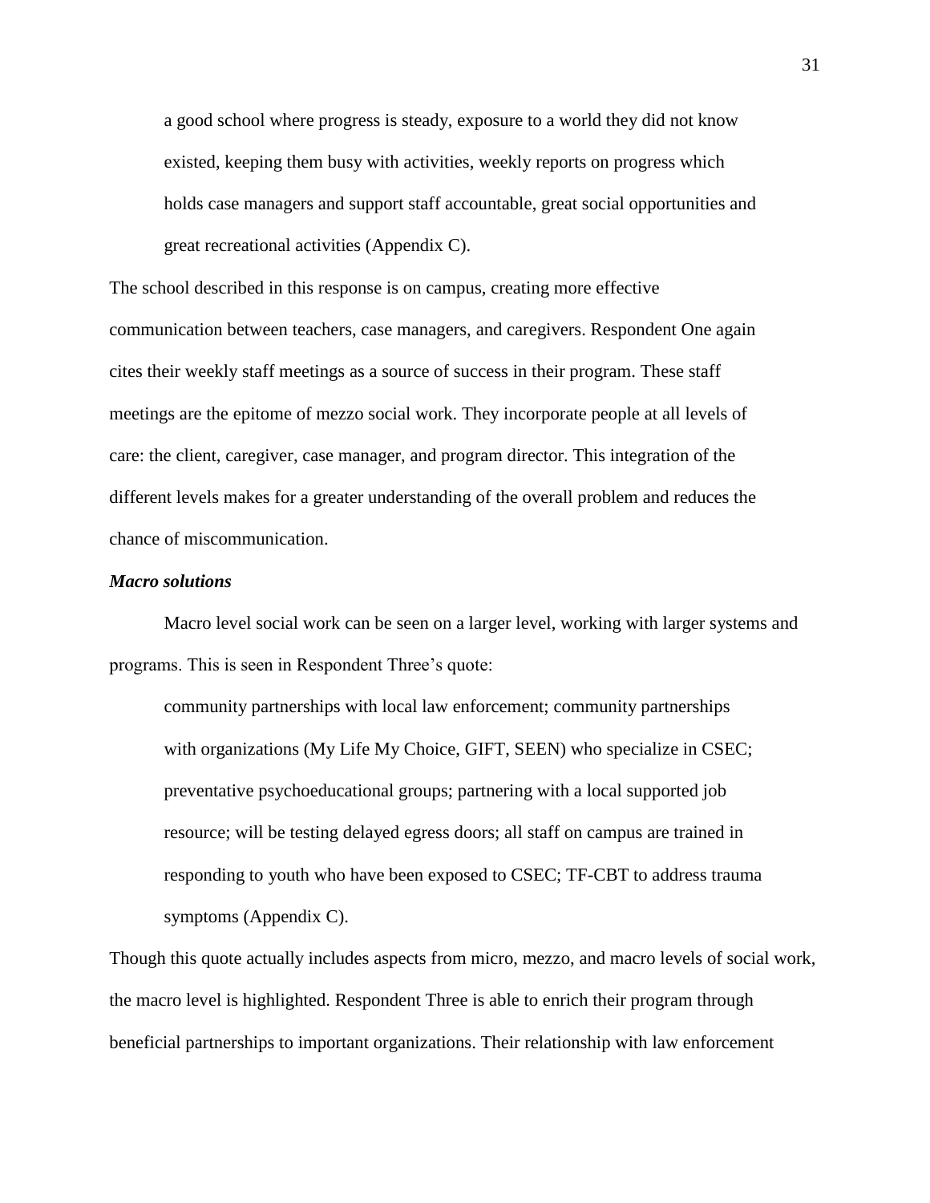> a good school where progress is steady, exposure to a world they did not know existed, keeping them busy with activities, weekly reports on progress which holds case managers and support staff accountable, great social opportunities and great recreational activities (Appendix C).

The school described in this response is on campus, creating more effective communication between teachers, case managers, and caregivers. Respondent One again cites their weekly staff meetings as a source of success in their program. These staff meetings are the epitome of mezzo social work. They incorporate people at all levels of care: the client, caregiver, case manager, and program director. This integration of the different levels makes for a greater understanding of the overall problem and reduces the chance of miscommunication.

### *Macro solutions*

Macro level social work can be seen on a larger level, working with larger systems and programs. This is seen in Respondent Three's quote:

> community partnerships with local law enforcement; community partnerships with organizations (My Life My Choice, GIFT, SEEN) who specialize in CSEC; preventative psychoeducational groups; partnering with a local supported job resource; will be testing delayed egress doors; all staff on campus are trained in responding to youth who have been exposed to CSEC; TF-CBT to address trauma symptoms (Appendix C).

Though this quote actually includes aspects from micro, mezzo, and macro levels of social work, the macro level is highlighted. Respondent Three is able to enrich their program through beneficial partnerships to important organizations. Their relationship with law enforcement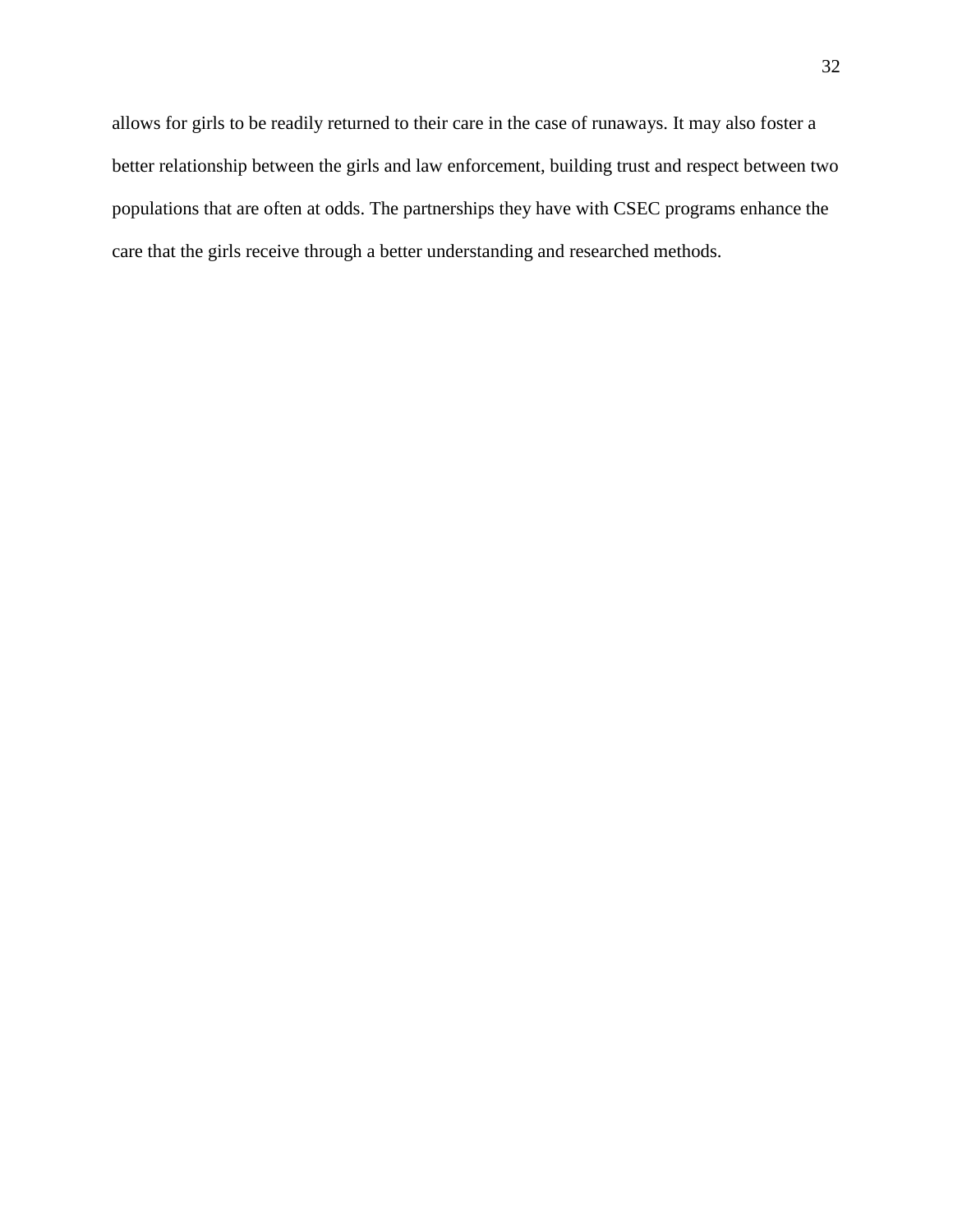allows for girls to be readily returned to their care in the case of runaways. It may also foster a better relationship between the girls and law enforcement, building trust and respect between two populations that are often at odds. The partnerships they have with CSEC programs enhance the care that the girls receive through a better understanding and researched methods.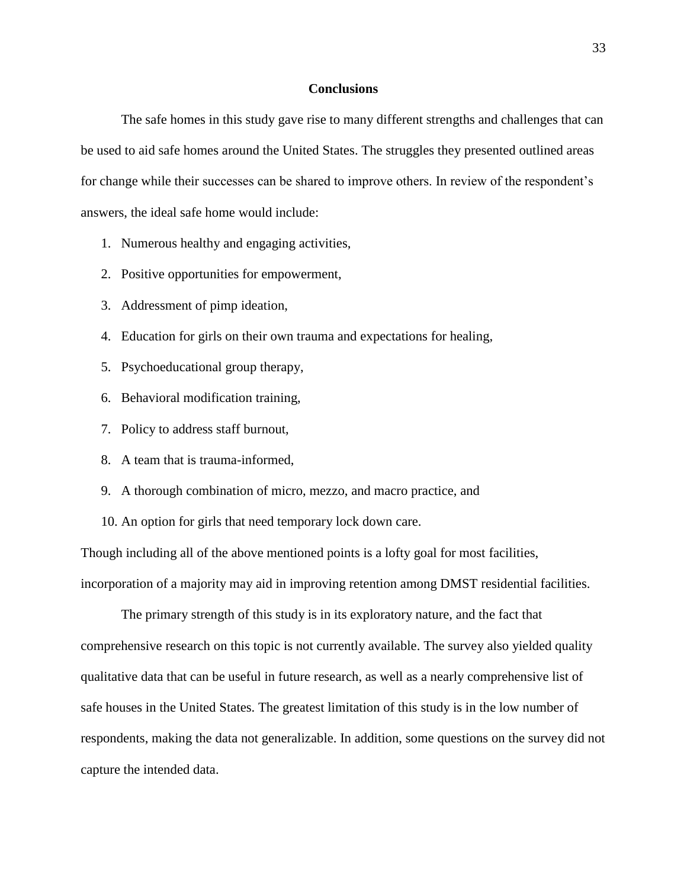## Conclusions

The safe homes in this study gave rise to many different strengths and challenges that can be used to aid safe homes around the United States. The struggles they presented outlined areas for change while their successes can be shared to improve others. In review of the respondent's answers, the ideal safe home would include:

1. Numerous healthy and engaging activities,
2. Positive opportunities for empowerment,
3. Addressment of pimp ideation,
4. Education for girls on their own trauma and expectations for healing,
5. Psychoeducational group therapy,
6. Behavioral modification training,
7. Policy to address staff burnout,
8. A team that is trauma-informed,
9. A thorough combination of micro, mezzo, and macro practice, and
10. An option for girls that need temporary lock down care.

Though including all of the above mentioned points is a lofty goal for most facilities, incorporation of a majority may aid in improving retention among DMST residential facilities.

The primary strength of this study is in its exploratory nature, and the fact that comprehensive research on this topic is not currently available. The survey also yielded quality qualitative data that can be useful in future research, as well as a nearly comprehensive list of safe houses in the United States. The greatest limitation of this study is in the low number of respondents, making the data not generalizable. In addition, some questions on the survey did not capture the intended data.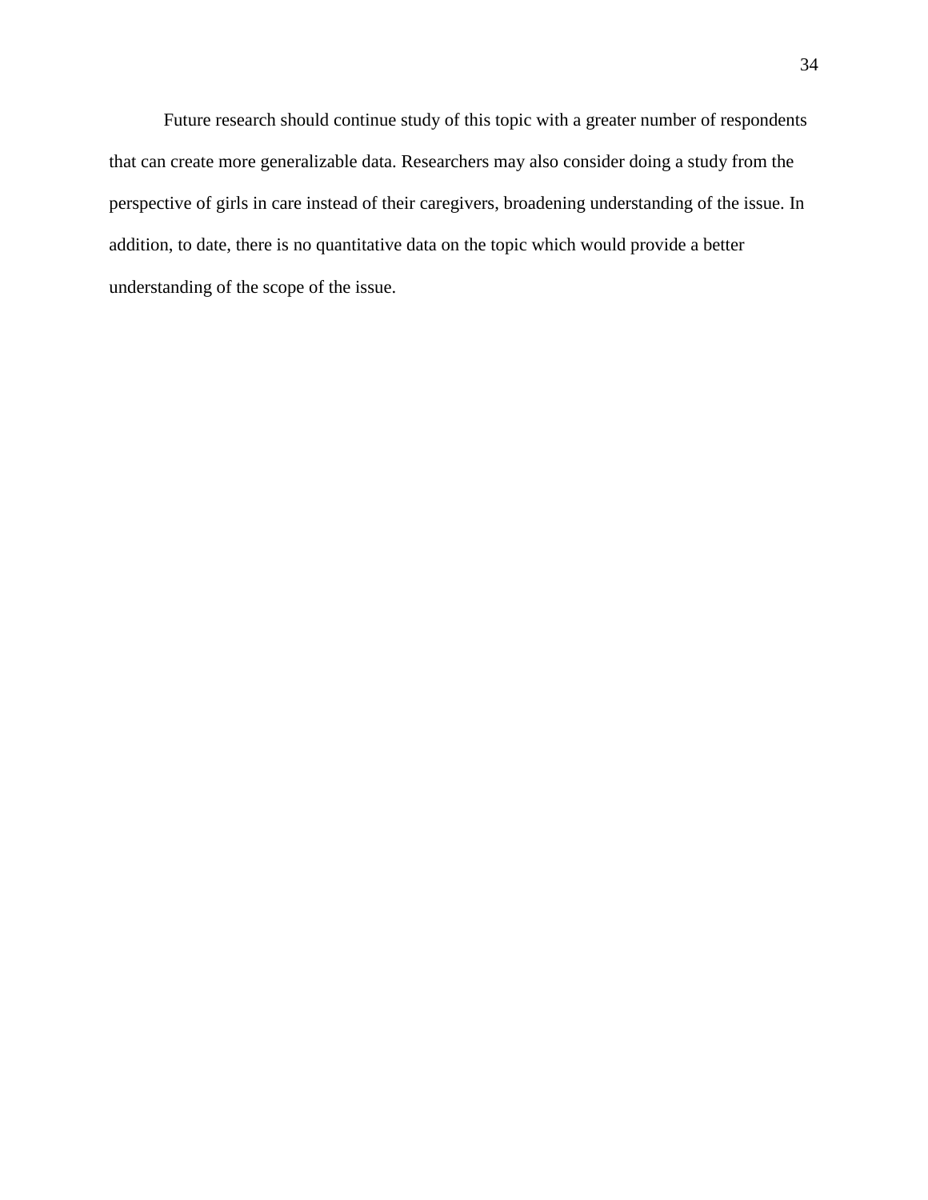Future research should continue study of this topic with a greater number of respondents that can create more generalizable data. Researchers may also consider doing a study from the perspective of girls in care instead of their caregivers, broadening understanding of the issue. In addition, to date, there is no quantitative data on the topic which would provide a better understanding of the scope of the issue.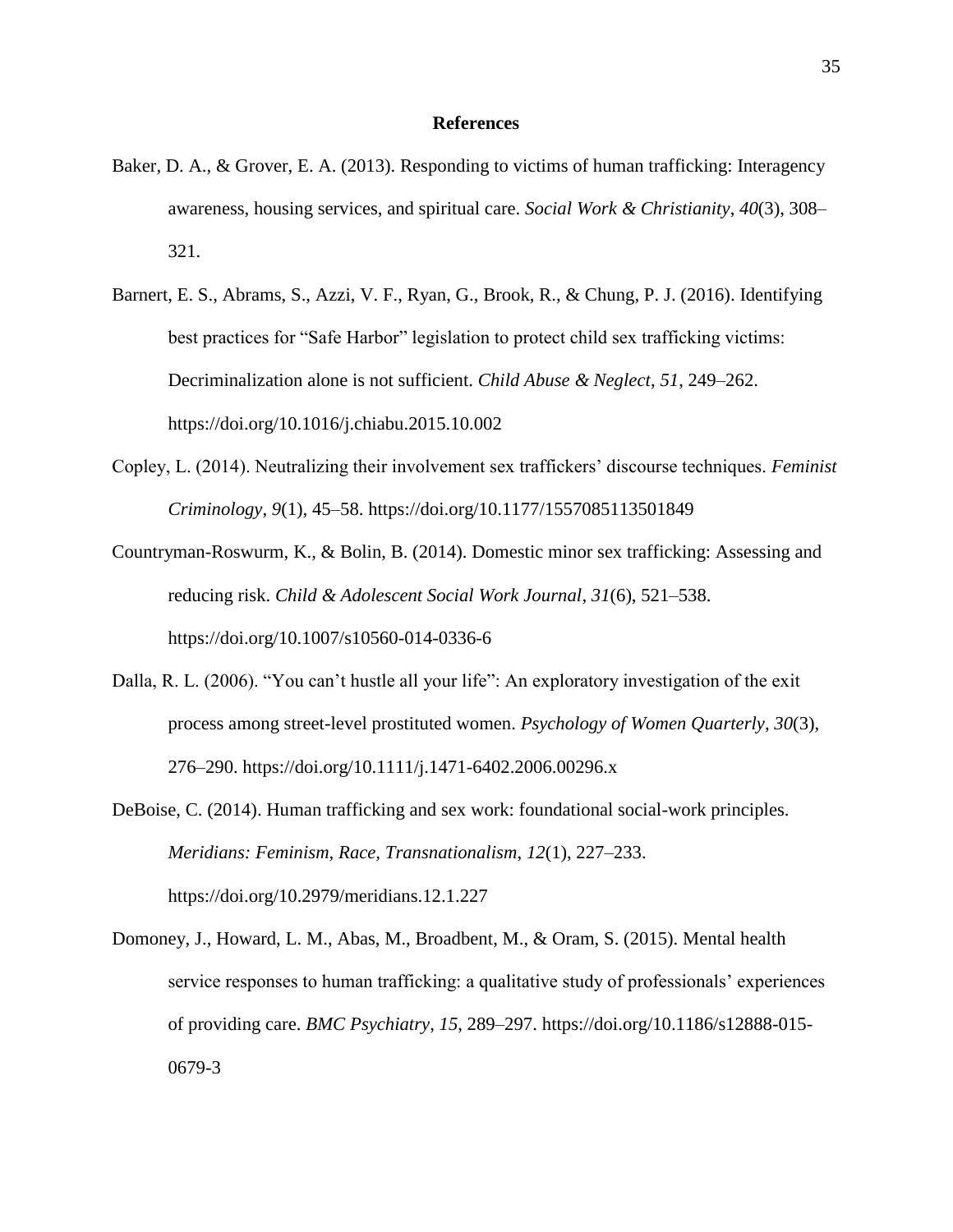# References

Baker, D. A., & Grover, E. A. (2013). Responding to victims of human trafficking: Interagency awareness, housing services, and spiritual care. *Social Work & Christianity*, *40*(3), 308–321.

Barnert, E. S., Abrams, S., Azzi, V. F., Ryan, G., Brook, R., & Chung, P. J. (2016). Identifying best practices for "Safe Harbor" legislation to protect child sex trafficking victims: Decriminalization alone is not sufficient. *Child Abuse & Neglect*, *51*, 249–262. https://doi.org/10.1016/j.chiabu.2015.10.002

Copley, L. (2014). Neutralizing their involvement sex traffickers' discourse techniques. *Feminist Criminology*, *9*(1), 45–58. https://doi.org/10.1177/1557085113501849

Countryman-Roswurm, K., & Bolin, B. (2014). Domestic minor sex trafficking: Assessing and reducing risk. *Child & Adolescent Social Work Journal*, *31*(6), 521–538. https://doi.org/10.1007/s10560-014-0336-6

Dalla, R. L. (2006). "You can't hustle all your life": An exploratory investigation of the exit process among street-level prostituted women. *Psychology of Women Quarterly*, *30*(3), 276–290. https://doi.org/10.1111/j.1471-6402.2006.00296.x

DeBoise, C. (2014). Human trafficking and sex work: foundational social-work principles. *Meridians: Feminism, Race, Transnationalism*, *12*(1), 227–233. https://doi.org/10.2979/meridians.12.1.227

Domoney, J., Howard, L. M., Abas, M., Broadbent, M., & Oram, S. (2015). Mental health service responses to human trafficking: a qualitative study of professionals' experiences of providing care. *BMC Psychiatry*, *15*, 289–297. https://doi.org/10.1186/s12888-015-0679-3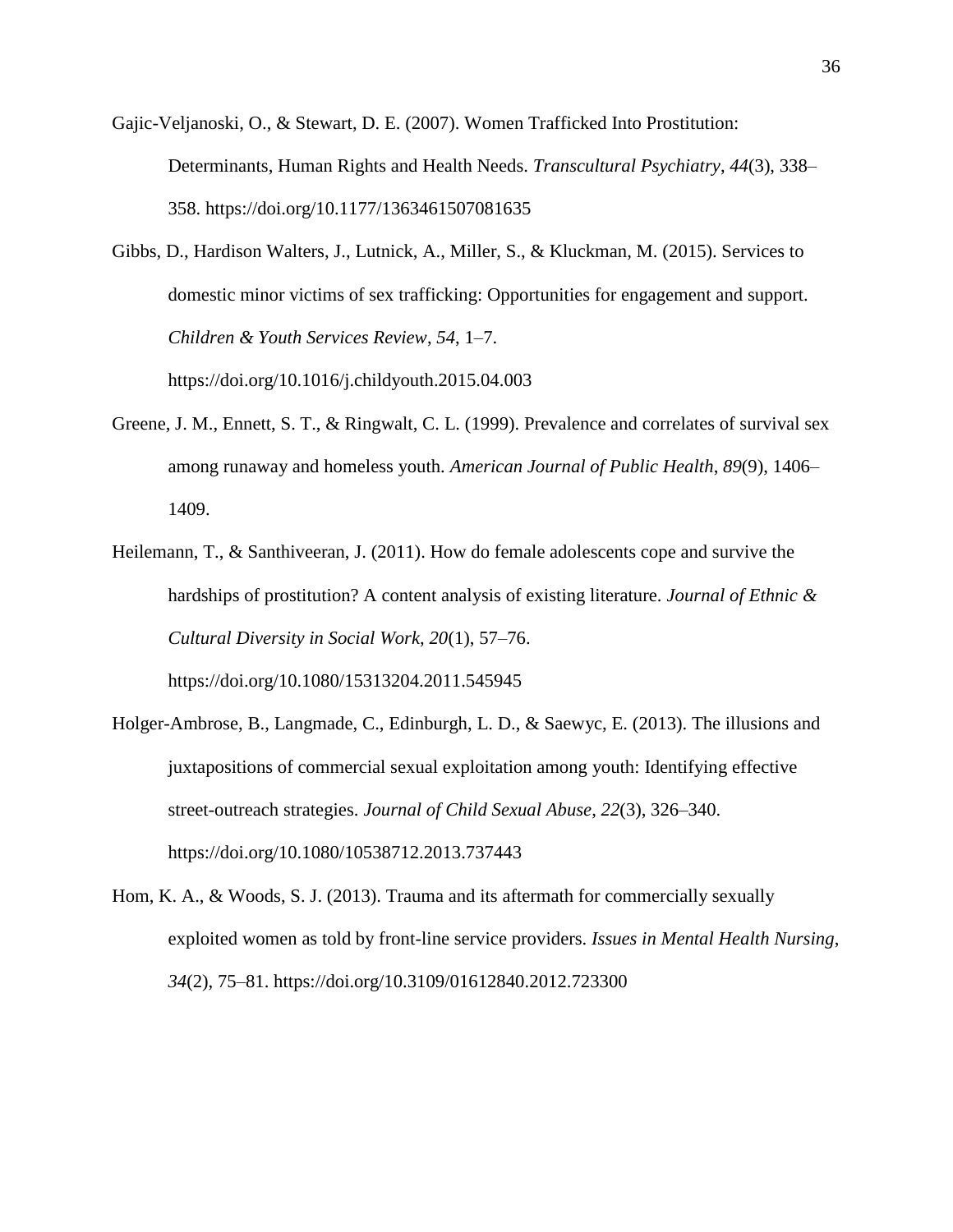Gajic-Veljanoski, O., & Stewart, D. E. (2007). Women Trafficked Into Prostitution: Determinants, Human Rights and Health Needs. *Transcultural Psychiatry*, *44*(3), 338–358. https://doi.org/10.1177/1363461507081635

Gibbs, D., Hardison Walters, J., Lutnick, A., Miller, S., & Kluckman, M. (2015). Services to domestic minor victims of sex trafficking: Opportunities for engagement and support. *Children & Youth Services Review*, *54*, 1–7. https://doi.org/10.1016/j.childyouth.2015.04.003

Greene, J. M., Ennett, S. T., & Ringwalt, C. L. (1999). Prevalence and correlates of survival sex among runaway and homeless youth. *American Journal of Public Health*, *89*(9), 1406–1409.

Heilemann, T., & Santhiveeran, J. (2011). How do female adolescents cope and survive the hardships of prostitution? A content analysis of existing literature. *Journal of Ethnic & Cultural Diversity in Social Work*, *20*(1), 57–76. https://doi.org/10.1080/15313204.2011.545945

Holger-Ambrose, B., Langmade, C., Edinburgh, L. D., & Saewyc, E. (2013). The illusions and juxtapositions of commercial sexual exploitation among youth: Identifying effective street-outreach strategies. *Journal of Child Sexual Abuse*, *22*(3), 326–340. https://doi.org/10.1080/10538712.2013.737443

Hom, K. A., & Woods, S. J. (2013). Trauma and its aftermath for commercially sexually exploited women as told by front-line service providers. *Issues in Mental Health Nursing*, *34*(2), 75–81. https://doi.org/10.3109/01612840.2012.723300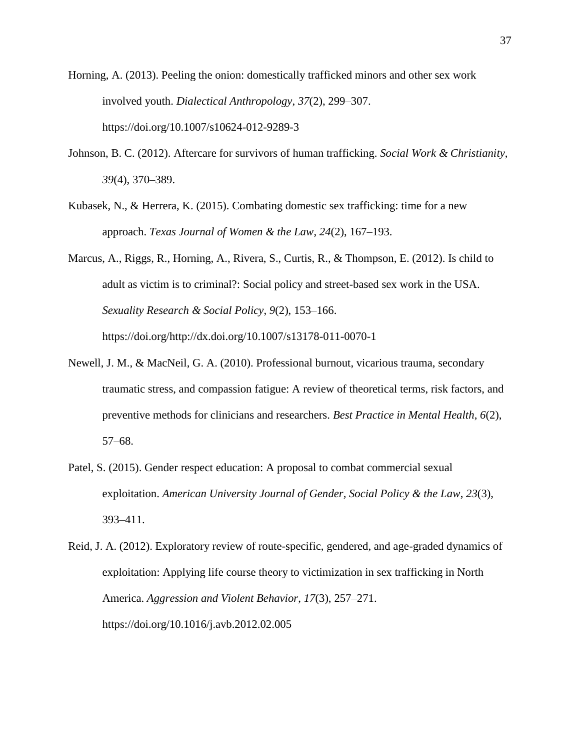Horning, A. (2013). Peeling the onion: domestically trafficked minors and other sex work involved youth. *Dialectical Anthropology*, *37*(2), 299–307. https://doi.org/10.1007/s10624-012-9289-3

Johnson, B. C. (2012). Aftercare for survivors of human trafficking. *Social Work & Christianity*, *39*(4), 370–389.

Kubasek, N., & Herrera, K. (2015). Combating domestic sex trafficking: time for a new approach. *Texas Journal of Women & the Law*, *24*(2), 167–193.

Marcus, A., Riggs, R., Horning, A., Rivera, S., Curtis, R., & Thompson, E. (2012). Is child to adult as victim is to criminal?: Social policy and street-based sex work in the USA. *Sexuality Research & Social Policy*, *9*(2), 153–166. https://doi.org/http://dx.doi.org/10.1007/s13178-011-0070-1

Newell, J. M., & MacNeil, G. A. (2010). Professional burnout, vicarious trauma, secondary traumatic stress, and compassion fatigue: A review of theoretical terms, risk factors, and preventive methods for clinicians and researchers. *Best Practice in Mental Health*, *6*(2), 57–68.

Patel, S. (2015). Gender respect education: A proposal to combat commercial sexual exploitation. *American University Journal of Gender, Social Policy & the Law*, *23*(3), 393–411.

Reid, J. A. (2012). Exploratory review of route-specific, gendered, and age-graded dynamics of exploitation: Applying life course theory to victimization in sex trafficking in North America. *Aggression and Violent Behavior*, *17*(3), 257–271. https://doi.org/10.1016/j.avb.2012.02.005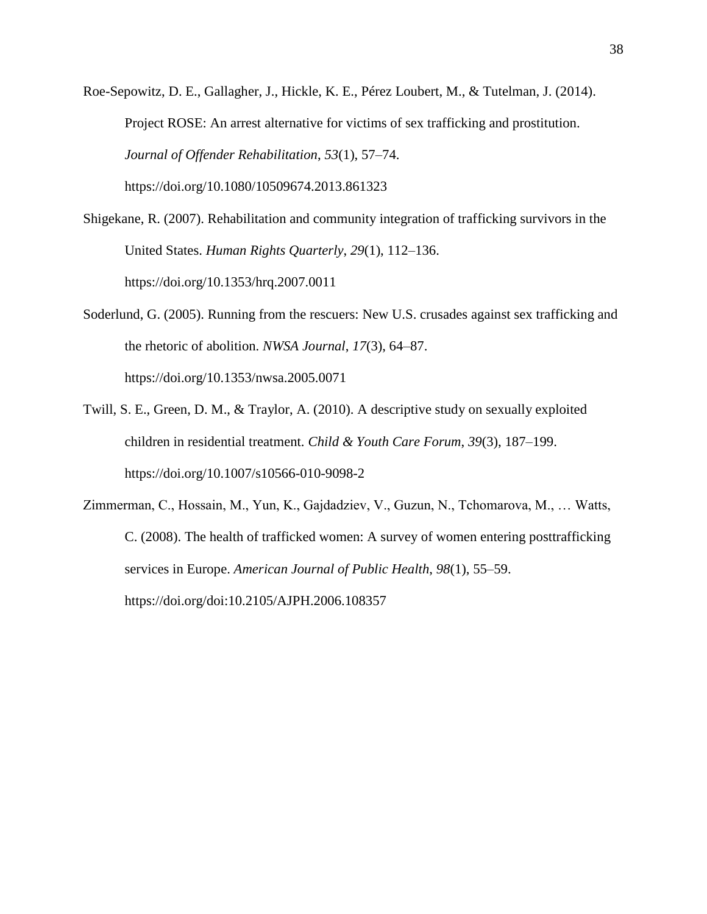Roe-Sepowitz, D. E., Gallagher, J., Hickle, K. E., Pérez Loubert, M., & Tutelman, J. (2014). Project ROSE: An arrest alternative for victims of sex trafficking and prostitution. *Journal of Offender Rehabilitation*, *53*(1), 57–74. https://doi.org/10.1080/10509674.2013.861323

Shigekane, R. (2007). Rehabilitation and community integration of trafficking survivors in the United States. *Human Rights Quarterly*, *29*(1), 112–136. https://doi.org/10.1353/hrq.2007.0011

Soderlund, G. (2005). Running from the rescuers: New U.S. crusades against sex trafficking and the rhetoric of abolition. *NWSA Journal*, *17*(3), 64–87. https://doi.org/10.1353/nwsa.2005.0071

Twill, S. E., Green, D. M., & Traylor, A. (2010). A descriptive study on sexually exploited children in residential treatment. *Child & Youth Care Forum*, *39*(3), 187–199. https://doi.org/10.1007/s10566-010-9098-2

Zimmerman, C., Hossain, M., Yun, K., Gajdadziev, V., Guzun, N., Tchomarova, M., … Watts, C. (2008). The health of trafficked women: A survey of women entering posttrafficking services in Europe. *American Journal of Public Health*, *98*(1), 55–59. https://doi.org/doi:10.2105/AJPH.2006.108357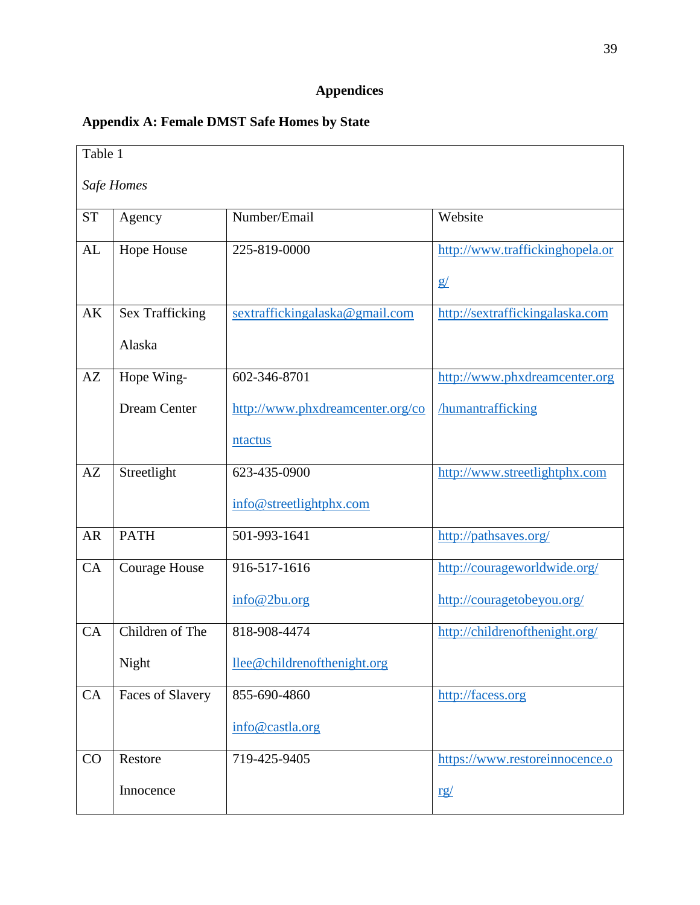# Appendices

## Appendix A: Female DMST Safe Homes by State

Table 1

*Safe Homes*

| ST | Agency | Number/Email | Website |
|---|---|---|---|
| AL | Hope House | 225-819-0000 | http://www.traffickinghopela.org/ |
| AK | Sex Trafficking Alaska | sextraffickingalaska@gmail.com | http://sextraffickingalaska.com |
| AZ | Hope Wing-Dream Center | 602-346-8701 http://www.phxdreamcenter.org/contactus | http://www.phxdreamcenter.org/humantrafficking |
| AZ | Streetlight | 623-435-0900 info@streetlightphx.com | http://www.streetlightphx.com |
| AR | PATH | 501-993-1641 | http://pathsaves.org/ |
| CA | Courage House | 916-517-1616 info@2bu.org | http://courageworldwide.org/ http://couragetobeyou.org/ |
| CA | Children of The Night | 818-908-4474 llee@childrenofthenight.org | http://childrenofthenight.org/ |
| CA | Faces of Slavery | 855-690-4860 info@castla.org | http://facess.org |
| CO | Restore Innocence | 719-425-9405 | https://www.restoreinnocence.org/ |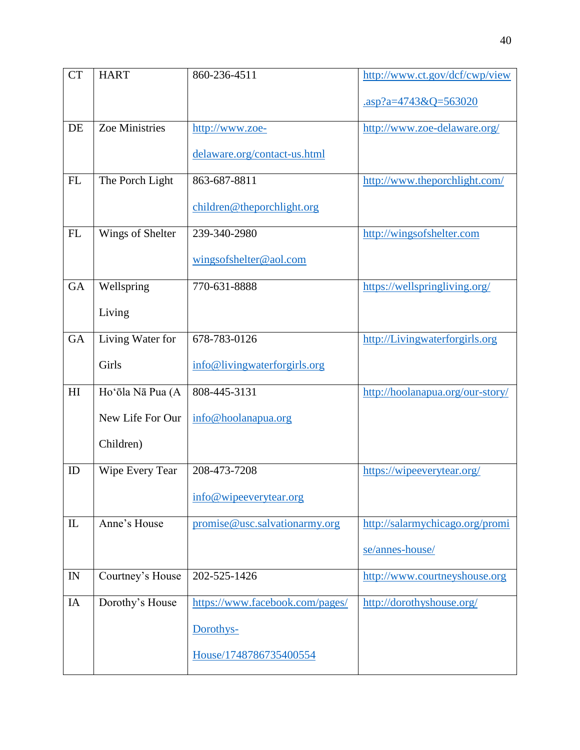| CT | HART | 860-236-4511 | http://www.ct.gov/dcf/cwp/view.asp?a=4743&Q=563020 |
|---|---|---|---|
| DE | Zoe Ministries | http://www.zoe-delaware.org/contact-us.html | http://www.zoe-delaware.org/ |
| FL | The Porch Light | 863-687-8811 children@theporchlight.org | http://www.theporchlight.com/ |
| FL | Wings of Shelter | 239-340-2980 wingsofshelter@aol.com | http://wingsofshelter.com |
| GA | Wellspring Living | 770-631-8888 | https://wellspringliving.org/ |
| GA | Living Water for Girls | 678-783-0126 info@livingwaterforgirls.org | http://Livingwaterforgirls.org |
| HI | Hoʻōla Nā Pua (A New Life For Our Children) | 808-445-3131 info@hoolanapua.org | http://hoolanapua.org/our-story/ |
| ID | Wipe Every Tear | 208-473-7208 info@wipeeverytear.org | https://wipeeverytear.org/ |
| IL | Anne's House | promise@usc.salvationarmy.org | http://salarmychicago.org/promise/annes-house/ |
| IN | Courtney's House | 202-525-1426 | http://www.courtneyshouse.org |
| IA | Dorothy's House | https://www.facebook.com/pages/Dorothys-House/1748786735400554 | http://dorothyshouse.org/ |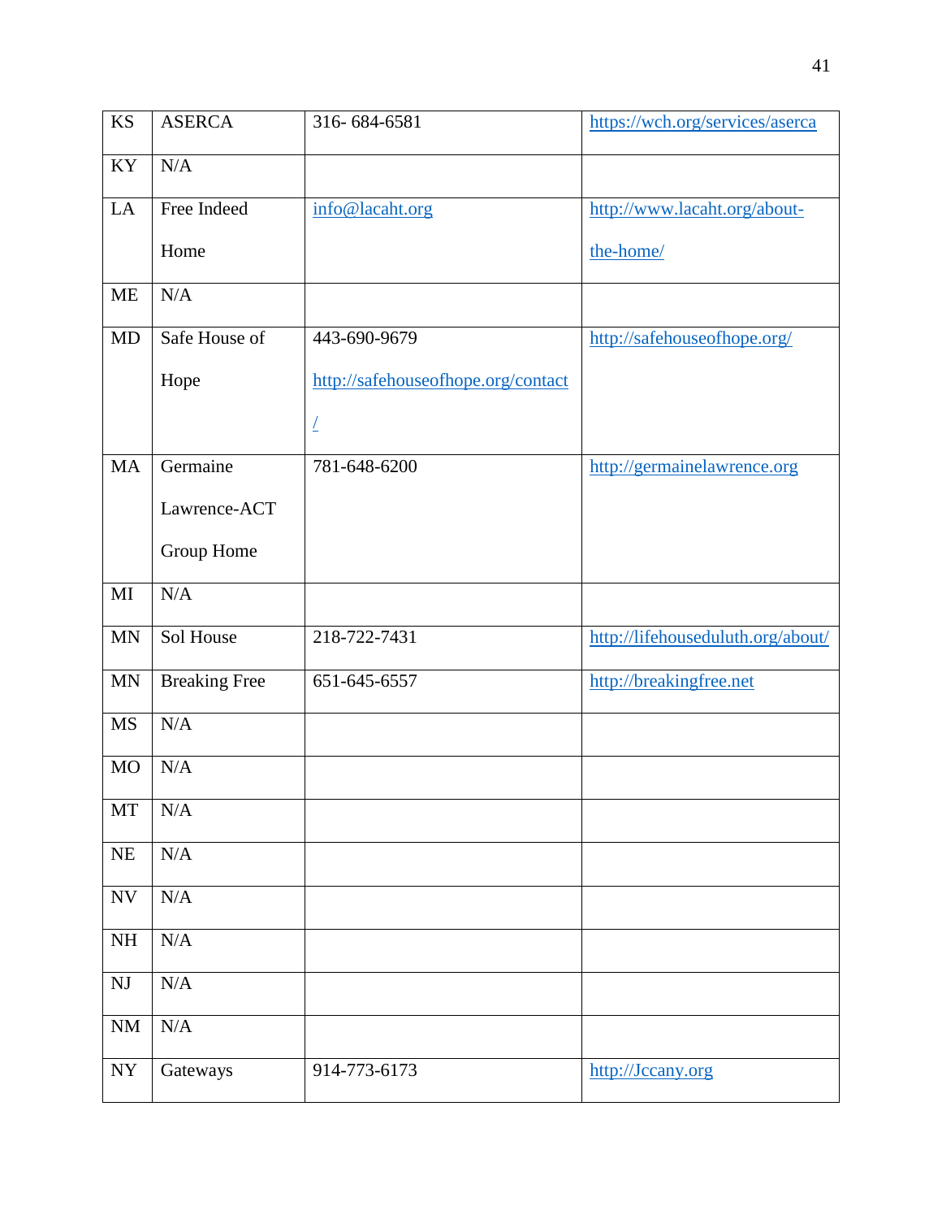| KS | ASERCA | 316- 684-6581 | https://wch.org/services/aserca |
|---|---|---|---|
| KY | N/A | | |
| LA | Free Indeed Home | info@lacaht.org | http://www.lacaht.org/about-the-home/ |
| ME | N/A | | |
| MD | Safe House of Hope | 443-690-9679 http://safehouseofhope.org/contact/ | http://safehouseofhope.org/ |
| MA | Germaine Lawrence-ACT Group Home | 781-648-6200 | http://germainelawrence.org |
| MI | N/A | | |
| MN | Sol House | 218-722-7431 | http://lifehouseduluth.org/about/ |
| MN | Breaking Free | 651-645-6557 | http://breakingfree.net |
| MS | N/A | | |
| MO | N/A | | |
| MT | N/A | | |
| NE | N/A | | |
| NV | N/A | | |
| NH | N/A | | |
| NJ | N/A | | |
| NM | N/A | | |
| NY | Gateways | 914-773-6173 | http://Jccany.org |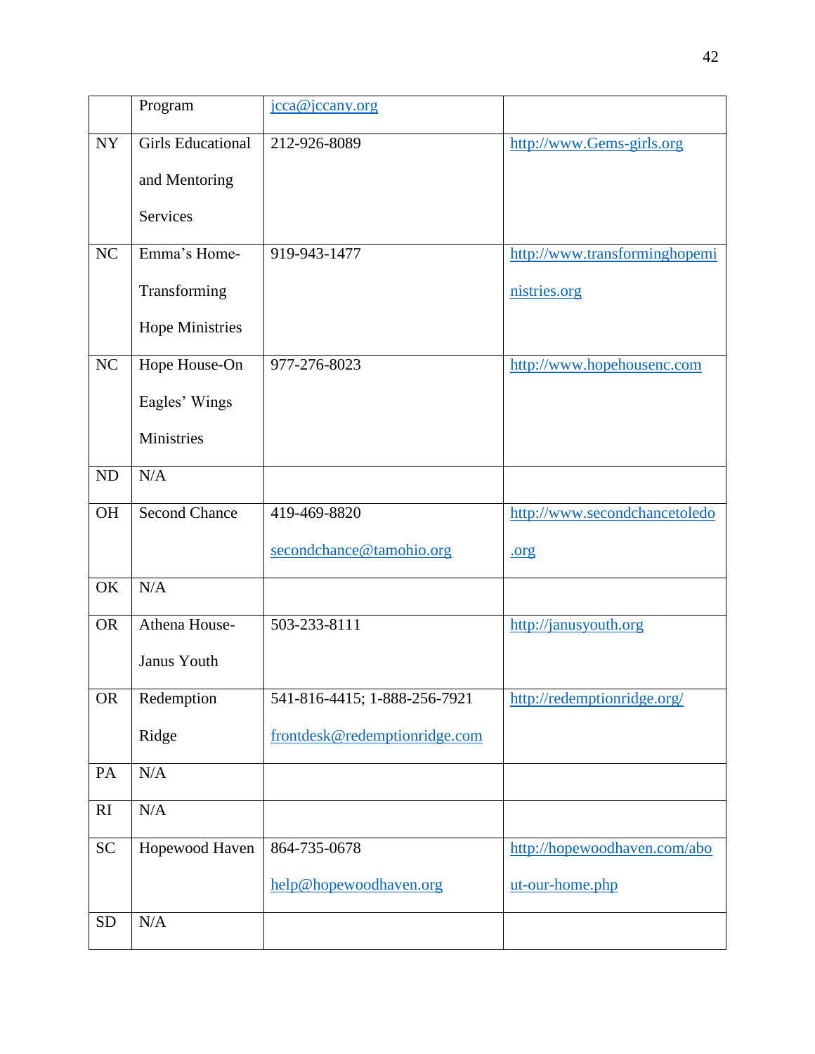| | | | |
|---|---|---|---|
| | Program | jcca@jccany.org | |
| NY | Girls Educational and Mentoring Services | 212-926-8089 | http://www.Gems-girls.org |
| NC | Emma's Home-Transforming Hope Ministries | 919-943-1477 | http://www.transforminghopeministries.org |
| NC | Hope House-On Eagles' Wings Ministries | 977-276-8023 | http://www.hopehousenc.com |
| ND | N/A | | |
| OH | Second Chance | 419-469-8820 secondchance@tamohio.org | http://www.secondchancetoledo.org |
| OK | N/A | | |
| OR | Athena House-Janus Youth | 503-233-8111 | http://janusyouth.org |
| OR | Redemption Ridge | 541-816-4415; 1-888-256-7921 frontdesk@redemptionridge.com | http://redemptionridge.org/ |
| PA | N/A | | |
| RI | N/A | | |
| SC | Hopewood Haven | 864-735-0678 help@hopewoodhaven.org | http://hopewoodhaven.com/about-our-home.php |
| SD | N/A | | |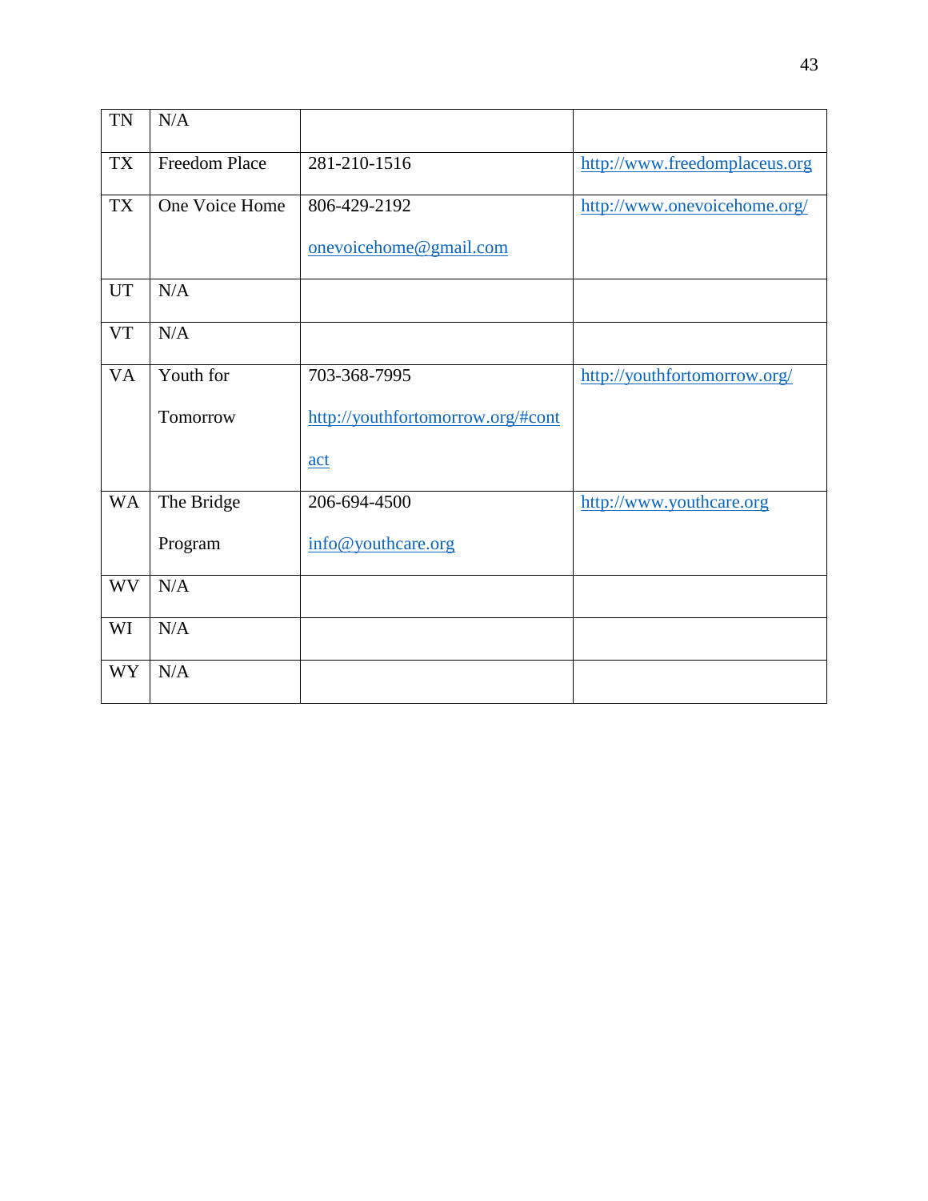| TN | N/A | | |
|---|---|---|---|
| TX | Freedom Place | 281-210-1516 | http://www.freedomplaceus.org |
| TX | One Voice Home | 806-429-2192<br><br>onevoicehome@gmail.com | http://www.onevoicehome.org/ |
| UT | N/A | | |
| VT | N/A | | |
| VA | Youth for Tomorrow | 703-368-7995<br><br>http://youthfortomorrow.org/#contact | http://youthfortomorrow.org/ |
| WA | The Bridge Program | 206-694-4500<br><br>info@youthcare.org | http://www.youthcare.org |
| WV | N/A | | |
| WI | N/A | | |
| WY | N/A | | |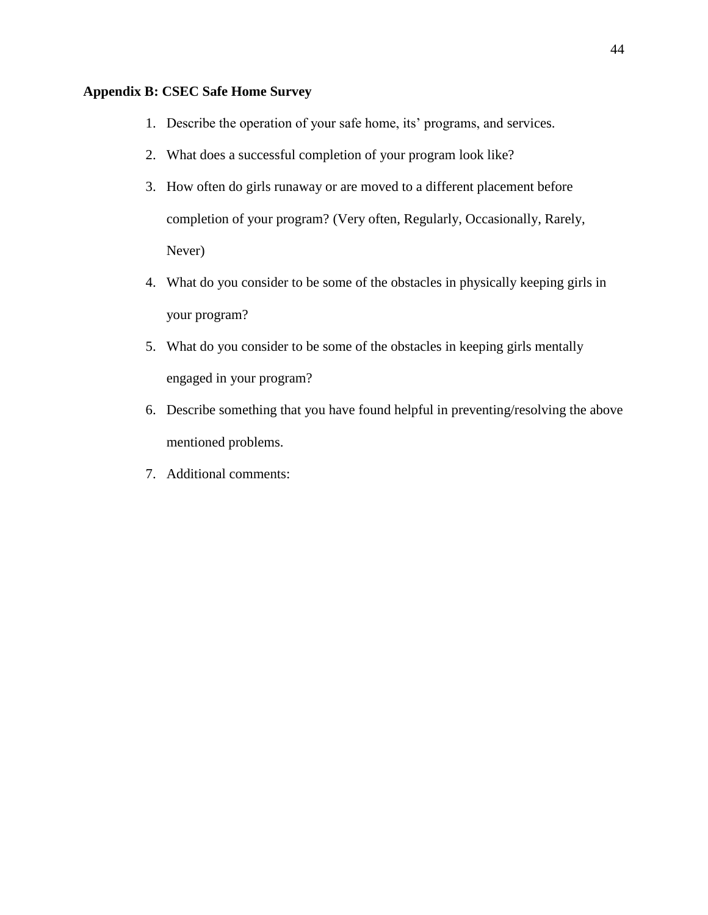## Appendix B: CSEC Safe Home Survey

1. Describe the operation of your safe home, its' programs, and services.
2. What does a successful completion of your program look like?
3. How often do girls runaway or are moved to a different placement before completion of your program? (Very often, Regularly, Occasionally, Rarely, Never)
4. What do you consider to be some of the obstacles in physically keeping girls in your program?
5. What do you consider to be some of the obstacles in keeping girls mentally engaged in your program?
6. Describe something that you have found helpful in preventing/resolving the above mentioned problems.
7. Additional comments: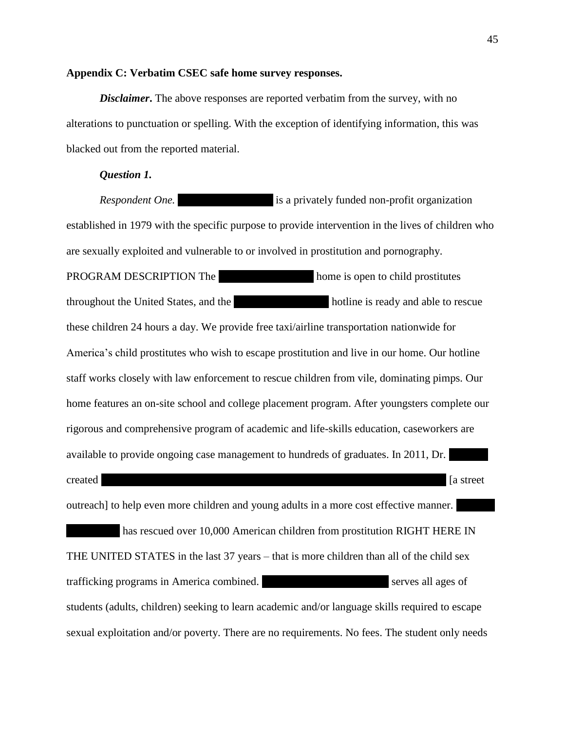**Appendix C: Verbatim CSEC safe home survey responses.**

***Disclaimer*.** The above responses are reported verbatim from the survey, with no alterations to punctuation or spelling. With the exception of identifying information, this was blacked out from the reported material.

***Question 1.***

*Respondent One.* ██████████ is a privately funded non-profit organization established in 1979 with the specific purpose to provide intervention in the lives of children who are sexually exploited and vulnerable to or involved in prostitution and pornography. PROGRAM DESCRIPTION The ██████████ home is open to child prostitutes throughout the United States, and the ██████████ hotline is ready and able to rescue these children 24 hours a day. We provide free taxi/airline transportation nationwide for America's child prostitutes who wish to escape prostitution and live in our home. Our hotline staff works closely with law enforcement to rescue children from vile, dominating pimps. Our home features an on-site school and college placement program. After youngsters complete our rigorous and comprehensive program of academic and life-skills education, caseworkers are available to provide ongoing case management to hundreds of graduates. In 2011, Dr. ████ created ██████████████████████████████ [a street outreach] to help even more children and young adults in a more cost effective manner. ████ ██████ has rescued over 10,000 American children from prostitution RIGHT HERE IN THE UNITED STATES in the last 37 years – that is more children than all of the child sex trafficking programs in America combined. ██████████████ serves all ages of students (adults, children) seeking to learn academic and/or language skills required to escape sexual exploitation and/or poverty. There are no requirements. No fees. The student only needs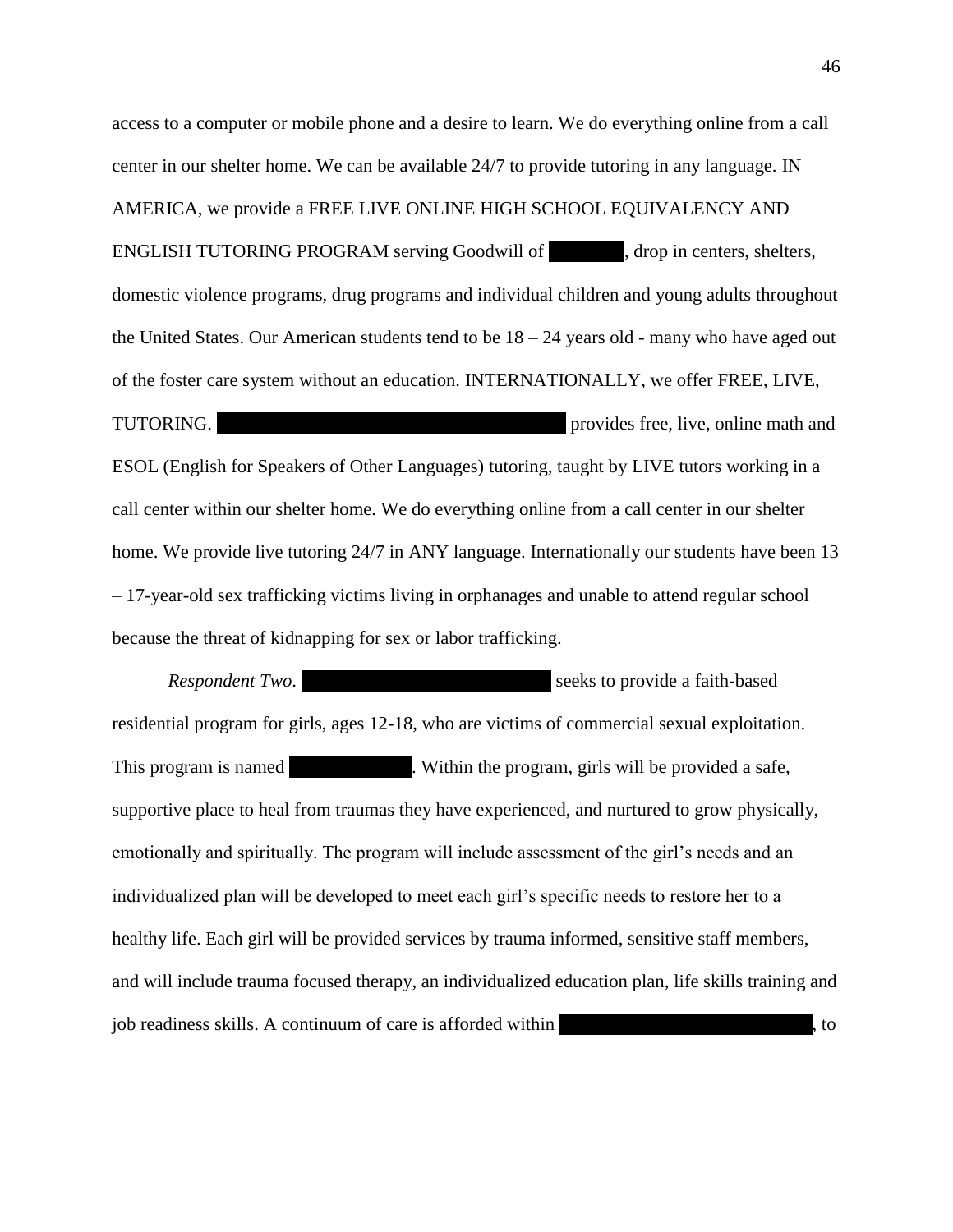access to a computer or mobile phone and a desire to learn. We do everything online from a call center in our shelter home. We can be available 24/7 to provide tutoring in any language. IN AMERICA, we provide a FREE LIVE ONLINE HIGH SCHOOL EQUIVALENCY AND ENGLISH TUTORING PROGRAM serving Goodwill of [REDACTED], drop in centers, shelters, domestic violence programs, drug programs and individual children and young adults throughout the United States. Our American students tend to be 18 – 24 years old - many who have aged out of the foster care system without an education. INTERNATIONALLY, we offer FREE, LIVE, TUTORING. [REDACTED] provides free, live, online math and ESOL (English for Speakers of Other Languages) tutoring, taught by LIVE tutors working in a call center within our shelter home. We do everything online from a call center in our shelter home. We provide live tutoring 24/7 in ANY language. Internationally our students have been 13 – 17-year-old sex trafficking victims living in orphanages and unable to attend regular school because the threat of kidnapping for sex or labor trafficking.

*Respondent Two*. [REDACTED] seeks to provide a faith-based residential program for girls, ages 12-18, who are victims of commercial sexual exploitation. This program is named [REDACTED]. Within the program, girls will be provided a safe, supportive place to heal from traumas they have experienced, and nurtured to grow physically, emotionally and spiritually. The program will include assessment of the girl's needs and an individualized plan will be developed to meet each girl's specific needs to restore her to a healthy life. Each girl will be provided services by trauma informed, sensitive staff members, and will include trauma focused therapy, an individualized education plan, life skills training and job readiness skills. A continuum of care is afforded within [REDACTED], to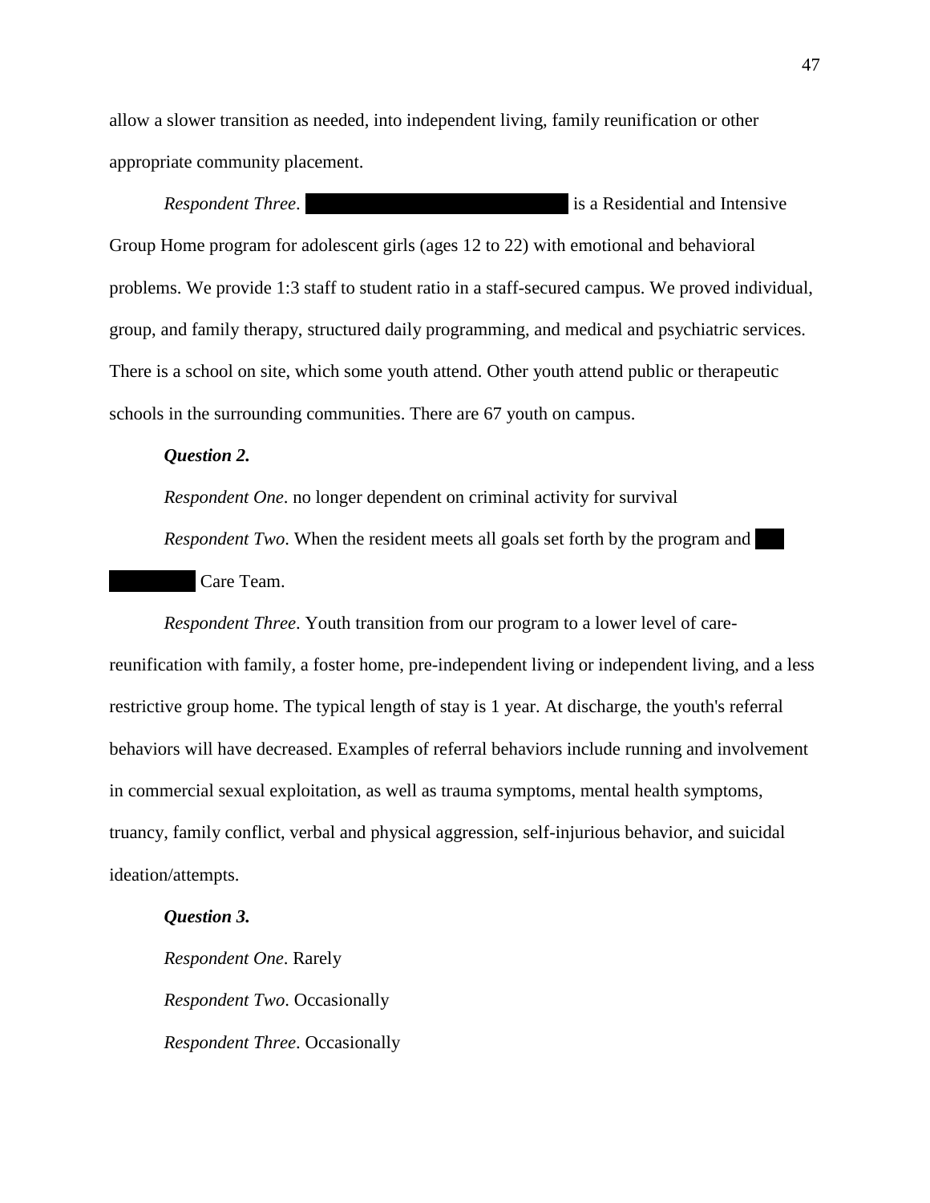allow a slower transition as needed, into independent living, family reunification or other appropriate community placement.

*Respondent Three*. ████████████████████ is a Residential and Intensive Group Home program for adolescent girls (ages 12 to 22) with emotional and behavioral problems. We provide 1:3 staff to student ratio in a staff-secured campus. We proved individual, group, and family therapy, structured daily programming, and medical and psychiatric services. There is a school on site, which some youth attend. Other youth attend public or therapeutic schools in the surrounding communities. There are 67 youth on campus.

***Question 2.***

*Respondent One*. no longer dependent on criminal activity for survival

*Respondent Two*. When the resident meets all goals set forth by the program and ██ ███████ Care Team.

*Respondent Three*. Youth transition from our program to a lower level of care-reunification with family, a foster home, pre-independent living or independent living, and a less restrictive group home. The typical length of stay is 1 year. At discharge, the youth's referral behaviors will have decreased. Examples of referral behaviors include running and involvement in commercial sexual exploitation, as well as trauma symptoms, mental health symptoms, truancy, family conflict, verbal and physical aggression, self-injurious behavior, and suicidal ideation/attempts.

***Question 3.***

*Respondent One*. Rarely

*Respondent Two*. Occasionally

*Respondent Three*. Occasionally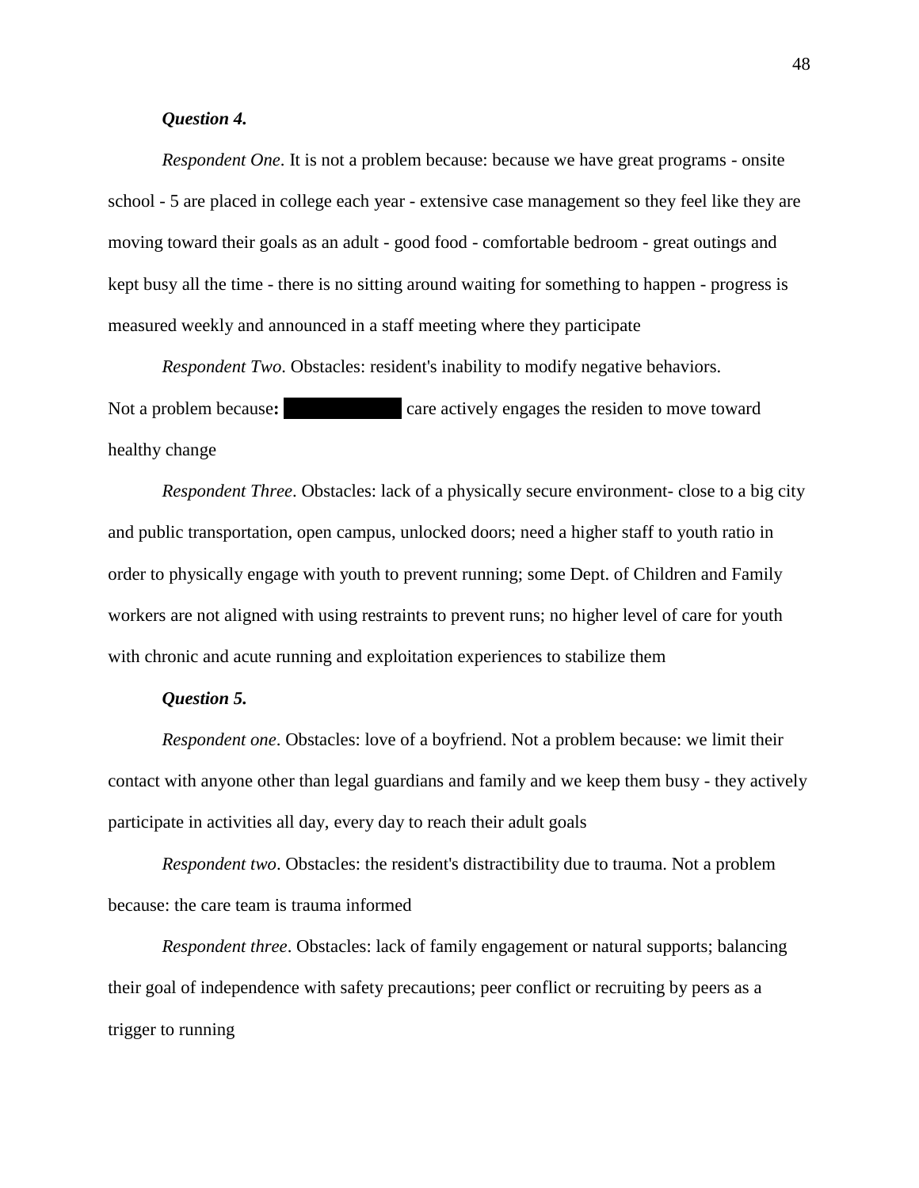***Question 4.***

*Respondent One*. It is not a problem because: because we have great programs - onsite school - 5 are placed in college each year - extensive case management so they feel like they are moving toward their goals as an adult - good food - comfortable bedroom - great outings and kept busy all the time - there is no sitting around waiting for something to happen - progress is measured weekly and announced in a staff meeting where they participate

*Respondent Two*. Obstacles: resident's inability to modify negative behaviors. Not a problem because**:** ██████████ care actively engages the residen to move toward healthy change

*Respondent Three*. Obstacles: lack of a physically secure environment- close to a big city and public transportation, open campus, unlocked doors; need a higher staff to youth ratio in order to physically engage with youth to prevent running; some Dept. of Children and Family workers are not aligned with using restraints to prevent runs; no higher level of care for youth with chronic and acute running and exploitation experiences to stabilize them

***Question 5.***

*Respondent one*. Obstacles: love of a boyfriend. Not a problem because: we limit their contact with anyone other than legal guardians and family and we keep them busy - they actively participate in activities all day, every day to reach their adult goals

*Respondent two*. Obstacles: the resident's distractibility due to trauma. Not a problem because: the care team is trauma informed

*Respondent three*. Obstacles: lack of family engagement or natural supports; balancing their goal of independence with safety precautions; peer conflict or recruiting by peers as a trigger to running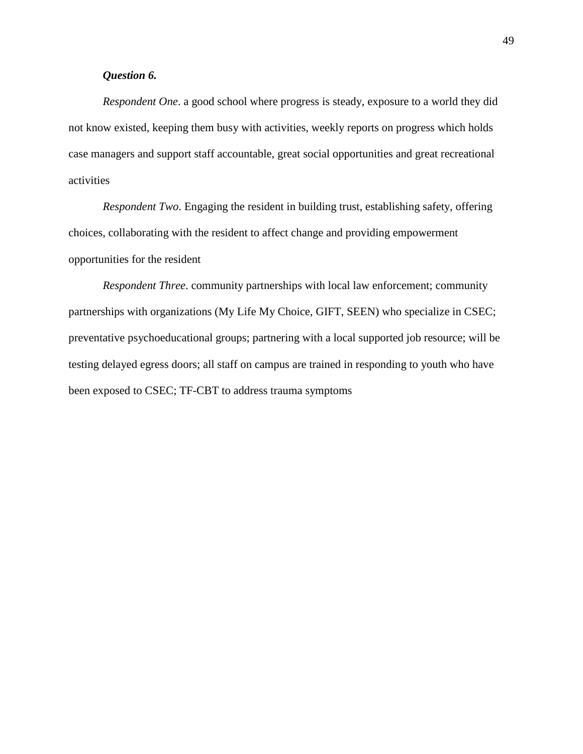***Question 6.***

*Respondent One*. a good school where progress is steady, exposure to a world they did not know existed, keeping them busy with activities, weekly reports on progress which holds case managers and support staff accountable, great social opportunities and great recreational activities

*Respondent Two*. Engaging the resident in building trust, establishing safety, offering choices, collaborating with the resident to affect change and providing empowerment opportunities for the resident

*Respondent Three*. community partnerships with local law enforcement; community partnerships with organizations (My Life My Choice, GIFT, SEEN) who specialize in CSEC; preventative psychoeducational groups; partnering with a local supported job resource; will be testing delayed egress doors; all staff on campus are trained in responding to youth who have been exposed to CSEC; TF-CBT to address trauma symptoms